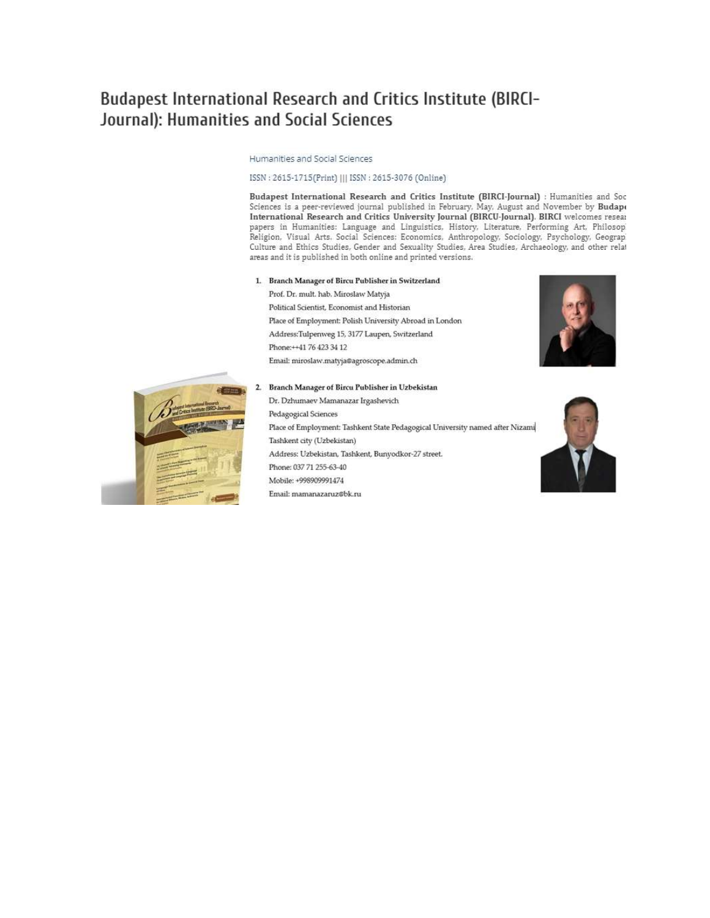# Budapest International Research and Critics Institute (BIRCI-Journal): Humanities and Social Sciences

Humanities and Social Sciences

ISSN : 2615-1715(Print) ||| ISSN : 2615-3076 (Online)

**Budapest International Research and Critics Institute (BIRCI-Journal)** : Humanities and Soc Sciences is a peer-reviewed journal published in February, May, August and November by **Budape International Research and Critics University Journal (BIRCU-Journal)**. **BIRCI** welcomes resea papers in Humanities: Language and Linguistics, History, Literature, Performing Art, Philosop Religion, Visual Arts. Social Sciences: Economics, Anthropology, Sociology, Psychology, Geograp Culture and Ethics Studies, Gender and Sexuality Studies, Area Studies, Archaeology, and other relat areas and it is published in both online and printed versions.

1. **Branch Manager of Bircu Publisher in Switzerland**
   Prof. Dr. mult. hab. Miroslaw Matyja
   Political Scientist, Economist and Historian
   Place of Employment: Polish University Abroad in London
   Address:Tulpenweg 15, 3177 Laupen, Switzerland
   Phone:++41 76 423 34 12
   Email: miroslaw.matyja@agroscope.admin.ch

2. **Branch Manager of Bircu Publisher in Uzbekistan**
   Dr. Dzhumaev Mamanazar Irgashevich
   Pedagogical Sciences
   Place of Employment: Tashkent State Pedagogical University named after Nizami
   Tashkent city (Uzbekistan)
   Address: Uzbekistan, Tashkent, Bunyodkor-27 street.
   Phone: 037 71 255-63-40
   Mobile: +998909991474
   Email: mamanazaruz@bk.ru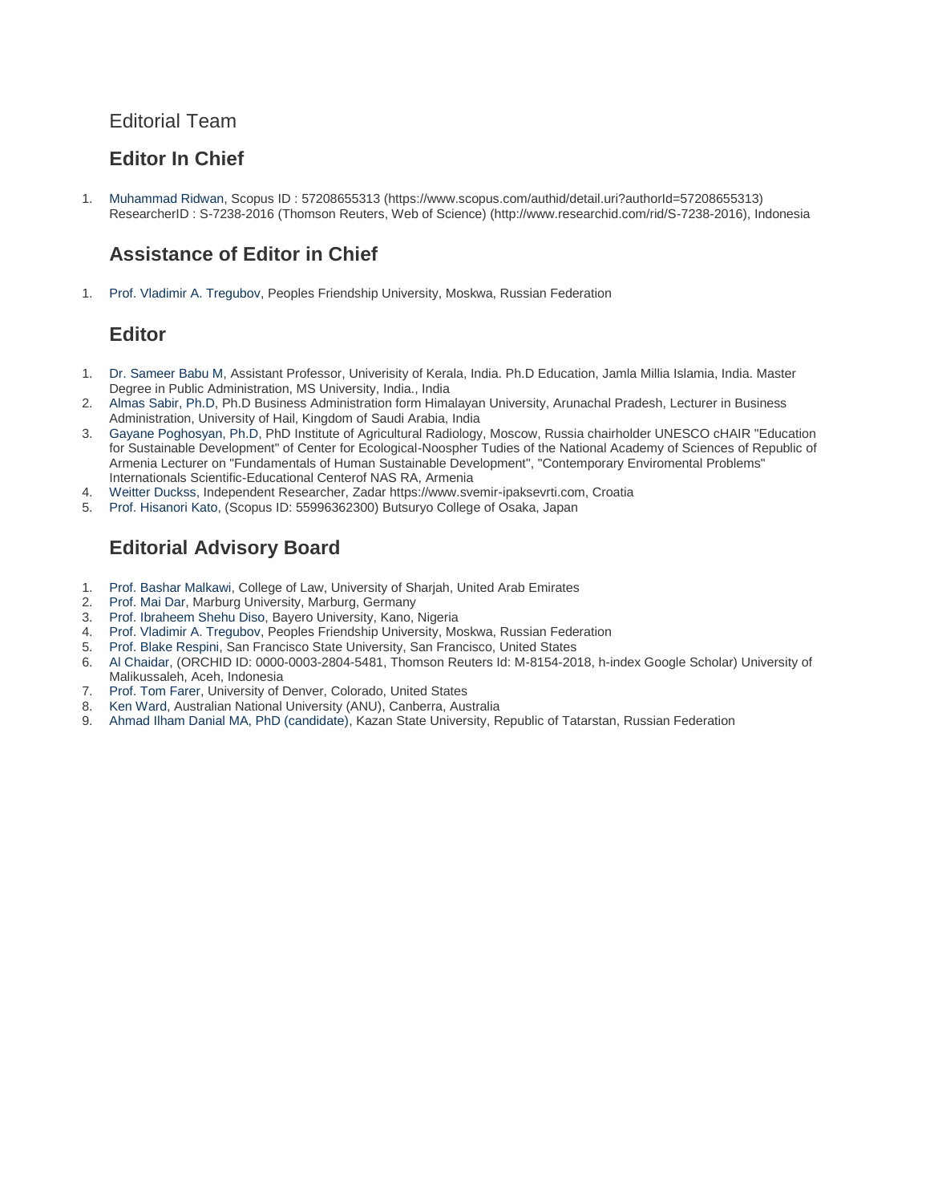# Editorial Team

## Editor In Chief

1. Muhammad Ridwan, Scopus ID : 57208655313 (https://www.scopus.com/authid/detail.uri?authorId=57208655313) ResearcherID : S-7238-2016 (Thomson Reuters, Web of Science) (http://www.researchid.com/rid/S-7238-2016), Indonesia

## Assistance of Editor in Chief

1. Prof. Vladimir A. Tregubov, Peoples Friendship University, Moskwa, Russian Federation

## Editor

1. Dr. Sameer Babu M, Assistant Professor, Univerisity of Kerala, India. Ph.D Education, Jamla Millia Islamia, India. Master Degree in Public Administration, MS University, India., India
2. Almas Sabir, Ph.D, Ph.D Business Administration form Himalayan University, Arunachal Pradesh, Lecturer in Business Administration, University of Hail, Kingdom of Saudi Arabia, India
3. Gayane Poghosyan, Ph.D, PhD Institute of Agricultural Radiology, Moscow, Russia chairholder UNESCO cHAIR "Education for Sustainable Development" of Center for Ecological-Noospher Tudies of the National Academy of Sciences of Republic of Armenia Lecturer on "Fundamentals of Human Sustainable Development", "Contemporary Enviromental Problems" Internationals Scientific-Educational Centerof NAS RA, Armenia
4. Weitter Duckss, Independent Researcher, Zadar https://www.svemir-ipaksevrti.com, Croatia
5. Prof. Hisanori Kato, (Scopus ID: 55996362300) Butsuryo College of Osaka, Japan

## Editorial Advisory Board

1. Prof. Bashar Malkawi, College of Law, University of Sharjah, United Arab Emirates
2. Prof. Mai Dar, Marburg University, Marburg, Germany
3. Prof. Ibraheem Shehu Diso, Bayero University, Kano, Nigeria
4. Prof. Vladimir A. Tregubov, Peoples Friendship University, Moskwa, Russian Federation
5. Prof. Blake Respini, San Francisco State University, San Francisco, United States
6. Al Chaidar, (ORCHID ID: 0000-0003-2804-5481, Thomson Reuters Id: M-8154-2018, h-index Google Scholar) University of Malikussaleh, Aceh, Indonesia
7. Prof. Tom Farer, University of Denver, Colorado, United States
8. Ken Ward, Australian National University (ANU), Canberra, Australia
9. Ahmad Ilham Danial MA, PhD (candidate), Kazan State University, Republic of Tatarstan, Russian Federation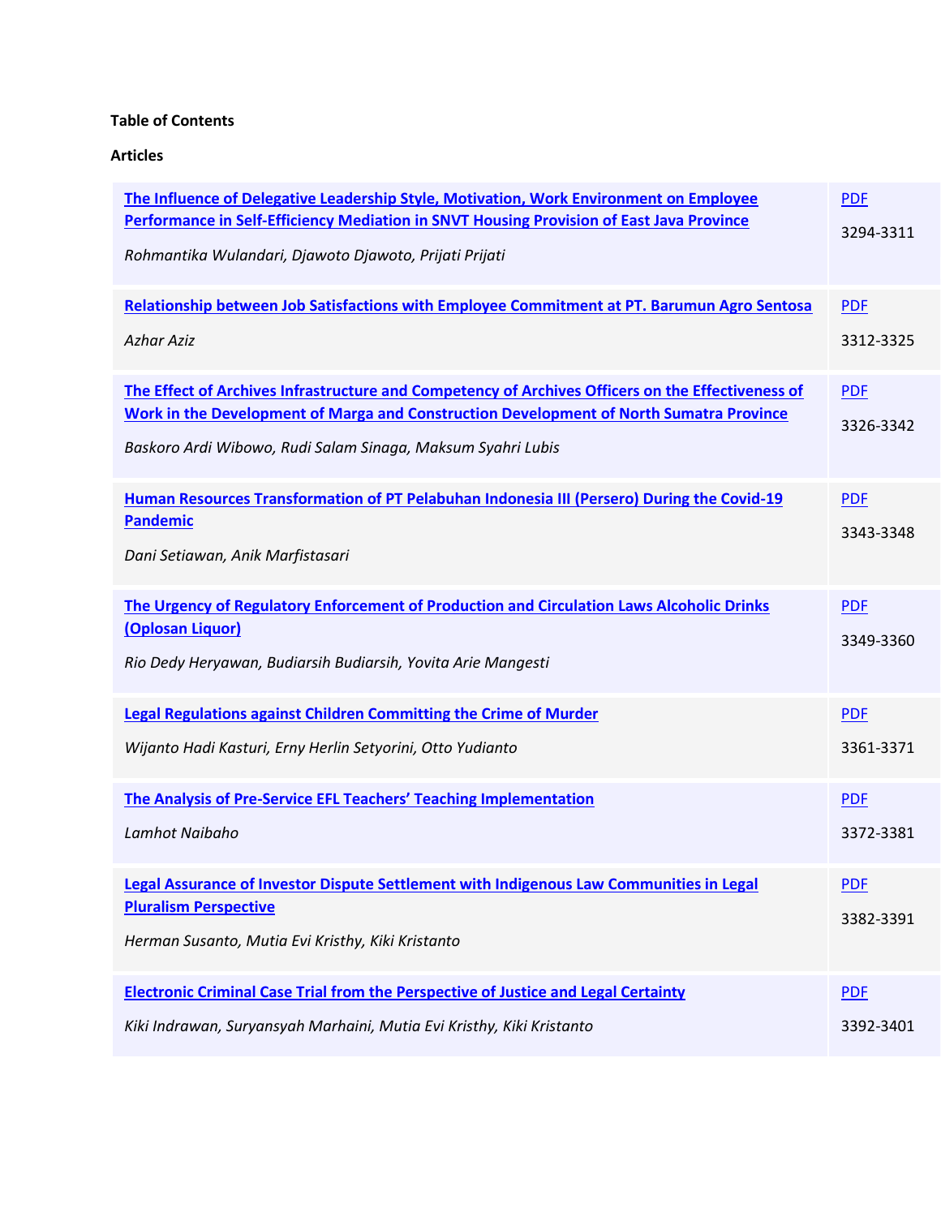**Table of Contents**

**Articles**

| Article | PDF |
| --- | --- |
| **The Influence of Delegative Leadership Style, Motivation, Work Environment on Employee Performance in Self-Efficiency Mediation in SNVT Housing Provision of East Java Province** *Rohmantika Wulandari, Djawoto Djawoto, Prijati Prijati* | PDF 3294-3311 |
| **Relationship between Job Satisfactions with Employee Commitment at PT. Barumun Agro Sentosa** *Azhar Aziz* | PDF 3312-3325 |
| **The Effect of Archives Infrastructure and Competency of Archives Officers on the Effectiveness of Work in the Development of Marga and Construction Development of North Sumatra Province** *Baskoro Ardi Wibowo, Rudi Salam Sinaga, Maksum Syahri Lubis* | PDF 3326-3342 |
| **Human Resources Transformation of PT Pelabuhan Indonesia III (Persero) During the Covid-19 Pandemic** *Dani Setiawan, Anik Marfistasari* | PDF 3343-3348 |
| **The Urgency of Regulatory Enforcement of Production and Circulation Laws Alcoholic Drinks (Oplosan Liquor)** *Rio Dedy Heryawan, Budiarsih Budiarsih, Yovita Arie Mangesti* | PDF 3349-3360 |
| **Legal Regulations against Children Committing the Crime of Murder** *Wijanto Hadi Kasturi, Erny Herlin Setyorini, Otto Yudianto* | PDF 3361-3371 |
| **The Analysis of Pre-Service EFL Teachers' Teaching Implementation** *Lamhot Naibaho* | PDF 3372-3381 |
| **Legal Assurance of Investor Dispute Settlement with Indigenous Law Communities in Legal Pluralism Perspective** *Herman Susanto, Mutia Evi Kristhy, Kiki Kristanto* | PDF 3382-3391 |
| **Electronic Criminal Case Trial from the Perspective of Justice and Legal Certainty** *Kiki Indrawan, Suryansyah Marhaini, Mutia Evi Kristhy, Kiki Kristanto* | PDF 3392-3401 |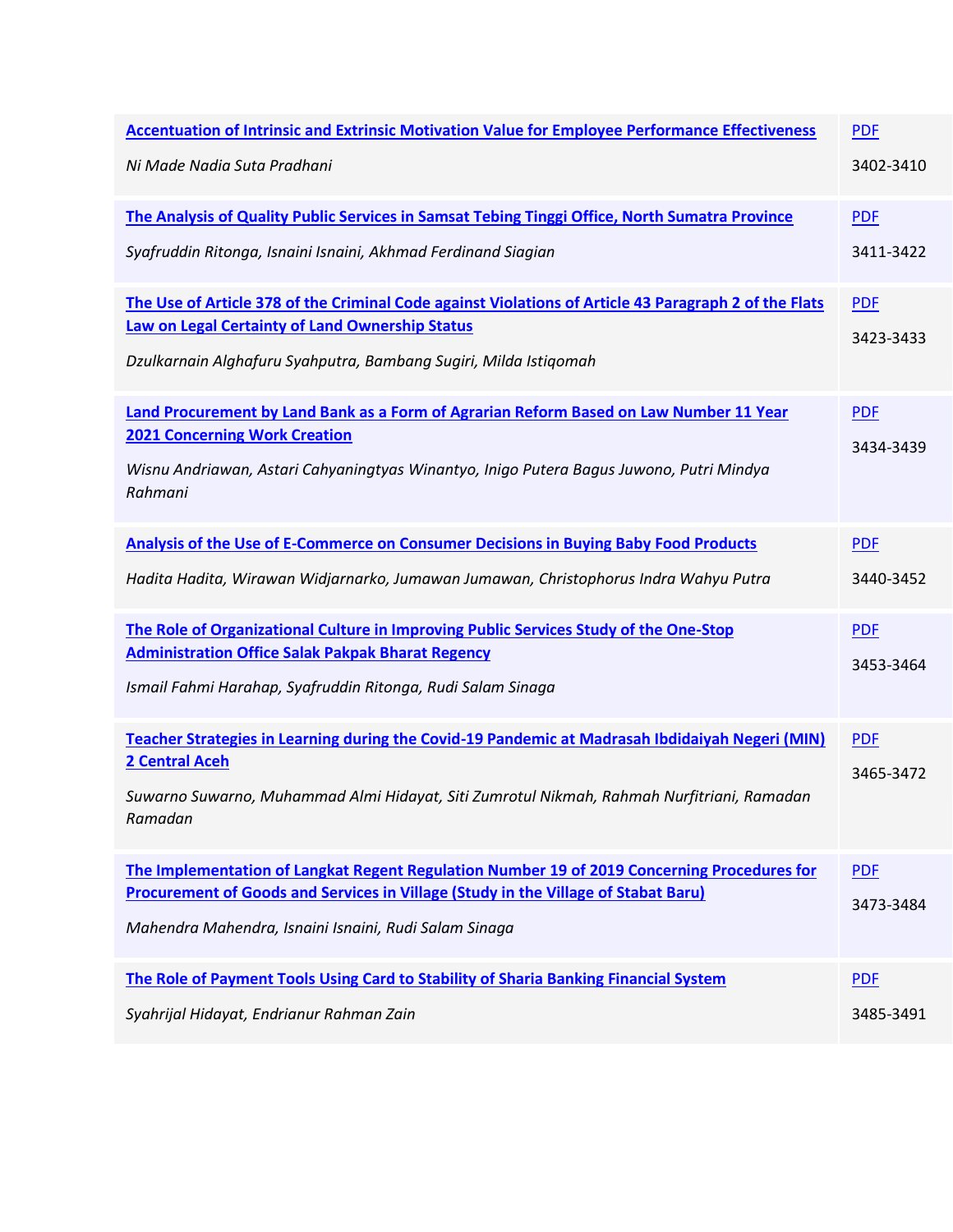| | |
|---|---|
| **Accentuation of Intrinsic and Extrinsic Motivation Value for Employee Performance Effectiveness**<br>*Ni Made Nadia Suta Pradhani* | PDF<br>3402-3410 |
| **The Analysis of Quality Public Services in Samsat Tebing Tinggi Office, North Sumatra Province**<br>*Syafruddin Ritonga, Isnaini Isnaini, Akhmad Ferdinand Siagian* | PDF<br>3411-3422 |
| **The Use of Article 378 of the Criminal Code against Violations of Article 43 Paragraph 2 of the Flats Law on Legal Certainty of Land Ownership Status**<br>*Dzulkarnain Alghafuru Syahputra, Bambang Sugiri, Milda Istiqomah* | PDF<br>3423-3433 |
| **Land Procurement by Land Bank as a Form of Agrarian Reform Based on Law Number 11 Year 2021 Concerning Work Creation**<br>*Wisnu Andriawan, Astari Cahyaningtyas Winantyo, Inigo Putera Bagus Juwono, Putri Mindya Rahmani* | PDF<br>3434-3439 |
| **Analysis of the Use of E-Commerce on Consumer Decisions in Buying Baby Food Products**<br>*Hadita Hadita, Wirawan Widjarnarko, Jumawan Jumawan, Christophorus Indra Wahyu Putra* | PDF<br>3440-3452 |
| **The Role of Organizational Culture in Improving Public Services Study of the One-Stop Administration Office Salak Pakpak Bharat Regency**<br>*Ismail Fahmi Harahap, Syafruddin Ritonga, Rudi Salam Sinaga* | PDF<br>3453-3464 |
| **Teacher Strategies in Learning during the Covid-19 Pandemic at Madrasah Ibdidaiyah Negeri (MIN) 2 Central Aceh**<br>*Suwarno Suwarno, Muhammad Almi Hidayat, Siti Zumrotul Nikmah, Rahmah Nurfitriani, Ramadan Ramadan* | PDF<br>3465-3472 |
| **The Implementation of Langkat Regent Regulation Number 19 of 2019 Concerning Procedures for Procurement of Goods and Services in Village (Study in the Village of Stabat Baru)**<br>*Mahendra Mahendra, Isnaini Isnaini, Rudi Salam Sinaga* | PDF<br>3473-3484 |
| **The Role of Payment Tools Using Card to Stability of Sharia Banking Financial System**<br>*Syahrijal Hidayat, Endrianur Rahman Zain* | PDF<br>3485-3491 |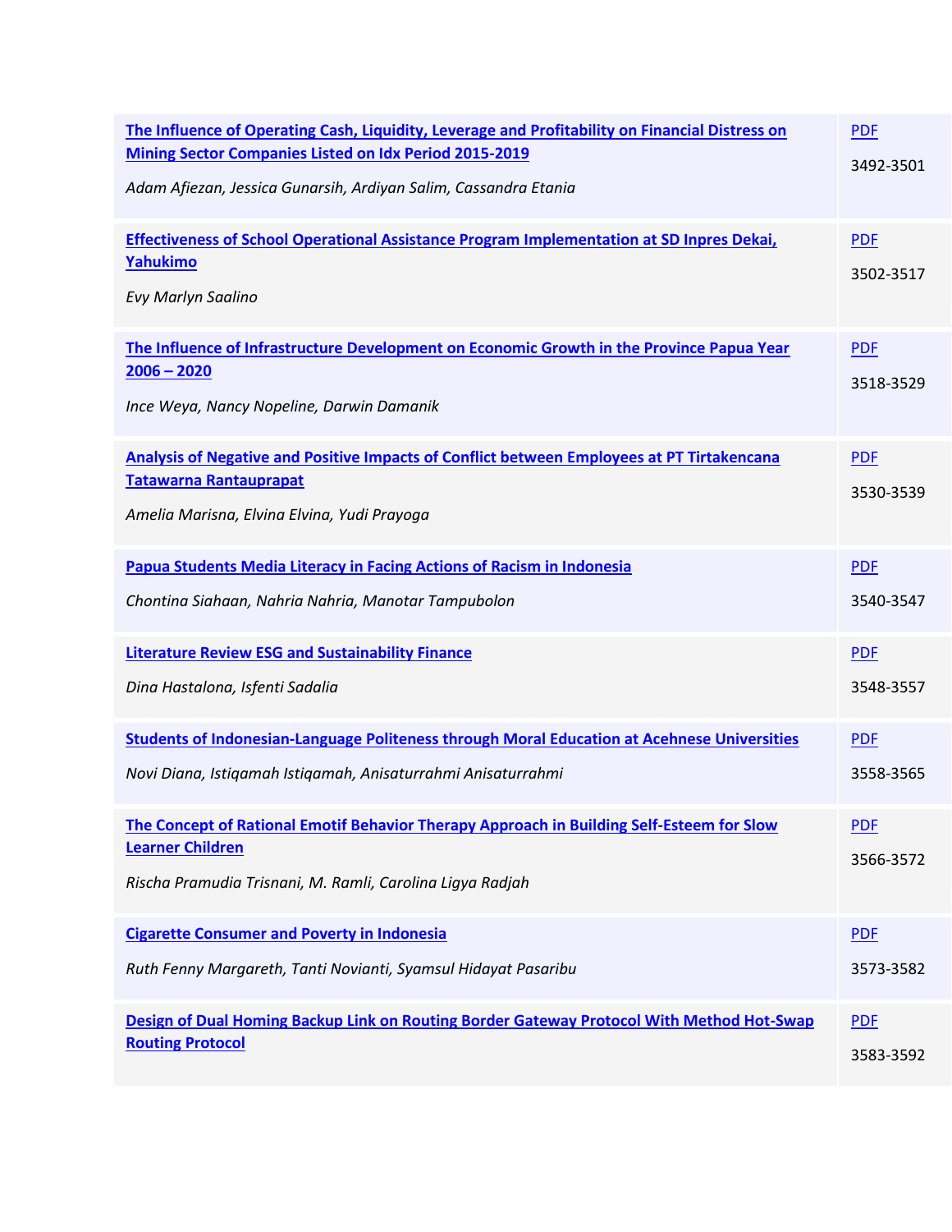| | |
|---|---|
| **The Influence of Operating Cash, Liquidity, Leverage and Profitability on Financial Distress on Mining Sector Companies Listed on Idx Period 2015-2019**<br><br>*Adam Afiezan, Jessica Gunarsih, Ardiyan Salim, Cassandra Etania* | PDF<br><br>3492-3501 |
| **Effectiveness of School Operational Assistance Program Implementation at SD Inpres Dekai, Yahukimo**<br><br>*Evy Marlyn Saalino* | PDF<br><br>3502-3517 |
| **The Influence of Infrastructure Development on Economic Growth in the Province Papua Year 2006 – 2020**<br><br>*Ince Weya, Nancy Nopeline, Darwin Damanik* | PDF<br><br>3518-3529 |
| **Analysis of Negative and Positive Impacts of Conflict between Employees at PT Tirtakencana Tatawarna Rantauprapat**<br><br>*Amelia Marisna, Elvina Elvina, Yudi Prayoga* | PDF<br><br>3530-3539 |
| **Papua Students Media Literacy in Facing Actions of Racism in Indonesia**<br><br>*Chontina Siahaan, Nahria Nahria, Manotar Tampubolon* | PDF<br><br>3540-3547 |
| **Literature Review ESG and Sustainability Finance**<br><br>*Dina Hastalona, Isfenti Sadalia* | PDF<br><br>3548-3557 |
| **Students of Indonesian-Language Politeness through Moral Education at Acehnese Universities**<br><br>*Novi Diana, Istiqamah Istiqamah, Anisaturrahmi Anisaturrahmi* | PDF<br><br>3558-3565 |
| **The Concept of Rational Emotif Behavior Therapy Approach in Building Self-Esteem for Slow Learner Children**<br><br>*Rischa Pramudia Trisnani, M. Ramli, Carolina Ligya Radjah* | PDF<br><br>3566-3572 |
| **Cigarette Consumer and Poverty in Indonesia**<br><br>*Ruth Fenny Margareth, Tanti Novianti, Syamsul Hidayat Pasaribu* | PDF<br><br>3573-3582 |
| **Design of Dual Homing Backup Link on Routing Border Gateway Protocol With Method Hot-Swap Routing Protocol** | PDF<br><br>3583-3592 |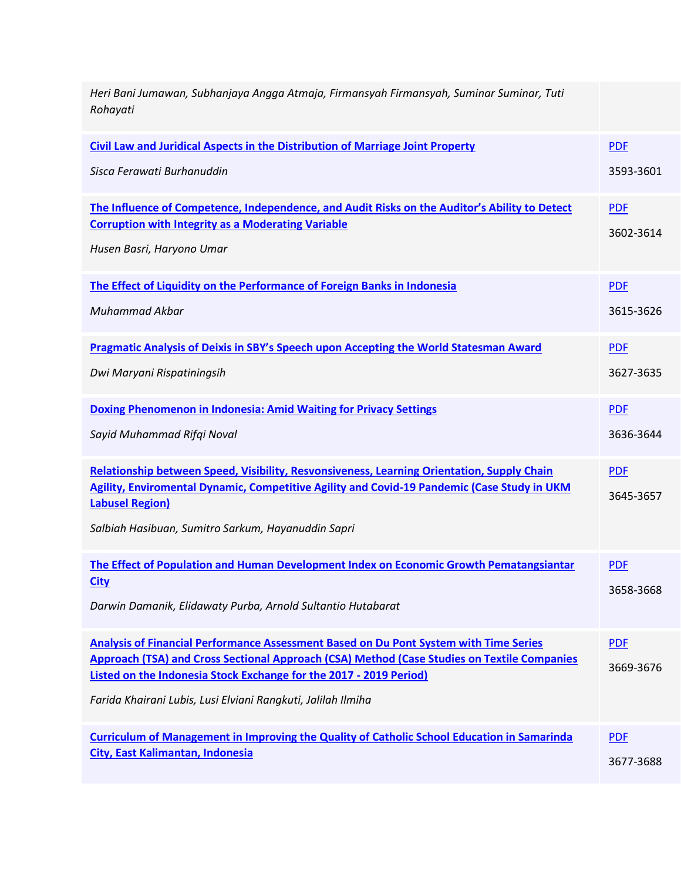| | |
|---|---|
| *Heri Bani Jumawan, Subhanjaya Angga Atmaja, Firmansyah Firmansyah, Suminar Suminar, Tuti Rohayati* | |
| **Civil Law and Juridical Aspects in the Distribution of Marriage Joint Property**<br><br>*Sisca Ferawati Burhanuddin* | PDF<br><br>3593-3601 |
| **The Influence of Competence, Independence, and Audit Risks on the Auditor's Ability to Detect Corruption with Integrity as a Moderating Variable**<br><br>*Husen Basri, Haryono Umar* | PDF<br><br>3602-3614 |
| **The Effect of Liquidity on the Performance of Foreign Banks in Indonesia**<br><br>*Muhammad Akbar* | PDF<br><br>3615-3626 |
| **Pragmatic Analysis of Deixis in SBY's Speech upon Accepting the World Statesman Award**<br><br>*Dwi Maryani Rispatiningsih* | PDF<br><br>3627-3635 |
| **Doxing Phenomenon in Indonesia: Amid Waiting for Privacy Settings**<br><br>*Sayid Muhammad Rifqi Noval* | PDF<br><br>3636-3644 |
| **Relationship between Speed, Visibility, Resvonsiveness, Learning Orientation, Supply Chain Agility, Enviromental Dynamic, Competitive Agility and Covid-19 Pandemic (Case Study in UKM Labusel Region)**<br><br>*Salbiah Hasibuan, Sumitro Sarkum, Hayanuddin Sapri* | PDF<br><br>3645-3657 |
| **The Effect of Population and Human Development Index on Economic Growth Pematangsiantar City**<br><br>*Darwin Damanik, Elidawaty Purba, Arnold Sultantio Hutabarat* | PDF<br><br>3658-3668 |
| **Analysis of Financial Performance Assessment Based on Du Pont System with Time Series Approach (TSA) and Cross Sectional Approach (CSA) Method (Case Studies on Textile Companies Listed on the Indonesia Stock Exchange for the 2017 - 2019 Period)**<br><br>*Farida Khairani Lubis, Lusi Elviani Rangkuti, Jalilah Ilmiha* | PDF<br><br>3669-3676 |
| **Curriculum of Management in Improving the Quality of Catholic School Education in Samarinda City, East Kalimantan, Indonesia** | PDF<br><br>3677-3688 |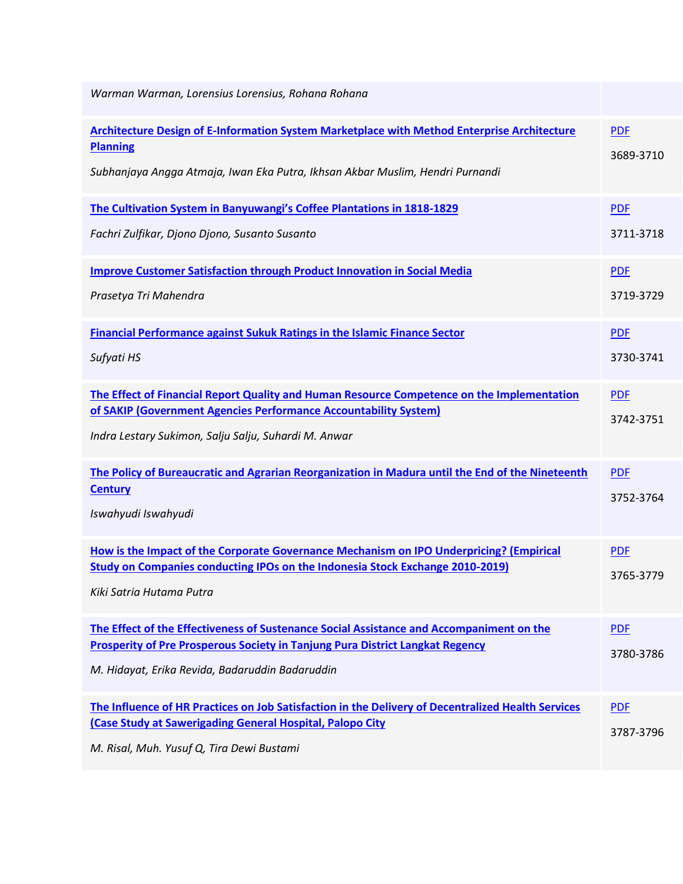| | |
|---|---|
| *Warman Warman, Lorensius Lorensius, Rohana Rohana* | |
| **Architecture Design of E-Information System Marketplace with Method Enterprise Architecture Planning**<br>*Subhanjaya Angga Atmaja, Iwan Eka Putra, Ikhsan Akbar Muslim, Hendri Purnandi* | PDF<br>3689-3710 |
| **The Cultivation System in Banyuwangi's Coffee Plantations in 1818-1829**<br>*Fachri Zulfikar, Djono Djono, Susanto Susanto* | PDF<br>3711-3718 |
| **Improve Customer Satisfaction through Product Innovation in Social Media**<br>*Prasetya Tri Mahendra* | PDF<br>3719-3729 |
| **Financial Performance against Sukuk Ratings in the Islamic Finance Sector**<br>*Sufyati HS* | PDF<br>3730-3741 |
| **The Effect of Financial Report Quality and Human Resource Competence on the Implementation of SAKIP (Government Agencies Performance Accountability System)**<br>*Indra Lestary Sukimon, Salju Salju, Suhardi M. Anwar* | PDF<br>3742-3751 |
| **The Policy of Bureaucratic and Agrarian Reorganization in Madura until the End of the Nineteenth Century**<br>*Iswahyudi Iswahyudi* | PDF<br>3752-3764 |
| **How is the Impact of the Corporate Governance Mechanism on IPO Underpricing? (Empirical Study on Companies conducting IPOs on the Indonesia Stock Exchange 2010-2019)**<br>*Kiki Satria Hutama Putra* | PDF<br>3765-3779 |
| **The Effect of the Effectiveness of Sustenance Social Assistance and Accompaniment on the Prosperity of Pre Prosperous Society in Tanjung Pura District Langkat Regency**<br>*M. Hidayat, Erika Revida, Badaruddin Badaruddin* | PDF<br>3780-3786 |
| **The Influence of HR Practices on Job Satisfaction in the Delivery of Decentralized Health Services (Case Study at Sawerigading General Hospital, Palopo City**<br>*M. Risal, Muh. Yusuf Q, Tira Dewi Bustami* | PDF<br>3787-3796 |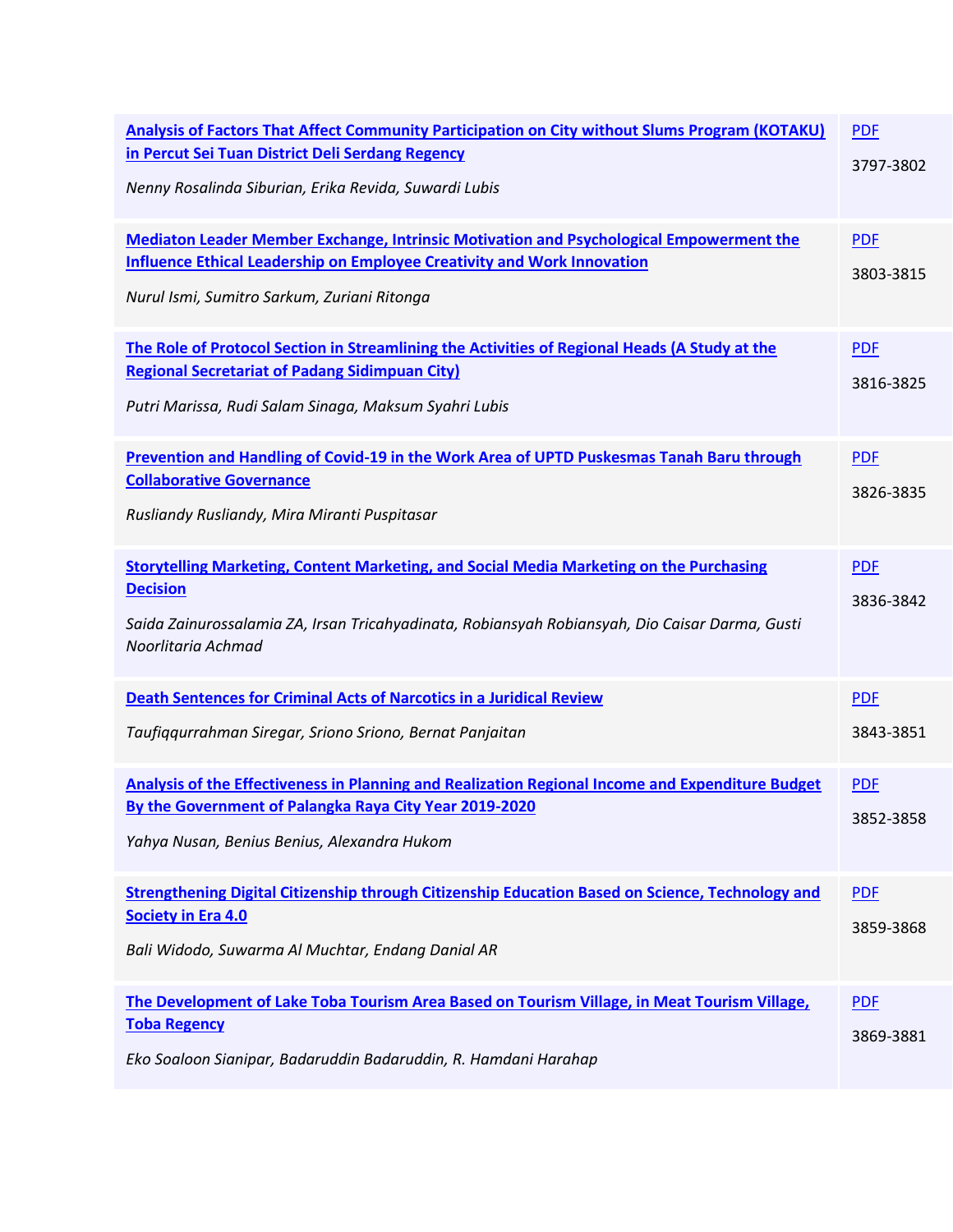| | |
|---|---|
| **Analysis of Factors That Affect Community Participation on City without Slums Program (KOTAKU) in Percut Sei Tuan District Deli Serdang Regency**<br>*Nenny Rosalinda Siburian, Erika Revida, Suwardi Lubis* | PDF<br>3797-3802 |
| **Mediaton Leader Member Exchange, Intrinsic Motivation and Psychological Empowerment the Influence Ethical Leadership on Employee Creativity and Work Innovation**<br>*Nurul Ismi, Sumitro Sarkum, Zuriani Ritonga* | PDF<br>3803-3815 |
| **The Role of Protocol Section in Streamlining the Activities of Regional Heads (A Study at the Regional Secretariat of Padang Sidimpuan City)**<br>*Putri Marissa, Rudi Salam Sinaga, Maksum Syahri Lubis* | PDF<br>3816-3825 |
| **Prevention and Handling of Covid-19 in the Work Area of UPTD Puskesmas Tanah Baru through Collaborative Governance**<br>*Rusliandy Rusliandy, Mira Miranti Puspitasar* | PDF<br>3826-3835 |
| **Storytelling Marketing, Content Marketing, and Social Media Marketing on the Purchasing Decision**<br>*Saida Zainurossalamia ZA, Irsan Tricahyadinata, Robiansyah Robiansyah, Dio Caisar Darma, Gusti Noorlitaria Achmad* | PDF<br>3836-3842 |
| **Death Sentences for Criminal Acts of Narcotics in a Juridical Review**<br>*Taufiqqurrahman Siregar, Sriono Sriono, Bernat Panjaitan* | PDF<br>3843-3851 |
| **Analysis of the Effectiveness in Planning and Realization Regional Income and Expenditure Budget By the Government of Palangka Raya City Year 2019-2020**<br>*Yahya Nusan, Benius Benius, Alexandra Hukom* | PDF<br>3852-3858 |
| **Strengthening Digital Citizenship through Citizenship Education Based on Science, Technology and Society in Era 4.0**<br>*Bali Widodo, Suwarma Al Muchtar, Endang Danial AR* | PDF<br>3859-3868 |
| **The Development of Lake Toba Tourism Area Based on Tourism Village, in Meat Tourism Village, Toba Regency**<br>*Eko Soaloon Sianipar, Badaruddin Badaruddin, R. Hamdani Harahap* | PDF<br>3869-3881 |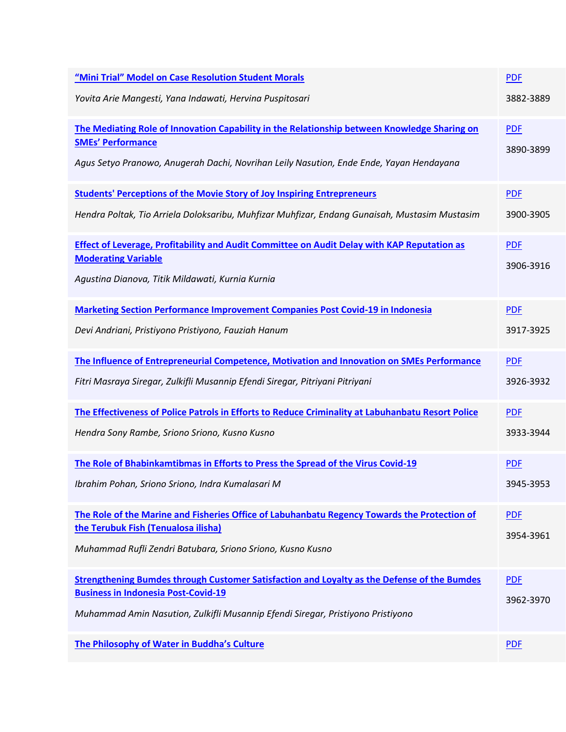| | |
|---|---|
| **“Mini Trial” Model on Case Resolution Student Morals**<br>*Yovita Arie Mangesti, Yana Indawati, Hervina Puspitosari* | PDF<br>3882-3889 |
| **The Mediating Role of Innovation Capability in the Relationship between Knowledge Sharing on SMEs’ Performance**<br>*Agus Setyo Pranowo, Anugerah Dachi, Novrihan Leily Nasution, Ende Ende, Yayan Hendayana* | PDF<br>3890-3899 |
| **Students' Perceptions of the Movie Story of Joy Inspiring Entrepreneurs**<br>*Hendra Poltak, Tio Arriela Doloksaribu, Muhfizar Muhfizar, Endang Gunaisah, Mustasim Mustasim* | PDF<br>3900-3905 |
| **Effect of Leverage, Profitability and Audit Committee on Audit Delay with KAP Reputation as Moderating Variable**<br>*Agustina Dianova, Titik Mildawati, Kurnia Kurnia* | PDF<br>3906-3916 |
| **Marketing Section Performance Improvement Companies Post Covid-19 in Indonesia**<br>*Devi Andriani, Pristiyono Pristiyono, Fauziah Hanum* | PDF<br>3917-3925 |
| **The Influence of Entrepreneurial Competence, Motivation and Innovation on SMEs Performance**<br>*Fitri Masraya Siregar, Zulkifli Musannip Efendi Siregar, Pitriyani Pitriyani* | PDF<br>3926-3932 |
| **The Effectiveness of Police Patrols in Efforts to Reduce Criminality at Labuhanbatu Resort Police**<br>*Hendra Sony Rambe, Sriono Sriono, Kusno Kusno* | PDF<br>3933-3944 |
| **The Role of Bhabinkamtibmas in Efforts to Press the Spread of the Virus Covid-19**<br>*Ibrahim Pohan, Sriono Sriono, Indra Kumalasari M* | PDF<br>3945-3953 |
| **The Role of the Marine and Fisheries Office of Labuhanbatu Regency Towards the Protection of the Terubuk Fish (Tenualosa ilisha)**<br>*Muhammad Rufli Zendri Batubara, Sriono Sriono, Kusno Kusno* | PDF<br>3954-3961 |
| **Strengthening Bumdes through Customer Satisfaction and Loyalty as the Defense of the Bumdes Business in Indonesia Post-Covid-19**<br>*Muhammad Amin Nasution, Zulkifli Musannip Efendi Siregar, Pristiyono Pristiyono* | PDF<br>3962-3970 |
| **The Philosophy of Water in Buddha’s Culture** | PDF |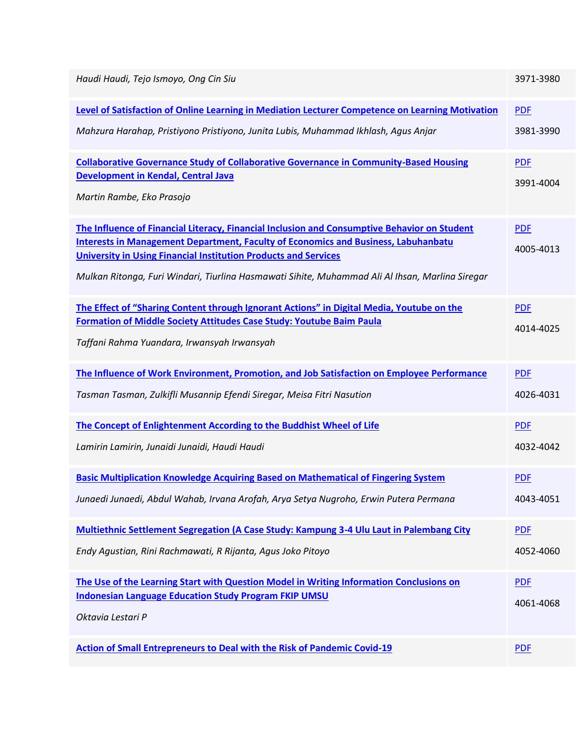| | |
|---|---|
| *Haudi Haudi, Tejo Ismoyo, Ong Cin Siu* | 3971-3980 |
| **Level of Satisfaction of Online Learning in Mediation Lecturer Competence on Learning Motivation**<br>*Mahzura Harahap, Pristiyono Pristiyono, Junita Lubis, Muhammad Ikhlash, Agus Anjar* | PDF<br>3981-3990 |
| **Collaborative Governance Study of Collaborative Governance in Community-Based Housing Development in Kendal, Central Java**<br>*Martin Rambe, Eko Prasojo* | PDF<br>3991-4004 |
| **The Influence of Financial Literacy, Financial Inclusion and Consumptive Behavior on Student Interests in Management Department, Faculty of Economics and Business, Labuhanbatu University in Using Financial Institution Products and Services**<br>*Mulkan Ritonga, Furi Windari, Tiurlina Hasmawati Sihite, Muhammad Ali Al Ihsan, Marlina Siregar* | PDF<br>4005-4013 |
| **The Effect of "Sharing Content through Ignorant Actions" in Digital Media, Youtube on the Formation of Middle Society Attitudes Case Study: Youtube Baim Paula**<br>*Taffani Rahma Yuandara, Irwansyah Irwansyah* | PDF<br>4014-4025 |
| **The Influence of Work Environment, Promotion, and Job Satisfaction on Employee Performance**<br>*Tasman Tasman, Zulkifli Musannip Efendi Siregar, Meisa Fitri Nasution* | PDF<br>4026-4031 |
| **The Concept of Enlightenment According to the Buddhist Wheel of Life**<br>*Lamirin Lamirin, Junaidi Junaidi, Haudi Haudi* | PDF<br>4032-4042 |
| **Basic Multiplication Knowledge Acquiring Based on Mathematical of Fingering System**<br>*Junaedi Junaedi, Abdul Wahab, Irvana Arofah, Arya Setya Nugroho, Erwin Putera Permana* | PDF<br>4043-4051 |
| **Multiethnic Settlement Segregation (A Case Study: Kampung 3-4 Ulu Laut in Palembang City**<br>*Endy Agustian, Rini Rachmawati, R Rijanta, Agus Joko Pitoyo* | PDF<br>4052-4060 |
| **The Use of the Learning Start with Question Model in Writing Information Conclusions on Indonesian Language Education Study Program FKIP UMSU**<br>*Oktavia Lestari P* | PDF<br>4061-4068 |
| **Action of Small Entrepreneurs to Deal with the Risk of Pandemic Covid-19** | PDF |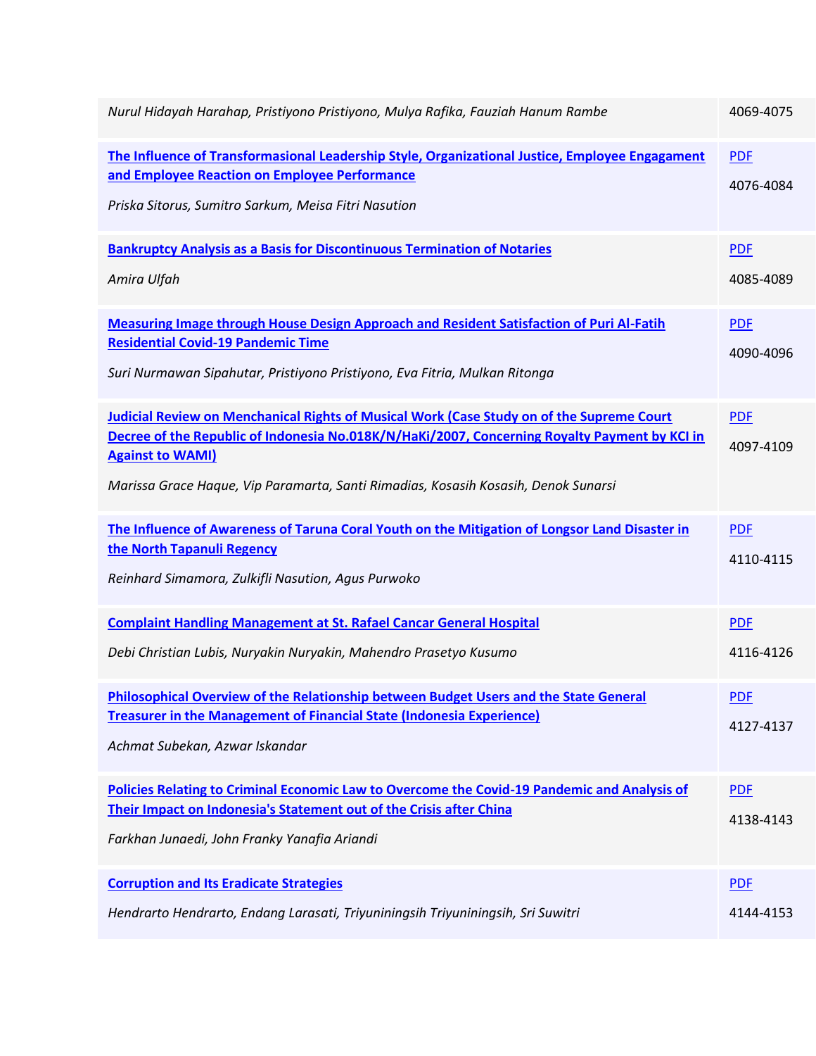| | |
|---|---|
| *Nurul Hidayah Harahap, Pristiyono Pristiyono, Mulya Rafika, Fauziah Hanum Rambe* | 4069-4075 |
| **The Influence of Transformasional Leadership Style, Organizational Justice, Employee Engagament and Employee Reaction on Employee Performance**<br>*Priska Sitorus, Sumitro Sarkum, Meisa Fitri Nasution* | PDF<br>4076-4084 |
| **Bankruptcy Analysis as a Basis for Discontinuous Termination of Notaries**<br>*Amira Ulfah* | PDF<br>4085-4089 |
| **Measuring Image through House Design Approach and Resident Satisfaction of Puri Al-Fatih Residential Covid-19 Pandemic Time**<br>*Suri Nurmawan Sipahutar, Pristiyono Pristiyono, Eva Fitria, Mulkan Ritonga* | PDF<br>4090-4096 |
| **Judicial Review on Menchanical Rights of Musical Work (Case Study on of the Supreme Court Decree of the Republic of Indonesia No.018K/N/HaKi/2007, Concerning Royalty Payment by KCI in Against to WAMI)**<br>*Marissa Grace Haque, Vip Paramarta, Santi Rimadias, Kosasih Kosasih, Denok Sunarsi* | PDF<br>4097-4109 |
| **The Influence of Awareness of Taruna Coral Youth on the Mitigation of Longsor Land Disaster in the North Tapanuli Regency**<br>*Reinhard Simamora, Zulkifli Nasution, Agus Purwoko* | PDF<br>4110-4115 |
| **Complaint Handling Management at St. Rafael Cancar General Hospital**<br>*Debi Christian Lubis, Nuryakin Nuryakin, Mahendro Prasetyo Kusumo* | PDF<br>4116-4126 |
| **Philosophical Overview of the Relationship between Budget Users and the State General Treasurer in the Management of Financial State (Indonesia Experience)**<br>*Achmat Subekan, Azwar Iskandar* | PDF<br>4127-4137 |
| **Policies Relating to Criminal Economic Law to Overcome the Covid-19 Pandemic and Analysis of Their Impact on Indonesia's Statement out of the Crisis after China**<br>*Farkhan Junaedi, John Franky Yanafia Ariandi* | PDF<br>4138-4143 |
| **Corruption and Its Eradicate Strategies**<br>*Hendrarto Hendrarto, Endang Larasati, Triyuniningsih Triyuniningsih, Sri Suwitri* | PDF<br>4144-4153 |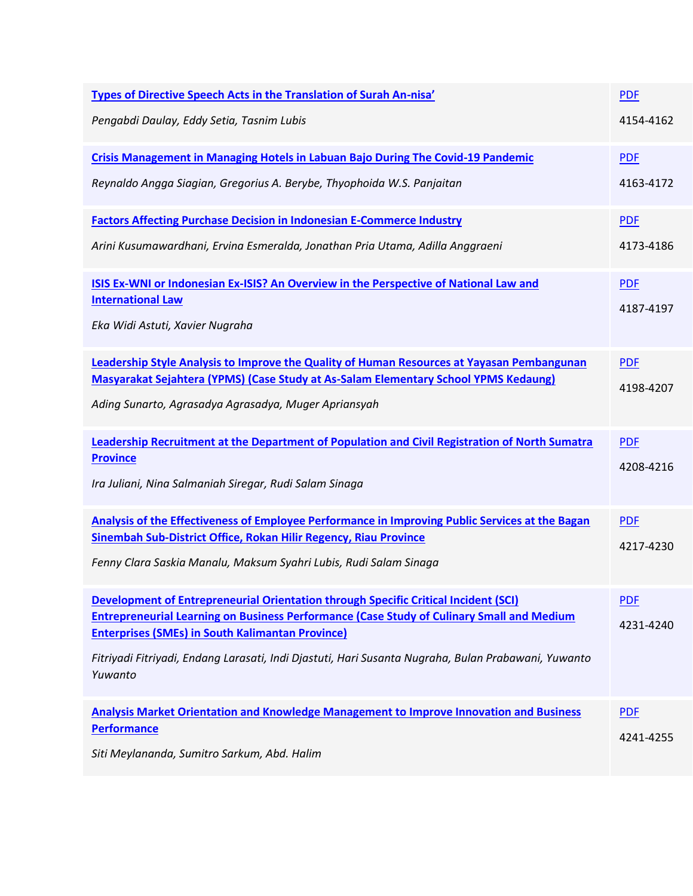| | |
|---|---|
| **Types of Directive Speech Acts in the Translation of Surah An-nisa'**<br><br>*Pengabdi Daulay, Eddy Setia, Tasnim Lubis* | PDF<br><br>4154-4162 |
| **Crisis Management in Managing Hotels in Labuan Bajo During The Covid-19 Pandemic**<br><br>*Reynaldo Angga Siagian, Gregorius A. Berybe, Thyophoida W.S. Panjaitan* | PDF<br><br>4163-4172 |
| **Factors Affecting Purchase Decision in Indonesian E-Commerce Industry**<br><br>*Arini Kusumawardhani, Ervina Esmeralda, Jonathan Pria Utama, Adilla Anggraeni* | PDF<br><br>4173-4186 |
| **ISIS Ex-WNI or Indonesian Ex-ISIS? An Overview in the Perspective of National Law and International Law**<br><br>*Eka Widi Astuti, Xavier Nugraha* | PDF<br><br>4187-4197 |
| **Leadership Style Analysis to Improve the Quality of Human Resources at Yayasan Pembangunan Masyarakat Sejahtera (YPMS) (Case Study at As-Salam Elementary School YPMS Kedaung)**<br><br>*Ading Sunarto, Agrasadya Agrasadya, Muger Apriansyah* | PDF<br><br>4198-4207 |
| **Leadership Recruitment at the Department of Population and Civil Registration of North Sumatra Province**<br><br>*Ira Juliani, Nina Salmaniah Siregar, Rudi Salam Sinaga* | PDF<br><br>4208-4216 |
| **Analysis of the Effectiveness of Employee Performance in Improving Public Services at the Bagan Sinembah Sub-District Office, Rokan Hilir Regency, Riau Province**<br><br>*Fenny Clara Saskia Manalu, Maksum Syahri Lubis, Rudi Salam Sinaga* | PDF<br><br>4217-4230 |
| **Development of Entrepreneurial Orientation through Specific Critical Incident (SCI) Entrepreneurial Learning on Business Performance (Case Study of Culinary Small and Medium Enterprises (SMEs) in South Kalimantan Province)**<br><br>*Fitriyadi Fitriyadi, Endang Larasati, Indi Djastuti, Hari Susanta Nugraha, Bulan Prabawani, Yuwanto Yuwanto* | PDF<br><br>4231-4240 |
| **Analysis Market Orientation and Knowledge Management to Improve Innovation and Business Performance**<br><br>*Siti Meylananda, Sumitro Sarkum, Abd. Halim* | PDF<br><br>4241-4255 |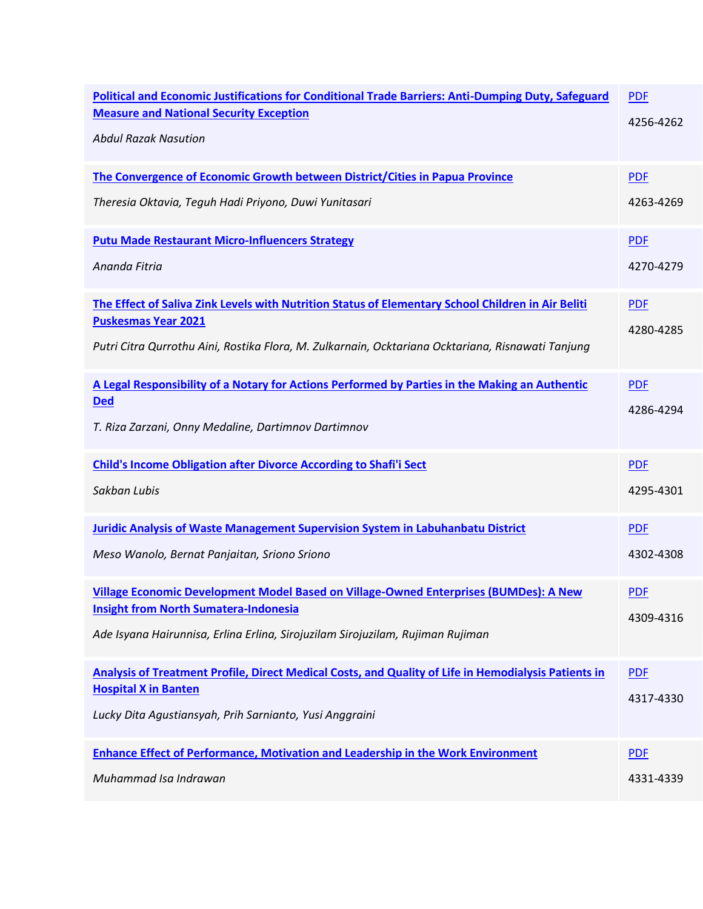| | |
|---|---|
| **Political and Economic Justifications for Conditional Trade Barriers: Anti-Dumping Duty, Safeguard Measure and National Security Exception**<br>*Abdul Razak Nasution* | PDF<br>4256-4262 |
| **The Convergence of Economic Growth between District/Cities in Papua Province**<br>*Theresia Oktavia, Teguh Hadi Priyono, Duwi Yunitasari* | PDF<br>4263-4269 |
| **Putu Made Restaurant Micro-Influencers Strategy**<br>*Ananda Fitria* | PDF<br>4270-4279 |
| **The Effect of Saliva Zink Levels with Nutrition Status of Elementary School Children in Air Beliti Puskesmas Year 2021**<br>*Putri Citra Qurrothu Aini, Rostika Flora, M. Zulkarnain, Ocktariana Ocktariana, Risnawati Tanjung* | PDF<br>4280-4285 |
| **A Legal Responsibility of a Notary for Actions Performed by Parties in the Making an Authentic Ded**<br>*T. Riza Zarzani, Onny Medaline, Dartimnov Dartimnov* | PDF<br>4286-4294 |
| **Child's Income Obligation after Divorce According to Shafi'i Sect**<br>*Sakban Lubis* | PDF<br>4295-4301 |
| **Juridic Analysis of Waste Management Supervision System in Labuhanbatu District**<br>*Meso Wanolo, Bernat Panjaitan, Sriono Sriono* | PDF<br>4302-4308 |
| **Village Economic Development Model Based on Village-Owned Enterprises (BUMDes): A New Insight from North Sumatera-Indonesia**<br>*Ade Isyana Hairunnisa, Erlina Erlina, Sirojuzilam Sirojuzilam, Rujiman Rujiman* | PDF<br>4309-4316 |
| **Analysis of Treatment Profile, Direct Medical Costs, and Quality of Life in Hemodialysis Patients in Hospital X in Banten**<br>*Lucky Dita Agustiansyah, Prih Sarnianto, Yusi Anggraini* | PDF<br>4317-4330 |
| **Enhance Effect of Performance, Motivation and Leadership in the Work Environment**<br>*Muhammad Isa Indrawan* | PDF<br>4331-4339 |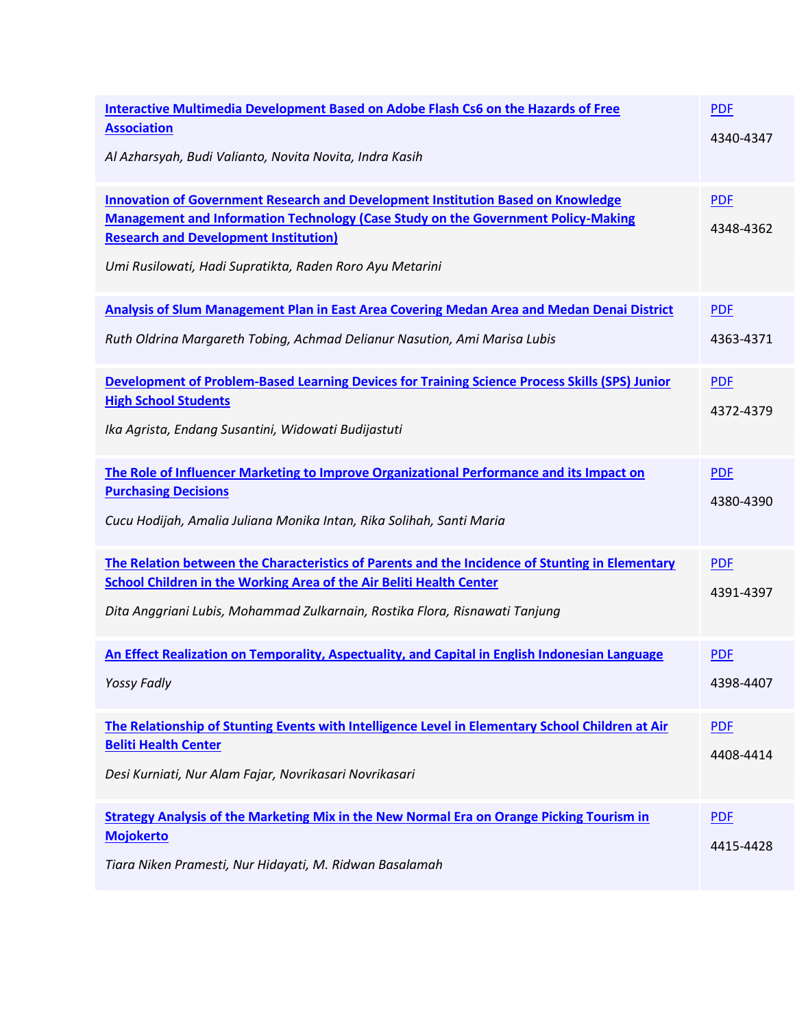| | |
|---|---|
| **Interactive Multimedia Development Based on Adobe Flash Cs6 on the Hazards of Free Association**<br>*Al Azharsyah, Budi Valianto, Novita Novita, Indra Kasih* | PDF<br>4340-4347 |
| **Innovation of Government Research and Development Institution Based on Knowledge Management and Information Technology (Case Study on the Government Policy-Making Research and Development Institution)**<br>*Umi Rusilowati, Hadi Supratikta, Raden Roro Ayu Metarini* | PDF<br>4348-4362 |
| **Analysis of Slum Management Plan in East Area Covering Medan Area and Medan Denai District**<br>*Ruth Oldrina Margareth Tobing, Achmad Delianur Nasution, Ami Marisa Lubis* | PDF<br>4363-4371 |
| **Development of Problem-Based Learning Devices for Training Science Process Skills (SPS) Junior High School Students**<br>*Ika Agrista, Endang Susantini, Widowati Budijastuti* | PDF<br>4372-4379 |
| **The Role of Influencer Marketing to Improve Organizational Performance and its Impact on Purchasing Decisions**<br>*Cucu Hodijah, Amalia Juliana Monika Intan, Rika Solihah, Santi Maria* | PDF<br>4380-4390 |
| **The Relation between the Characteristics of Parents and the Incidence of Stunting in Elementary School Children in the Working Area of the Air Beliti Health Center**<br>*Dita Anggriani Lubis, Mohammad Zulkarnain, Rostika Flora, Risnawati Tanjung* | PDF<br>4391-4397 |
| **An Effect Realization on Temporality, Aspectuality, and Capital in English Indonesian Language**<br>*Yossy Fadly* | PDF<br>4398-4407 |
| **The Relationship of Stunting Events with Intelligence Level in Elementary School Children at Air Beliti Health Center**<br>*Desi Kurniati, Nur Alam Fajar, Novrikasari Novrikasari* | PDF<br>4408-4414 |
| **Strategy Analysis of the Marketing Mix in the New Normal Era on Orange Picking Tourism in Mojokerto**<br>*Tiara Niken Pramesti, Nur Hidayati, M. Ridwan Basalamah* | PDF<br>4415-4428 |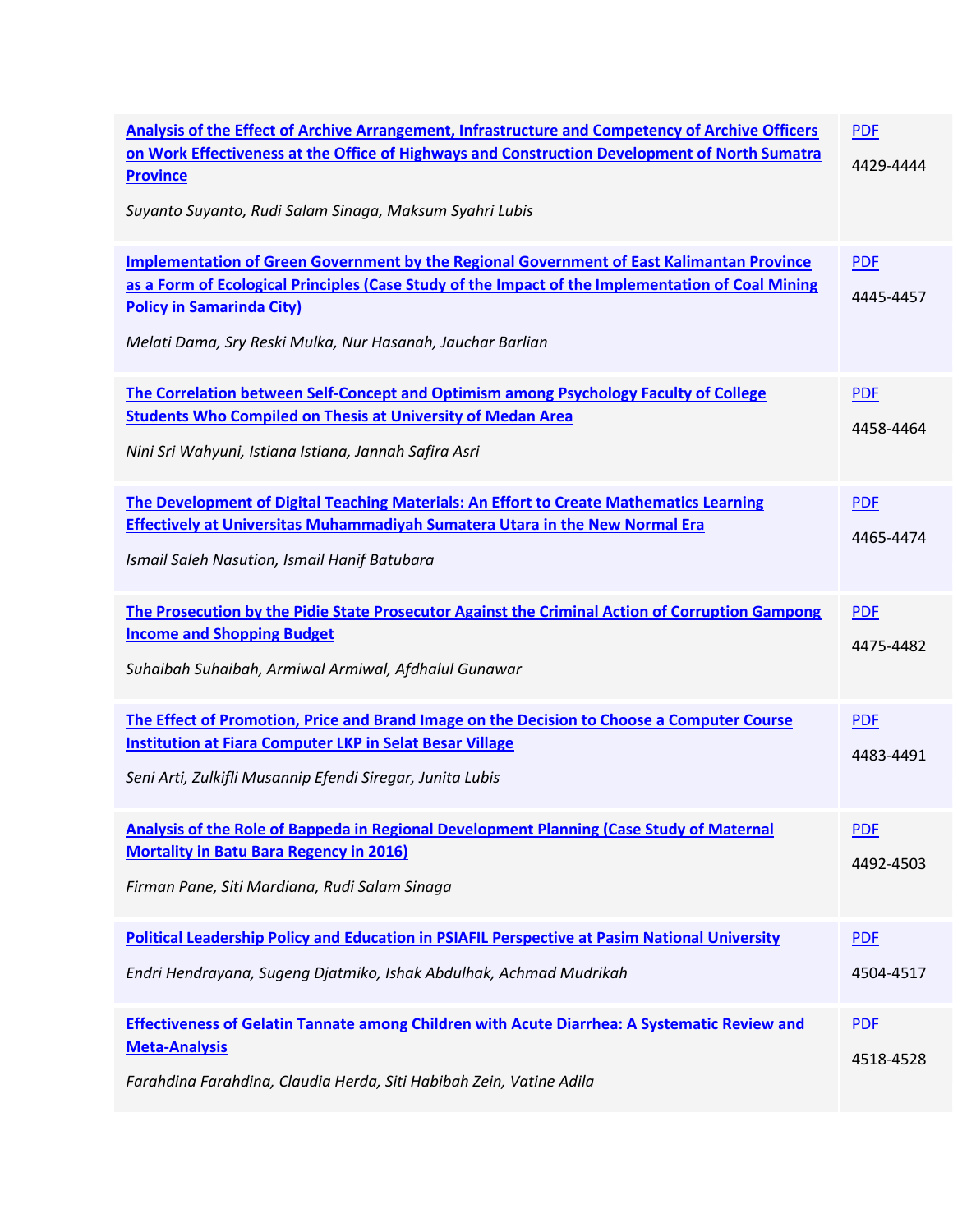| | |
|---|---|
| **Analysis of the Effect of Archive Arrangement, Infrastructure and Competency of Archive Officers on Work Effectiveness at the Office of Highways and Construction Development of North Sumatra Province**<br><br>*Suyanto Suyanto, Rudi Salam Sinaga, Maksum Syahri Lubis* | PDF<br><br>4429-4444 |
| **Implementation of Green Government by the Regional Government of East Kalimantan Province as a Form of Ecological Principles (Case Study of the Impact of the Implementation of Coal Mining Policy in Samarinda City)**<br><br>*Melati Dama, Sry Reski Mulka, Nur Hasanah, Jauchar Barlian* | PDF<br><br>4445-4457 |
| **The Correlation between Self-Concept and Optimism among Psychology Faculty of College Students Who Compiled on Thesis at University of Medan Area**<br><br>*Nini Sri Wahyuni, Istiana Istiana, Jannah Safira Asri* | PDF<br><br>4458-4464 |
| **The Development of Digital Teaching Materials: An Effort to Create Mathematics Learning Effectively at Universitas Muhammadiyah Sumatera Utara in the New Normal Era**<br><br>*Ismail Saleh Nasution, Ismail Hanif Batubara* | PDF<br><br>4465-4474 |
| **The Prosecution by the Pidie State Prosecutor Against the Criminal Action of Corruption Gampong Income and Shopping Budget**<br><br>*Suhaibah Suhaibah, Armiwal Armiwal, Afdhalul Gunawar* | PDF<br><br>4475-4482 |
| **The Effect of Promotion, Price and Brand Image on the Decision to Choose a Computer Course Institution at Fiara Computer LKP in Selat Besar Village**<br><br>*Seni Arti, Zulkifli Musannip Efendi Siregar, Junita Lubis* | PDF<br><br>4483-4491 |
| **Analysis of the Role of Bappeda in Regional Development Planning (Case Study of Maternal Mortality in Batu Bara Regency in 2016)**<br><br>*Firman Pane, Siti Mardiana, Rudi Salam Sinaga* | PDF<br><br>4492-4503 |
| **Political Leadership Policy and Education in PSIAFIL Perspective at Pasim National University**<br><br>*Endri Hendrayana, Sugeng Djatmiko, Ishak Abdulhak, Achmad Mudrikah* | PDF<br><br>4504-4517 |
| **Effectiveness of Gelatin Tannate among Children with Acute Diarrhea: A Systematic Review and Meta-Analysis**<br><br>*Farahdina Farahdina, Claudia Herda, Siti Habibah Zein, Vatine Adila* | PDF<br><br>4518-4528 |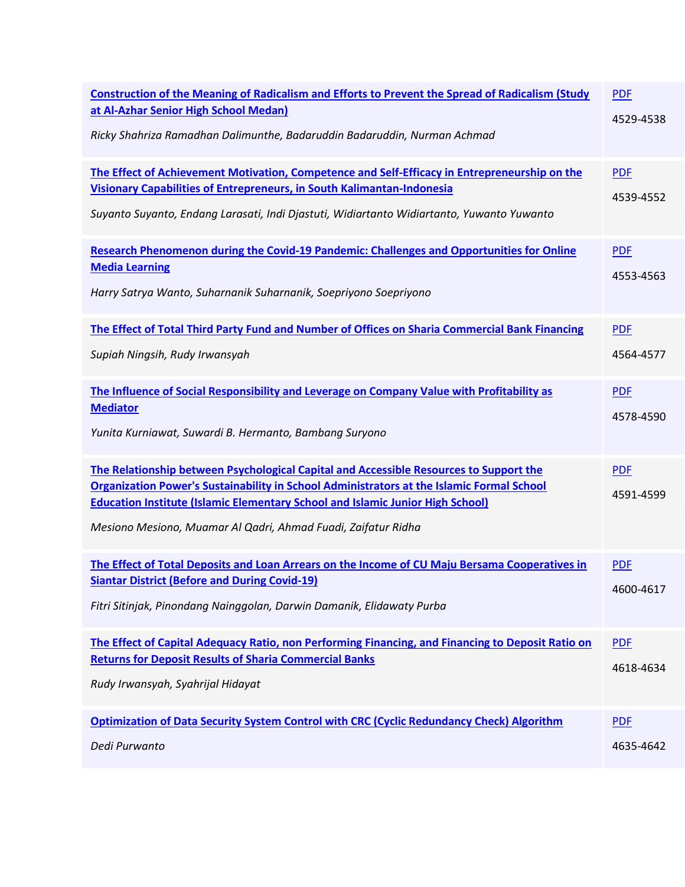| | |
|---|---|
| **Construction of the Meaning of Radicalism and Efforts to Prevent the Spread of Radicalism (Study at Al-Azhar Senior High School Medan)**<br><br>*Ricky Shahriza Ramadhan Dalimunthe, Badaruddin Badaruddin, Nurman Achmad* | PDF<br><br>4529-4538 |
| **The Effect of Achievement Motivation, Competence and Self-Efficacy in Entrepreneurship on the Visionary Capabilities of Entrepreneurs, in South Kalimantan-Indonesia**<br><br>*Suyanto Suyanto, Endang Larasati, Indi Djastuti, Widiartanto Widiartanto, Yuwanto Yuwanto* | PDF<br><br>4539-4552 |
| **Research Phenomenon during the Covid-19 Pandemic: Challenges and Opportunities for Online Media Learning**<br><br>*Harry Satrya Wanto, Suharnanik Suharnanik, Soepriyono Soepriyono* | PDF<br><br>4553-4563 |
| **The Effect of Total Third Party Fund and Number of Offices on Sharia Commercial Bank Financing**<br><br>*Supiah Ningsih, Rudy Irwansyah* | PDF<br><br>4564-4577 |
| **The Influence of Social Responsibility and Leverage on Company Value with Profitability as Mediator**<br><br>*Yunita Kurniawat, Suwardi B. Hermanto, Bambang Suryono* | PDF<br><br>4578-4590 |
| **The Relationship between Psychological Capital and Accessible Resources to Support the Organization Power's Sustainability in School Administrators at the Islamic Formal School Education Institute (Islamic Elementary School and Islamic Junior High School)**<br><br>*Mesiono Mesiono, Muamar Al Qadri, Ahmad Fuadi, Zaifatur Ridha* | PDF<br><br>4591-4599 |
| **The Effect of Total Deposits and Loan Arrears on the Income of CU Maju Bersama Cooperatives in Siantar District (Before and During Covid-19)**<br><br>*Fitri Sitinjak, Pinondang Nainggolan, Darwin Damanik, Elidawaty Purba* | PDF<br><br>4600-4617 |
| **The Effect of Capital Adequacy Ratio, non Performing Financing, and Financing to Deposit Ratio on Returns for Deposit Results of Sharia Commercial Banks**<br><br>*Rudy Irwansyah, Syahrijal Hidayat* | PDF<br><br>4618-4634 |
| **Optimization of Data Security System Control with CRC (Cyclic Redundancy Check) Algorithm**<br><br>*Dedi Purwanto* | PDF<br><br>4635-4642 |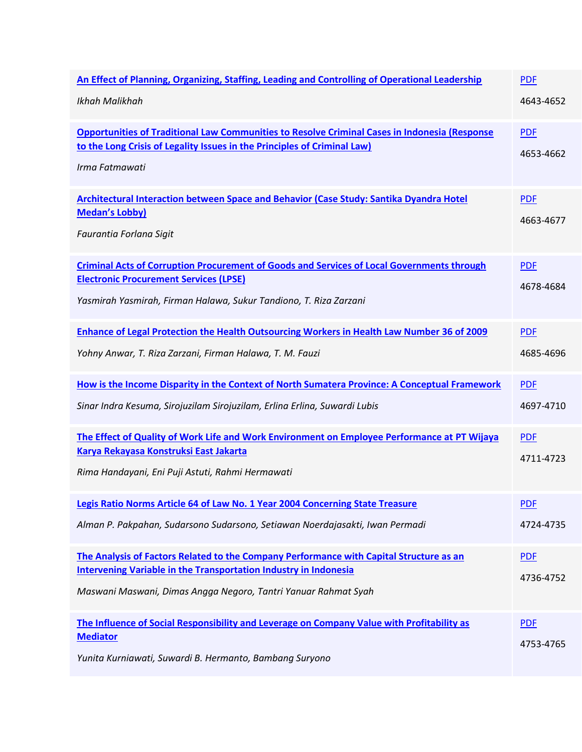| | |
|---|---|
| **An Effect of Planning, Organizing, Staffing, Leading and Controlling of Operational Leadership**<br><br>*Ikhah Malikhah* | PDF<br><br>4643-4652 |
| **Opportunities of Traditional Law Communities to Resolve Criminal Cases in Indonesia (Response to the Long Crisis of Legality Issues in the Principles of Criminal Law)**<br><br>*Irma Fatmawati* | PDF<br><br>4653-4662 |
| **Architectural Interaction between Space and Behavior (Case Study: Santika Dyandra Hotel Medan's Lobby)**<br><br>*Faurantia Forlana Sigit* | PDF<br><br>4663-4677 |
| **Criminal Acts of Corruption Procurement of Goods and Services of Local Governments through Electronic Procurement Services (LPSE)**<br><br>*Yasmirah Yasmirah, Firman Halawa, Sukur Tandiono, T. Riza Zarzani* | PDF<br><br>4678-4684 |
| **Enhance of Legal Protection the Health Outsourcing Workers in Health Law Number 36 of 2009**<br><br>*Yohny Anwar, T. Riza Zarzani, Firman Halawa, T. M. Fauzi* | PDF<br><br>4685-4696 |
| **How is the Income Disparity in the Context of North Sumatera Province: A Conceptual Framework**<br><br>*Sinar Indra Kesuma, Sirojuzilam Sirojuzilam, Erlina Erlina, Suwardi Lubis* | PDF<br><br>4697-4710 |
| **The Effect of Quality of Work Life and Work Environment on Employee Performance at PT Wijaya Karya Rekayasa Konstruksi East Jakarta**<br><br>*Rima Handayani, Eni Puji Astuti, Rahmi Hermawati* | PDF<br><br>4711-4723 |
| **Legis Ratio Norms Article 64 of Law No. 1 Year 2004 Concerning State Treasure**<br><br>*Alman P. Pakpahan, Sudarsono Sudarsono, Setiawan Noerdajasakti, Iwan Permadi* | PDF<br><br>4724-4735 |
| **The Analysis of Factors Related to the Company Performance with Capital Structure as an Intervening Variable in the Transportation Industry in Indonesia**<br><br>*Maswani Maswani, Dimas Angga Negoro, Tantri Yanuar Rahmat Syah* | PDF<br><br>4736-4752 |
| **The Influence of Social Responsibility and Leverage on Company Value with Profitability as Mediator**<br><br>*Yunita Kurniawati, Suwardi B. Hermanto, Bambang Suryono* | PDF<br><br>4753-4765 |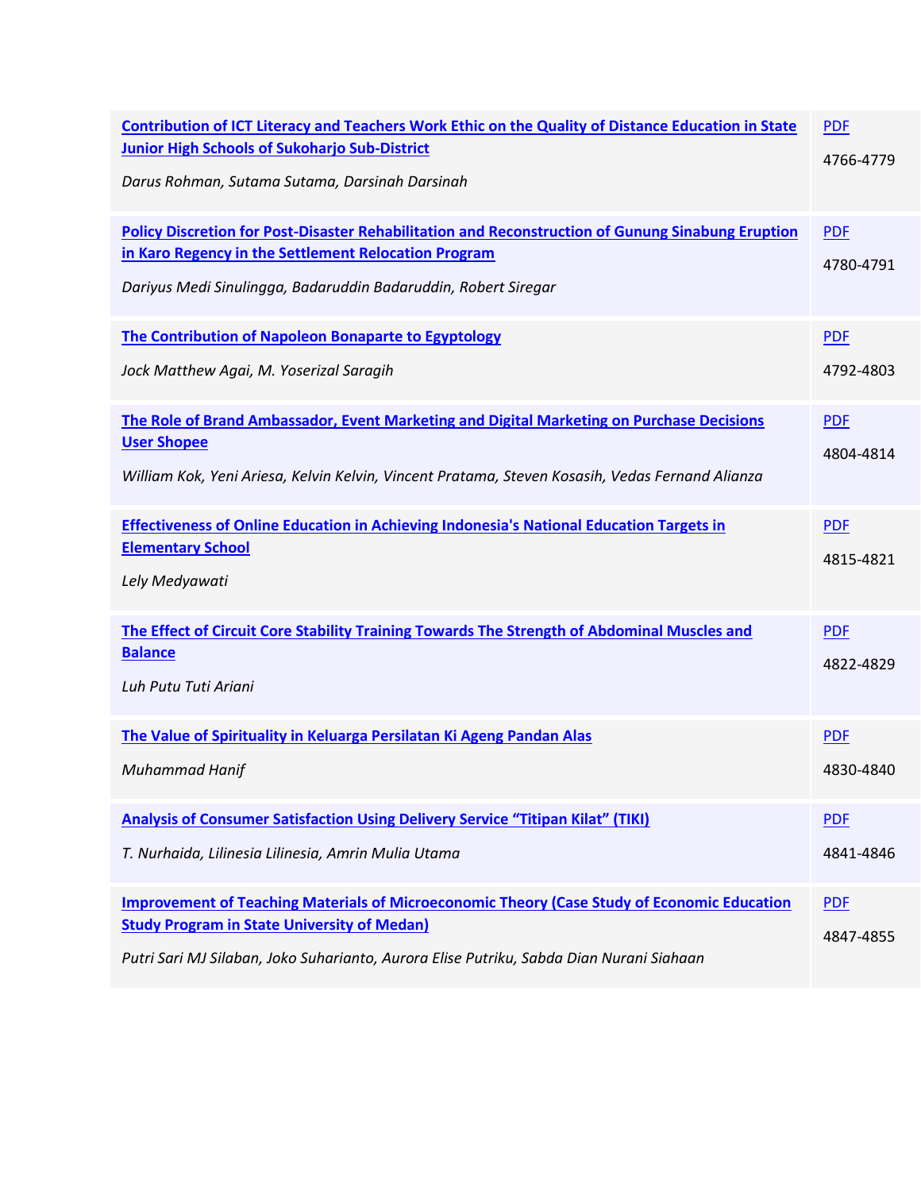| | |
|---|---|
| **Contribution of ICT Literacy and Teachers Work Ethic on the Quality of Distance Education in State Junior High Schools of Sukoharjo Sub-District**<br>*Darus Rohman, Sutama Sutama, Darsinah Darsinah* | PDF<br>4766-4779 |
| **Policy Discretion for Post-Disaster Rehabilitation and Reconstruction of Gunung Sinabung Eruption in Karo Regency in the Settlement Relocation Program**<br>*Dariyus Medi Sinulingga, Badaruddin Badaruddin, Robert Siregar* | PDF<br>4780-4791 |
| **The Contribution of Napoleon Bonaparte to Egyptology**<br>*Jock Matthew Agai, M. Yoserizal Saragih* | PDF<br>4792-4803 |
| **The Role of Brand Ambassador, Event Marketing and Digital Marketing on Purchase Decisions User Shopee**<br>*William Kok, Yeni Ariesa, Kelvin Kelvin, Vincent Pratama, Steven Kosasih, Vedas Fernand Alianza* | PDF<br>4804-4814 |
| **Effectiveness of Online Education in Achieving Indonesia's National Education Targets in Elementary School**<br>*Lely Medyawati* | PDF<br>4815-4821 |
| **The Effect of Circuit Core Stability Training Towards The Strength of Abdominal Muscles and Balance**<br>*Luh Putu Tuti Ariani* | PDF<br>4822-4829 |
| **The Value of Spirituality in Keluarga Persilatan Ki Ageng Pandan Alas**<br>*Muhammad Hanif* | PDF<br>4830-4840 |
| **Analysis of Consumer Satisfaction Using Delivery Service "Titipan Kilat" (TIKI)**<br>*T. Nurhaida, Lilinesia Lilinesia, Amrin Mulia Utama* | PDF<br>4841-4846 |
| **Improvement of Teaching Materials of Microeconomic Theory (Case Study of Economic Education Study Program in State University of Medan)**<br>*Putri Sari MJ Silaban, Joko Suharianto, Aurora Elise Putriku, Sabda Dian Nurani Siahaan* | PDF<br>4847-4855 |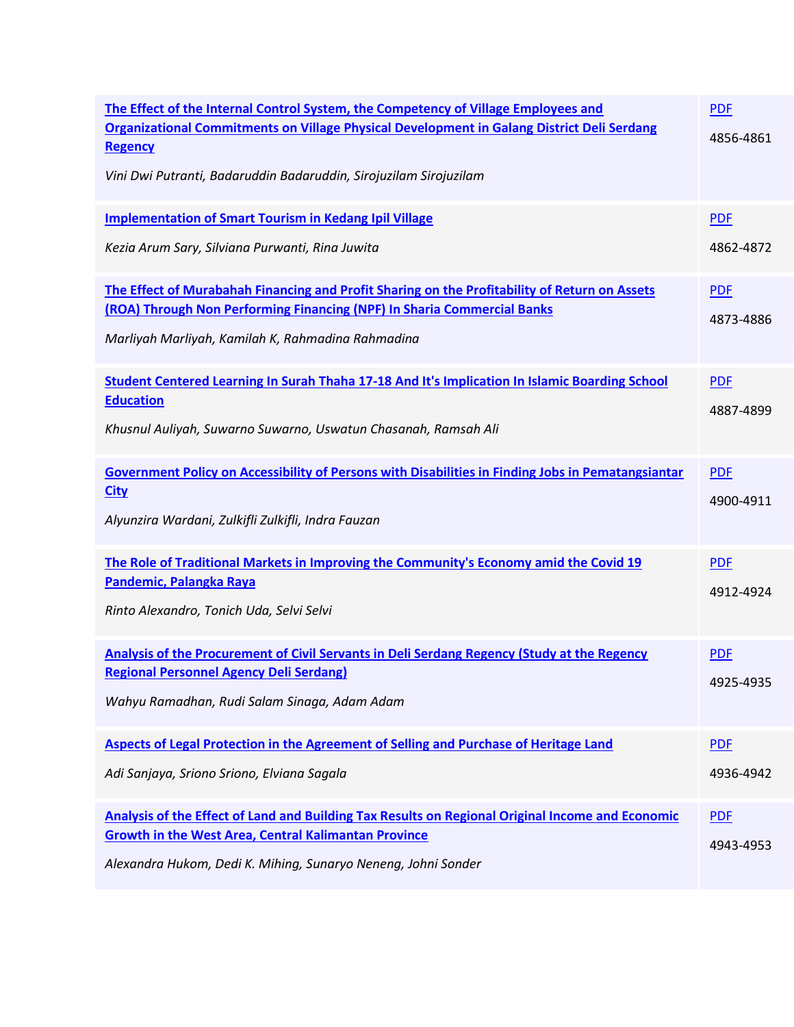| | |
|---|---|
| **The Effect of the Internal Control System, the Competency of Village Employees and Organizational Commitments on Village Physical Development in Galang District Deli Serdang Regency**<br><br>*Vini Dwi Putranti, Badaruddin Badaruddin, Sirojuzilam Sirojuzilam* | PDF<br><br>4856-4861 |
| **Implementation of Smart Tourism in Kedang Ipil Village**<br><br>*Kezia Arum Sary, Silviana Purwanti, Rina Juwita* | PDF<br><br>4862-4872 |
| **The Effect of Murabahah Financing and Profit Sharing on the Profitability of Return on Assets (ROA) Through Non Performing Financing (NPF) In Sharia Commercial Banks**<br><br>*Marliyah Marliyah, Kamilah K, Rahmadina Rahmadina* | PDF<br><br>4873-4886 |
| **Student Centered Learning In Surah Thaha 17-18 And It's Implication In Islamic Boarding School Education**<br><br>*Khusnul Auliyah, Suwarno Suwarno, Uswatun Chasanah, Ramsah Ali* | PDF<br><br>4887-4899 |
| **Government Policy on Accessibility of Persons with Disabilities in Finding Jobs in Pematangsiantar City**<br><br>*Alyunzira Wardani, Zulkifli Zulkifli, Indra Fauzan* | PDF<br><br>4900-4911 |
| **The Role of Traditional Markets in Improving the Community's Economy amid the Covid 19 Pandemic, Palangka Raya**<br><br>*Rinto Alexandro, Tonich Uda, Selvi Selvi* | PDF<br><br>4912-4924 |
| **Analysis of the Procurement of Civil Servants in Deli Serdang Regency (Study at the Regency Regional Personnel Agency Deli Serdang)**<br><br>*Wahyu Ramadhan, Rudi Salam Sinaga, Adam Adam* | PDF<br><br>4925-4935 |
| **Aspects of Legal Protection in the Agreement of Selling and Purchase of Heritage Land**<br><br>*Adi Sanjaya, Sriono Sriono, Elviana Sagala* | PDF<br><br>4936-4942 |
| **Analysis of the Effect of Land and Building Tax Results on Regional Original Income and Economic Growth in the West Area, Central Kalimantan Province**<br><br>*Alexandra Hukom, Dedi K. Mihing, Sunaryo Neneng, Johni Sonder* | PDF<br><br>4943-4953 |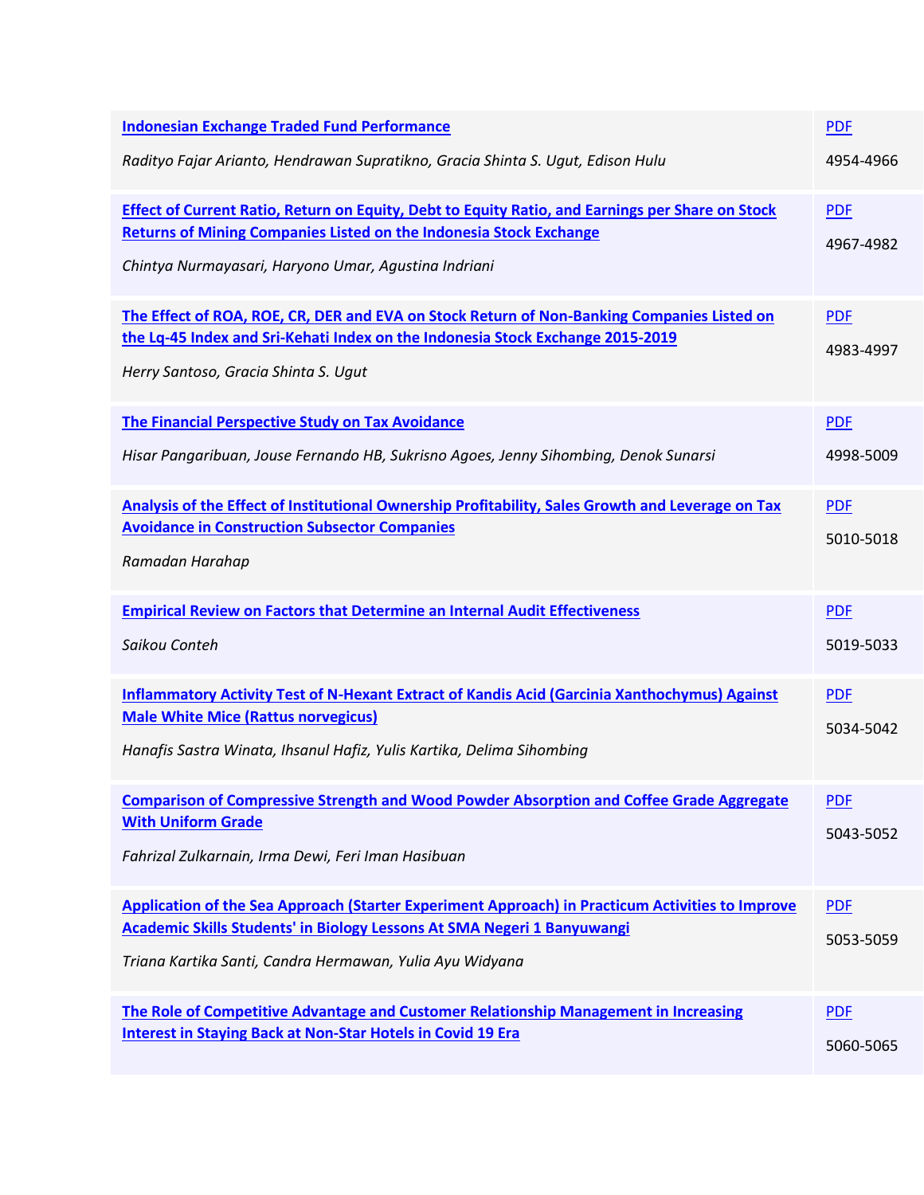| | |
|---|---|
| **Indonesian Exchange Traded Fund Performance**<br><br>*Radityo Fajar Arianto, Hendrawan Supratikno, Gracia Shinta S. Ugut, Edison Hulu* | PDF<br><br>4954-4966 |
| **Effect of Current Ratio, Return on Equity, Debt to Equity Ratio, and Earnings per Share on Stock Returns of Mining Companies Listed on the Indonesia Stock Exchange**<br><br>*Chintya Nurmayasari, Haryono Umar, Agustina Indriani* | PDF<br><br>4967-4982 |
| **The Effect of ROA, ROE, CR, DER and EVA on Stock Return of Non-Banking Companies Listed on the Lq-45 Index and Sri-Kehati Index on the Indonesia Stock Exchange 2015-2019**<br><br>*Herry Santoso, Gracia Shinta S. Ugut* | PDF<br><br>4983-4997 |
| **The Financial Perspective Study on Tax Avoidance**<br><br>*Hisar Pangaribuan, Jouse Fernando HB, Sukrisno Agoes, Jenny Sihombing, Denok Sunarsi* | PDF<br><br>4998-5009 |
| **Analysis of the Effect of Institutional Ownership Profitability, Sales Growth and Leverage on Tax Avoidance in Construction Subsector Companies**<br><br>*Ramadan Harahap* | PDF<br><br>5010-5018 |
| **Empirical Review on Factors that Determine an Internal Audit Effectiveness**<br><br>*Saikou Conteh* | PDF<br><br>5019-5033 |
| **Inflammatory Activity Test of N-Hexant Extract of Kandis Acid (Garcinia Xanthochymus) Against Male White Mice (Rattus norvegicus)**<br><br>*Hanafis Sastra Winata, Ihsanul Hafiz, Yulis Kartika, Delima Sihombing* | PDF<br><br>5034-5042 |
| **Comparison of Compressive Strength and Wood Powder Absorption and Coffee Grade Aggregate With Uniform Grade**<br><br>*Fahrizal Zulkarnain, Irma Dewi, Feri Iman Hasibuan* | PDF<br><br>5043-5052 |
| **Application of the Sea Approach (Starter Experiment Approach) in Practicum Activities to Improve Academic Skills Students' in Biology Lessons At SMA Negeri 1 Banyuwangi**<br><br>*Triana Kartika Santi, Candra Hermawan, Yulia Ayu Widyana* | PDF<br><br>5053-5059 |
| **The Role of Competitive Advantage and Customer Relationship Management in Increasing Interest in Staying Back at Non-Star Hotels in Covid 19 Era** | PDF<br><br>5060-5065 |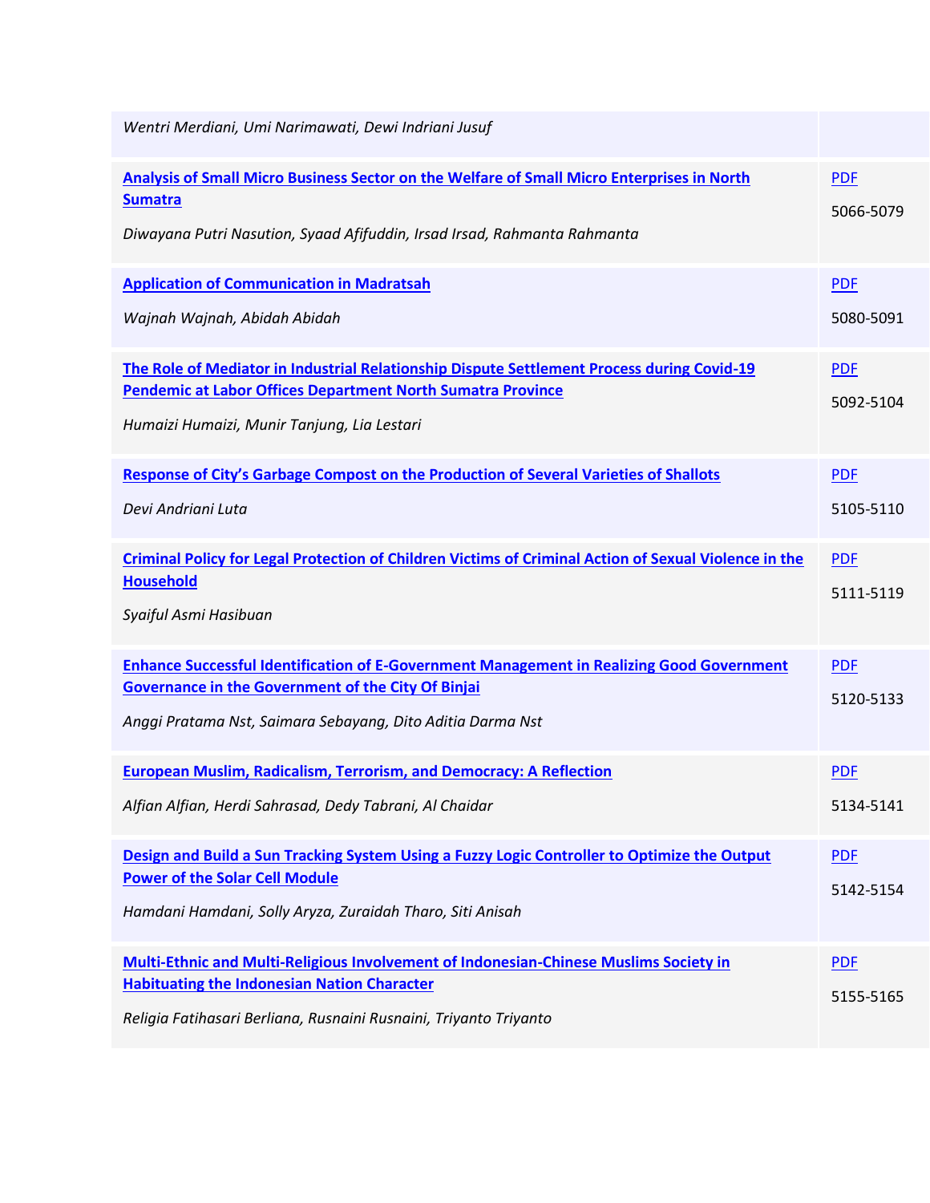| | |
|---|---|
| *Wentri Merdiani, Umi Narimawati, Dewi Indriani Jusuf* | |
| **Analysis of Small Micro Business Sector on the Welfare of Small Micro Enterprises in North Sumatra**<br><br>*Diwayana Putri Nasution, Syaad Afifuddin, Irsad Irsad, Rahmanta Rahmanta* | PDF<br><br>5066-5079 |
| **Application of Communication in Madratsah**<br><br>*Wajnah Wajnah, Abidah Abidah* | PDF<br><br>5080-5091 |
| **The Role of Mediator in Industrial Relationship Dispute Settlement Process during Covid-19 Pendemic at Labor Offices Department North Sumatra Province**<br><br>*Humaizi Humaizi, Munir Tanjung, Lia Lestari* | PDF<br><br>5092-5104 |
| **Response of City's Garbage Compost on the Production of Several Varieties of Shallots**<br><br>*Devi Andriani Luta* | PDF<br><br>5105-5110 |
| **Criminal Policy for Legal Protection of Children Victims of Criminal Action of Sexual Violence in the Household**<br><br>*Syaiful Asmi Hasibuan* | PDF<br><br>5111-5119 |
| **Enhance Successful Identification of E-Government Management in Realizing Good Government Governance in the Government of the City Of Binjai**<br><br>*Anggi Pratama Nst, Saimara Sebayang, Dito Aditia Darma Nst* | PDF<br><br>5120-5133 |
| **European Muslim, Radicalism, Terrorism, and Democracy: A Reflection**<br><br>*Alfian Alfian, Herdi Sahrasad, Dedy Tabrani, Al Chaidar* | PDF<br><br>5134-5141 |
| **Design and Build a Sun Tracking System Using a Fuzzy Logic Controller to Optimize the Output Power of the Solar Cell Module**<br><br>*Hamdani Hamdani, Solly Aryza, Zuraidah Tharo, Siti Anisah* | PDF<br><br>5142-5154 |
| **Multi-Ethnic and Multi-Religious Involvement of Indonesian-Chinese Muslims Society in Habituating the Indonesian Nation Character**<br><br>*Religia Fatihasari Berliana, Rusnaini Rusnaini, Triyanto Triyanto* | PDF<br><br>5155-5165 |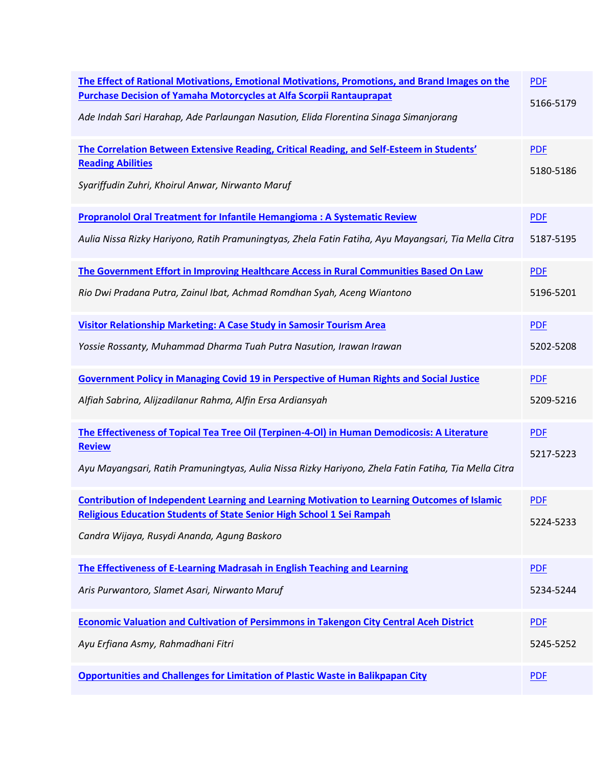| | |
|---|---|
| **The Effect of Rational Motivations, Emotional Motivations, Promotions, and Brand Images on the Purchase Decision of Yamaha Motorcycles at Alfa Scorpii Rantauprapat**<br>*Ade Indah Sari Harahap, Ade Parlaungan Nasution, Elida Florentina Sinaga Simanjorang* | PDF<br>5166-5179 |
| **The Correlation Between Extensive Reading, Critical Reading, and Self-Esteem in Students' Reading Abilities**<br>*Syariffudin Zuhri, Khoirul Anwar, Nirwanto Maruf* | PDF<br>5180-5186 |
| **Propranolol Oral Treatment for Infantile Hemangioma : A Systematic Review**<br>*Aulia Nissa Rizky Hariyono, Ratih Pramuningtyas, Zhela Fatin Fatiha, Ayu Mayangsari, Tia Mella Citra* | PDF<br>5187-5195 |
| **The Government Effort in Improving Healthcare Access in Rural Communities Based On Law**<br>*Rio Dwi Pradana Putra, Zainul Ibat, Achmad Romdhan Syah, Aceng Wiantono* | PDF<br>5196-5201 |
| **Visitor Relationship Marketing: A Case Study in Samosir Tourism Area**<br>*Yossie Rossanty, Muhammad Dharma Tuah Putra Nasution, Irawan Irawan* | PDF<br>5202-5208 |
| **Government Policy in Managing Covid 19 in Perspective of Human Rights and Social Justice**<br>*Alfiah Sabrina, Alijzadilanur Rahma, Alfin Ersa Ardiansyah* | PDF<br>5209-5216 |
| **The Effectiveness of Topical Tea Tree Oil (Terpinen-4-Ol) in Human Demodicosis: A Literature Review**<br>*Ayu Mayangsari, Ratih Pramuningtyas, Aulia Nissa Rizky Hariyono, Zhela Fatin Fatiha, Tia Mella Citra* | PDF<br>5217-5223 |
| **Contribution of Independent Learning and Learning Motivation to Learning Outcomes of Islamic Religious Education Students of State Senior High School 1 Sei Rampah**<br>*Candra Wijaya, Rusydi Ananda, Agung Baskoro* | PDF<br>5224-5233 |
| **The Effectiveness of E-Learning Madrasah in English Teaching and Learning**<br>*Aris Purwantoro, Slamet Asari, Nirwanto Maruf* | PDF<br>5234-5244 |
| **Economic Valuation and Cultivation of Persimmons in Takengon City Central Aceh District**<br>*Ayu Erfiana Asmy, Rahmadhani Fitri* | PDF<br>5245-5252 |
| **Opportunities and Challenges for Limitation of Plastic Waste in Balikpapan City** | PDF |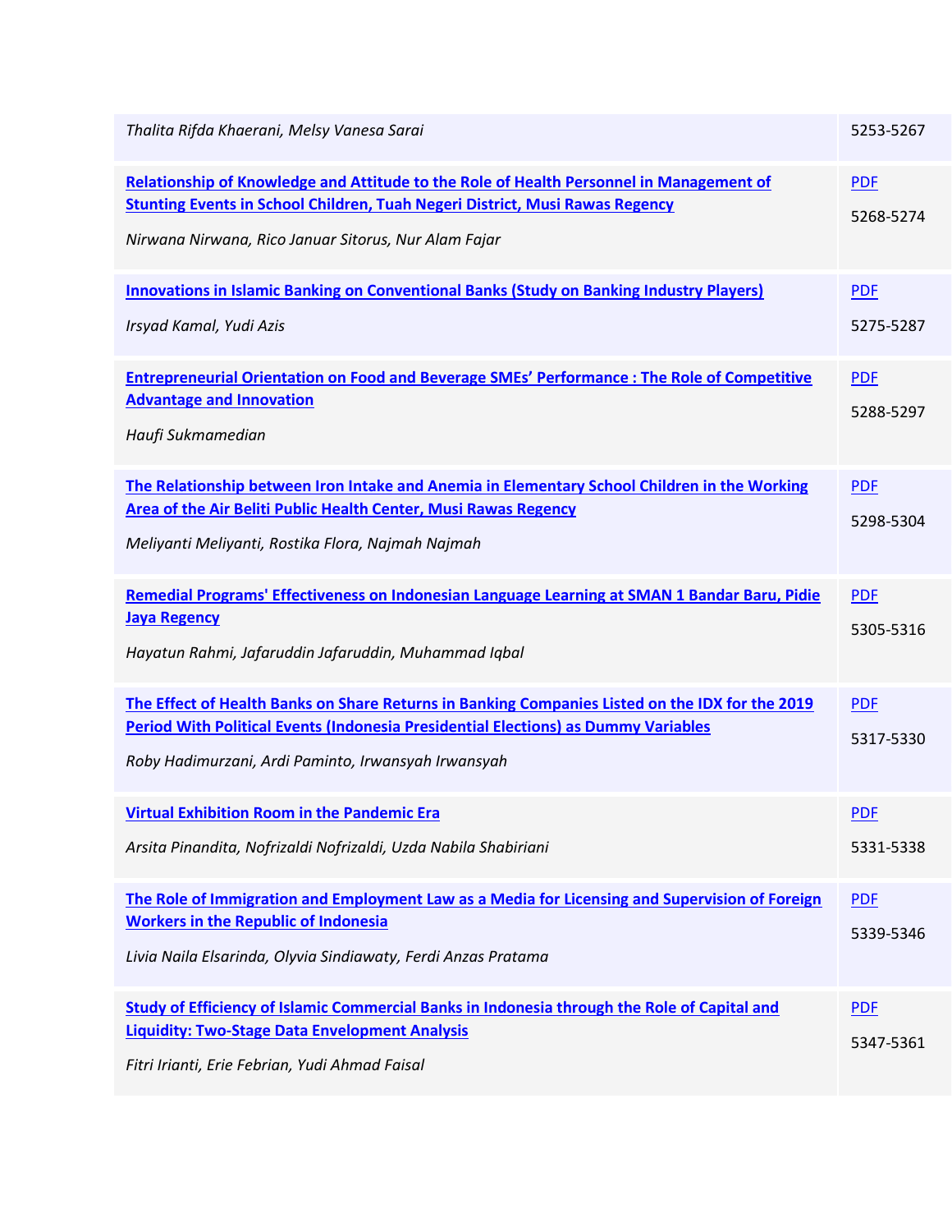| | |
|---|---|
| *Thalita Rifda Khaerani, Melsy Vanesa Sarai* | 5253-5267 |
| **Relationship of Knowledge and Attitude to the Role of Health Personnel in Management of Stunting Events in School Children, Tuah Negeri District, Musi Rawas Regency**<br>*Nirwana Nirwana, Rico Januar Sitorus, Nur Alam Fajar* | PDF<br>5268-5274 |
| **Innovations in Islamic Banking on Conventional Banks (Study on Banking Industry Players)**<br>*Irsyad Kamal, Yudi Azis* | PDF<br>5275-5287 |
| **Entrepreneurial Orientation on Food and Beverage SMEs' Performance : The Role of Competitive Advantage and Innovation**<br>*Haufi Sukmamedian* | PDF<br>5288-5297 |
| **The Relationship between Iron Intake and Anemia in Elementary School Children in the Working Area of the Air Beliti Public Health Center, Musi Rawas Regency**<br>*Meliyanti Meliyanti, Rostika Flora, Najmah Najmah* | PDF<br>5298-5304 |
| **Remedial Programs' Effectiveness on Indonesian Language Learning at SMAN 1 Bandar Baru, Pidie Jaya Regency**<br>*Hayatun Rahmi, Jafaruddin Jafaruddin, Muhammad Iqbal* | PDF<br>5305-5316 |
| **The Effect of Health Banks on Share Returns in Banking Companies Listed on the IDX for the 2019 Period With Political Events (Indonesia Presidential Elections) as Dummy Variables**<br>*Roby Hadimurzani, Ardi Paminto, Irwansyah Irwansyah* | PDF<br>5317-5330 |
| **Virtual Exhibition Room in the Pandemic Era**<br>*Arsita Pinandita, Nofrizaldi Nofrizaldi, Uzda Nabila Shabiriani* | PDF<br>5331-5338 |
| **The Role of Immigration and Employment Law as a Media for Licensing and Supervision of Foreign Workers in the Republic of Indonesia**<br>*Livia Naila Elsarinda, Olyvia Sindiawaty, Ferdi Anzas Pratama* | PDF<br>5339-5346 |
| **Study of Efficiency of Islamic Commercial Banks in Indonesia through the Role of Capital and Liquidity: Two-Stage Data Envelopment Analysis**<br>*Fitri Irianti, Erie Febrian, Yudi Ahmad Faisal* | PDF<br>5347-5361 |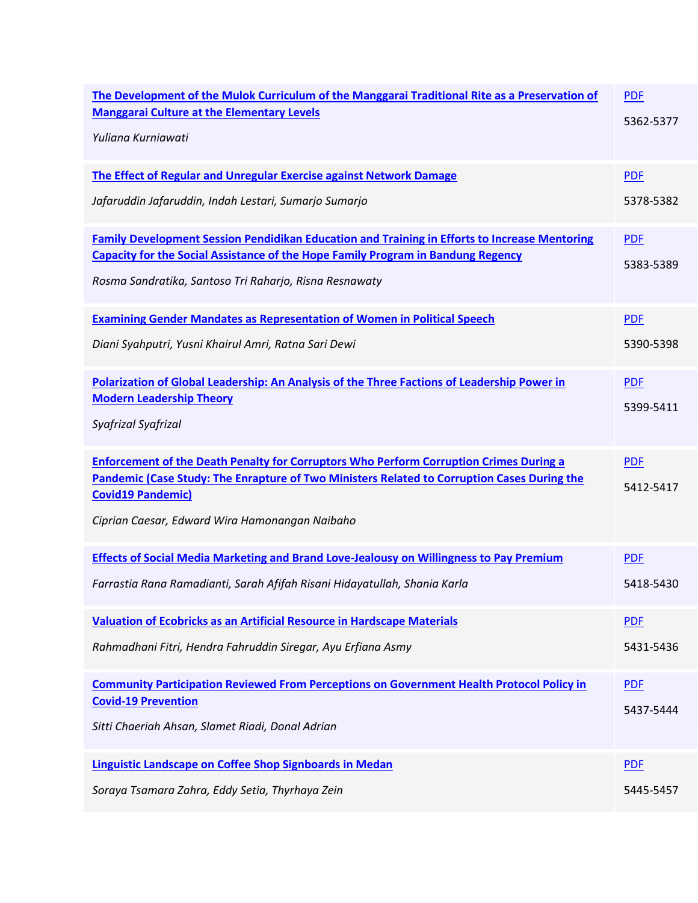| | |
|---|---|
| **The Development of the Mulok Curriculum of the Manggarai Traditional Rite as a Preservation of Manggarai Culture at the Elementary Levels**<br>*Yuliana Kurniawati* | PDF<br>5362-5377 |
| **The Effect of Regular and Unregular Exercise against Network Damage**<br>*Jafaruddin Jafaruddin, Indah Lestari, Sumarjo Sumarjo* | PDF<br>5378-5382 |
| **Family Development Session Pendidikan Education and Training in Efforts to Increase Mentoring Capacity for the Social Assistance of the Hope Family Program in Bandung Regency**<br>*Rosma Sandratika, Santoso Tri Raharjo, Risna Resnawaty* | PDF<br>5383-5389 |
| **Examining Gender Mandates as Representation of Women in Political Speech**<br>*Diani Syahputri, Yusni Khairul Amri, Ratna Sari Dewi* | PDF<br>5390-5398 |
| **Polarization of Global Leadership: An Analysis of the Three Factions of Leadership Power in Modern Leadership Theory**<br>*Syafrizal Syafrizal* | PDF<br>5399-5411 |
| **Enforcement of the Death Penalty for Corruptors Who Perform Corruption Crimes During a Pandemic (Case Study: The Enrapture of Two Ministers Related to Corruption Cases During the Covid19 Pandemic)**<br>*Ciprian Caesar, Edward Wira Hamonangan Naibaho* | PDF<br>5412-5417 |
| **Effects of Social Media Marketing and Brand Love-Jealousy on Willingness to Pay Premium**<br>*Farrastia Rana Ramadianti, Sarah Afifah Risani Hidayatullah, Shania Karla* | PDF<br>5418-5430 |
| **Valuation of Ecobricks as an Artificial Resource in Hardscape Materials**<br>*Rahmadhani Fitri, Hendra Fahruddin Siregar, Ayu Erfiana Asmy* | PDF<br>5431-5436 |
| **Community Participation Reviewed From Perceptions on Government Health Protocol Policy in Covid-19 Prevention**<br>*Sitti Chaeriah Ahsan, Slamet Riadi, Donal Adrian* | PDF<br>5437-5444 |
| **Linguistic Landscape on Coffee Shop Signboards in Medan**<br>*Soraya Tsamara Zahra, Eddy Setia, Thyrhaya Zein* | PDF<br>5445-5457 |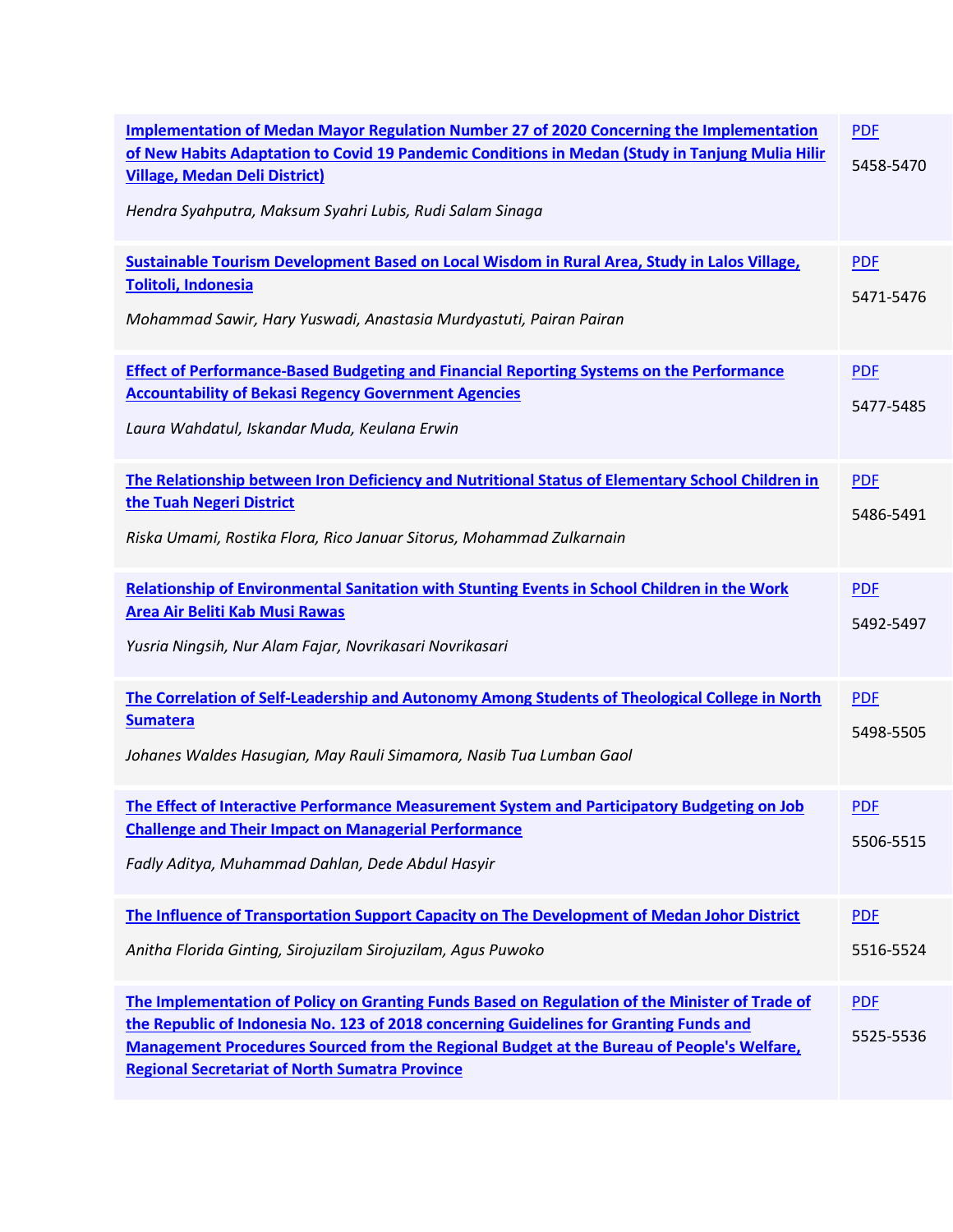| | |
|---|---|
| **Implementation of Medan Mayor Regulation Number 27 of 2020 Concerning the Implementation of New Habits Adaptation to Covid 19 Pandemic Conditions in Medan (Study in Tanjung Mulia Hilir Village, Medan Deli District)**<br><br>*Hendra Syahputra, Maksum Syahri Lubis, Rudi Salam Sinaga* | PDF<br><br>5458-5470 |
| **Sustainable Tourism Development Based on Local Wisdom in Rural Area, Study in Lalos Village, Tolitoli, Indonesia**<br><br>*Mohammad Sawir, Hary Yuswadi, Anastasia Murdyastuti, Pairan Pairan* | PDF<br><br>5471-5476 |
| **Effect of Performance-Based Budgeting and Financial Reporting Systems on the Performance Accountability of Bekasi Regency Government Agencies**<br><br>*Laura Wahdatul, Iskandar Muda, Keulana Erwin* | PDF<br><br>5477-5485 |
| **The Relationship between Iron Deficiency and Nutritional Status of Elementary School Children in the Tuah Negeri District**<br><br>*Riska Umami, Rostika Flora, Rico Januar Sitorus, Mohammad Zulkarnain* | PDF<br><br>5486-5491 |
| **Relationship of Environmental Sanitation with Stunting Events in School Children in the Work Area Air Beliti Kab Musi Rawas**<br><br>*Yusria Ningsih, Nur Alam Fajar, Novrikasari Novrikasari* | PDF<br><br>5492-5497 |
| **The Correlation of Self-Leadership and Autonomy Among Students of Theological College in North Sumatera**<br><br>*Johanes Waldes Hasugian, May Rauli Simamora, Nasib Tua Lumban Gaol* | PDF<br><br>5498-5505 |
| **The Effect of Interactive Performance Measurement System and Participatory Budgeting on Job Challenge and Their Impact on Managerial Performance**<br><br>*Fadly Aditya, Muhammad Dahlan, Dede Abdul Hasyir* | PDF<br><br>5506-5515 |
| **The Influence of Transportation Support Capacity on The Development of Medan Johor District**<br><br>*Anitha Florida Ginting, Sirojuzilam Sirojuzilam, Agus Puwoko* | PDF<br><br>5516-5524 |
| **The Implementation of Policy on Granting Funds Based on Regulation of the Minister of Trade of the Republic of Indonesia No. 123 of 2018 concerning Guidelines for Granting Funds and Management Procedures Sourced from the Regional Budget at the Bureau of People's Welfare, Regional Secretariat of North Sumatra Province** | PDF<br><br>5525-5536 |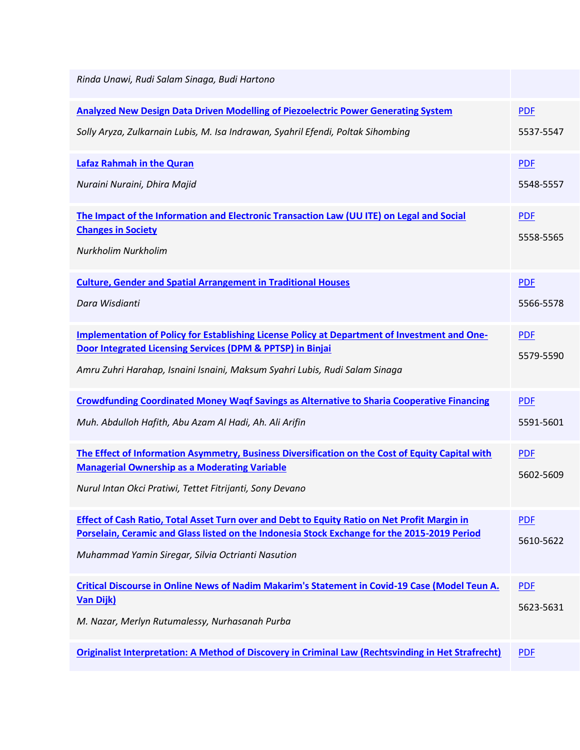| | |
|---|---|
| *Rinda Unawi, Rudi Salam Sinaga, Budi Hartono* | |
| **Analyzed New Design Data Driven Modelling of Piezoelectric Power Generating System**<br>*Solly Aryza, Zulkarnain Lubis, M. Isa Indrawan, Syahril Efendi, Poltak Sihombing* | PDF<br>5537-5547 |
| **Lafaz Rahmah in the Quran**<br>*Nuraini Nuraini, Dhira Majid* | PDF<br>5548-5557 |
| **The Impact of the Information and Electronic Transaction Law (UU ITE) on Legal and Social Changes in Society**<br>*Nurkholim Nurkholim* | PDF<br>5558-5565 |
| **Culture, Gender and Spatial Arrangement in Traditional Houses**<br>*Dara Wisdianti* | PDF<br>5566-5578 |
| **Implementation of Policy for Establishing License Policy at Department of Investment and One-Door Integrated Licensing Services (DPM & PPTSP) in Binjai**<br>*Amru Zuhri Harahap, Isnaini Isnaini, Maksum Syahri Lubis, Rudi Salam Sinaga* | PDF<br>5579-5590 |
| **Crowdfunding Coordinated Money Waqf Savings as Alternative to Sharia Cooperative Financing**<br>*Muh. Abdulloh Hafith, Abu Azam Al Hadi, Ah. Ali Arifin* | PDF<br>5591-5601 |
| **The Effect of Information Asymmetry, Business Diversification on the Cost of Equity Capital with Managerial Ownership as a Moderating Variable**<br>*Nurul Intan Okci Pratiwi, Tettet Fitrijanti, Sony Devano* | PDF<br>5602-5609 |
| **Effect of Cash Ratio, Total Asset Turn over and Debt to Equity Ratio on Net Profit Margin in Porselain, Ceramic and Glass listed on the Indonesia Stock Exchange for the 2015-2019 Period**<br>*Muhammad Yamin Siregar, Silvia Octrianti Nasution* | PDF<br>5610-5622 |
| **Critical Discourse in Online News of Nadim Makarim's Statement in Covid-19 Case (Model Teun A. Van Dijk)**<br>*M. Nazar, Merlyn Rutumalessy, Nurhasanah Purba* | PDF<br>5623-5631 |
| **Originalist Interpretation: A Method of Discovery in Criminal Law (Rechtsvinding in Het Strafrecht)** | PDF |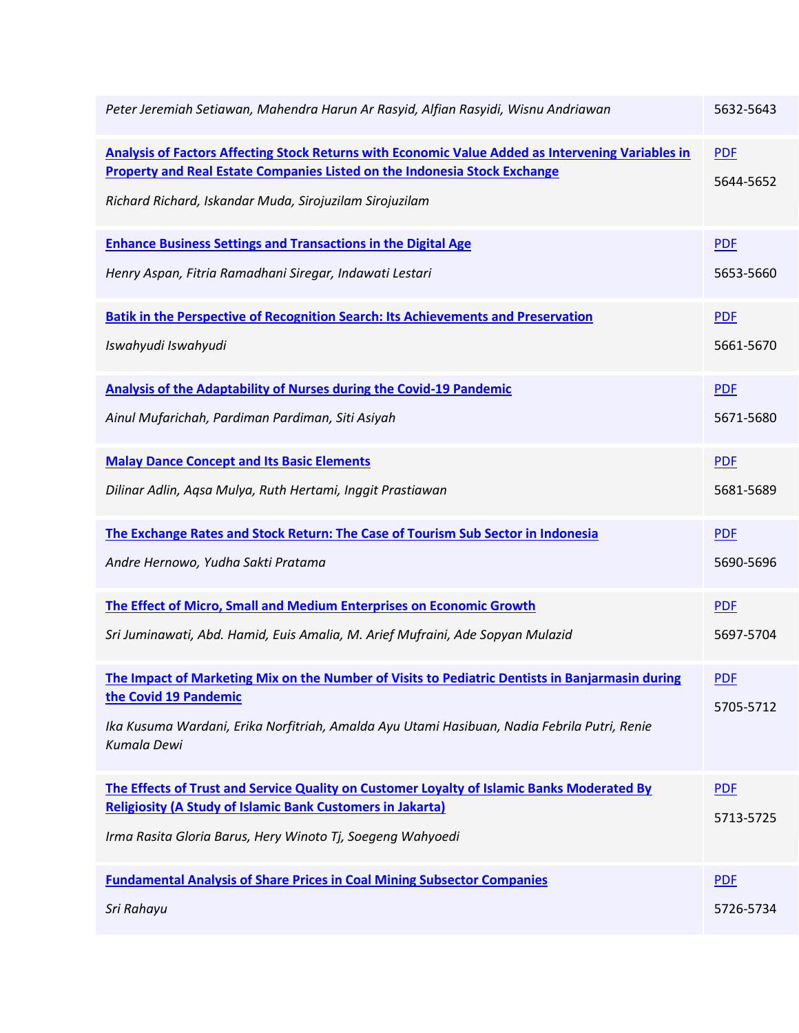| | |
|---|---|
| *Peter Jeremiah Setiawan, Mahendra Harun Ar Rasyid, Alfian Rasyidi, Wisnu Andriawan* | 5632-5643 |
| **Analysis of Factors Affecting Stock Returns with Economic Value Added as Intervening Variables in Property and Real Estate Companies Listed on the Indonesia Stock Exchange**<br>*Richard Richard, Iskandar Muda, Sirojuzilam Sirojuzilam* | PDF<br>5644-5652 |
| **Enhance Business Settings and Transactions in the Digital Age**<br>*Henry Aspan, Fitria Ramadhani Siregar, Indawati Lestari* | PDF<br>5653-5660 |
| **Batik in the Perspective of Recognition Search: Its Achievements and Preservation**<br>*Iswahyudi Iswahyudi* | PDF<br>5661-5670 |
| **Analysis of the Adaptability of Nurses during the Covid-19 Pandemic**<br>*Ainul Mufarichah, Pardiman Pardiman, Siti Asiyah* | PDF<br>5671-5680 |
| **Malay Dance Concept and Its Basic Elements**<br>*Dilinar Adlin, Aqsa Mulya, Ruth Hertami, Inggit Prastiawan* | PDF<br>5681-5689 |
| **The Exchange Rates and Stock Return: The Case of Tourism Sub Sector in Indonesia**<br>*Andre Hernowo, Yudha Sakti Pratama* | PDF<br>5690-5696 |
| **The Effect of Micro, Small and Medium Enterprises on Economic Growth**<br>*Sri Juminawati, Abd. Hamid, Euis Amalia, M. Arief Mufraini, Ade Sopyan Mulazid* | PDF<br>5697-5704 |
| **The Impact of Marketing Mix on the Number of Visits to Pediatric Dentists in Banjarmasin during the Covid 19 Pandemic**<br>*Ika Kusuma Wardani, Erika Norfitriah, Amalda Ayu Utami Hasibuan, Nadia Febrila Putri, Renie Kumala Dewi* | PDF<br>5705-5712 |
| **The Effects of Trust and Service Quality on Customer Loyalty of Islamic Banks Moderated By Religiosity (A Study of Islamic Bank Customers in Jakarta)**<br>*Irma Rasita Gloria Barus, Hery Winoto Tj, Soegeng Wahyoedi* | PDF<br>5713-5725 |
| **Fundamental Analysis of Share Prices in Coal Mining Subsector Companies**<br>*Sri Rahayu* | PDF<br>5726-5734 |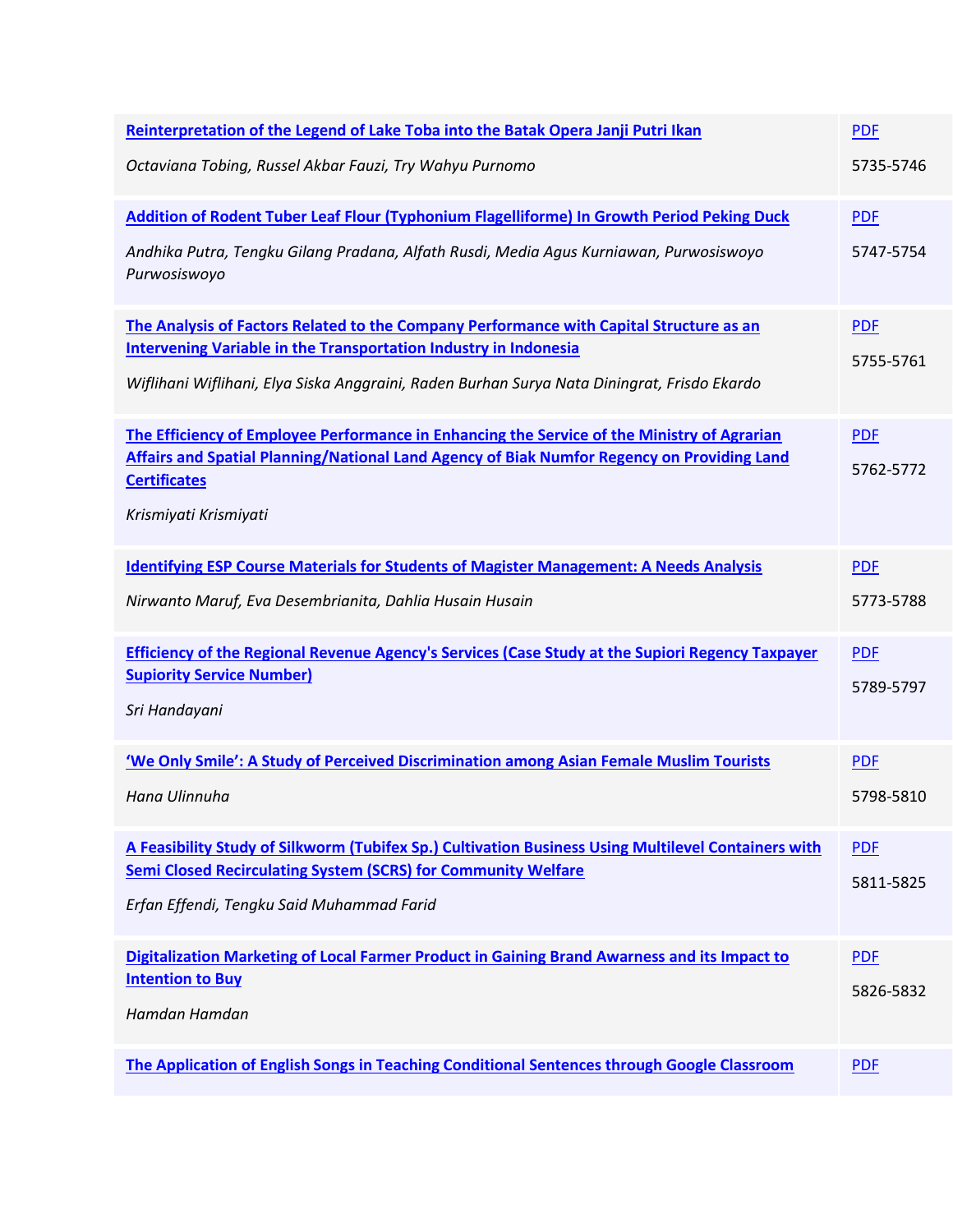| | |
|---|---|
| **Reinterpretation of the Legend of Lake Toba into the Batak Opera Janji Putri Ikan**<br>*Octaviana Tobing, Russel Akbar Fauzi, Try Wahyu Purnomo* | PDF<br>5735-5746 |
| **Addition of Rodent Tuber Leaf Flour (Typhonium Flagelliforme) In Growth Period Peking Duck**<br>*Andhika Putra, Tengku Gilang Pradana, Alfath Rusdi, Media Agus Kurniawan, Purwosiswoyo Purwosiswoyo* | PDF<br>5747-5754 |
| **The Analysis of Factors Related to the Company Performance with Capital Structure as an Intervening Variable in the Transportation Industry in Indonesia**<br>*Wiflihani Wiflihani, Elya Siska Anggraini, Raden Burhan Surya Nata Diningrat, Frisdo Ekardo* | PDF<br>5755-5761 |
| **The Efficiency of Employee Performance in Enhancing the Service of the Ministry of Agrarian Affairs and Spatial Planning/National Land Agency of Biak Numfor Regency on Providing Land Certificates**<br>*Krismiyati Krismiyati* | PDF<br>5762-5772 |
| **Identifying ESP Course Materials for Students of Magister Management: A Needs Analysis**<br>*Nirwanto Maruf, Eva Desembrianita, Dahlia Husain Husain* | PDF<br>5773-5788 |
| **Efficiency of the Regional Revenue Agency's Services (Case Study at the Supiori Regency Taxpayer Supiority Service Number)**<br>*Sri Handayani* | PDF<br>5789-5797 |
| **'We Only Smile': A Study of Perceived Discrimination among Asian Female Muslim Tourists**<br>*Hana Ulinnuha* | PDF<br>5798-5810 |
| **A Feasibility Study of Silkworm (Tubifex Sp.) Cultivation Business Using Multilevel Containers with Semi Closed Recirculating System (SCRS) for Community Welfare**<br>*Erfan Effendi, Tengku Said Muhammad Farid* | PDF<br>5811-5825 |
| **Digitalization Marketing of Local Farmer Product in Gaining Brand Awarness and its Impact to Intention to Buy**<br>*Hamdan Hamdan* | PDF<br>5826-5832 |
| **The Application of English Songs in Teaching Conditional Sentences through Google Classroom** | PDF |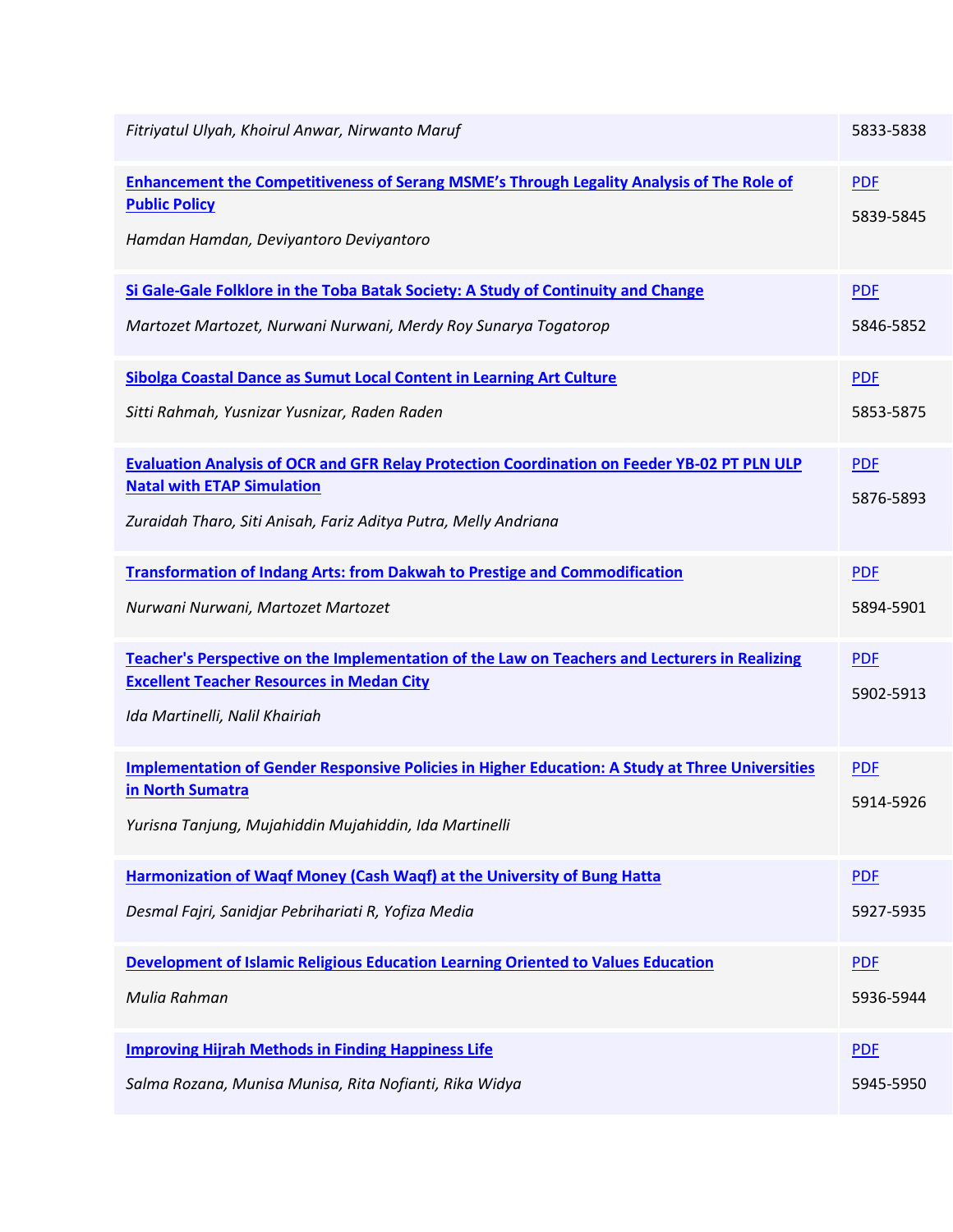| | |
|---|---|
| *Fitriyatul Ulyah, Khoirul Anwar, Nirwanto Maruf* | 5833-5838 |
| **Enhancement the Competitiveness of Serang MSME's Through Legality Analysis of The Role of Public Policy**<br>*Hamdan Hamdan, Deviyantoro Deviyantoro* | PDF<br>5839-5845 |
| **Si Gale-Gale Folklore in the Toba Batak Society: A Study of Continuity and Change**<br>*Martozet Martozet, Nurwani Nurwani, Merdy Roy Sunarya Togatorop* | PDF<br>5846-5852 |
| **Sibolga Coastal Dance as Sumut Local Content in Learning Art Culture**<br>*Sitti Rahmah, Yusnizar Yusnizar, Raden Raden* | PDF<br>5853-5875 |
| **Evaluation Analysis of OCR and GFR Relay Protection Coordination on Feeder YB-02 PT PLN ULP Natal with ETAP Simulation**<br>*Zuraidah Tharo, Siti Anisah, Fariz Aditya Putra, Melly Andriana* | PDF<br>5876-5893 |
| **Transformation of Indang Arts: from Dakwah to Prestige and Commodification**<br>*Nurwani Nurwani, Martozet Martozet* | PDF<br>5894-5901 |
| **Teacher's Perspective on the Implementation of the Law on Teachers and Lecturers in Realizing Excellent Teacher Resources in Medan City**<br>*Ida Martinelli, Nalil Khairiah* | PDF<br>5902-5913 |
| **Implementation of Gender Responsive Policies in Higher Education: A Study at Three Universities in North Sumatra**<br>*Yurisna Tanjung, Mujahiddin Mujahiddin, Ida Martinelli* | PDF<br>5914-5926 |
| **Harmonization of Waqf Money (Cash Waqf) at the University of Bung Hatta**<br>*Desmal Fajri, Sanidjar Pebrihariati R, Yofiza Media* | PDF<br>5927-5935 |
| **Development of Islamic Religious Education Learning Oriented to Values Education**<br>*Mulia Rahman* | PDF<br>5936-5944 |
| **Improving Hijrah Methods in Finding Happiness Life**<br>*Salma Rozana, Munisa Munisa, Rita Nofianti, Rika Widya* | PDF<br>5945-5950 |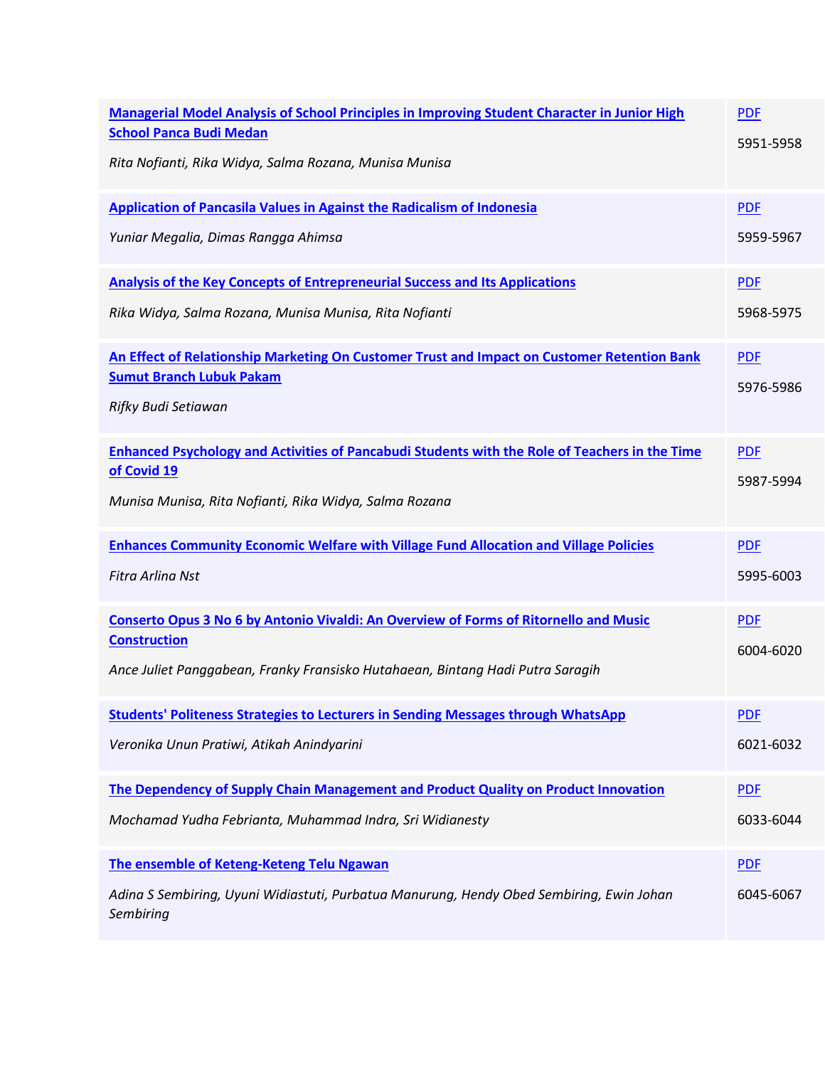| | |
|---|---|
| **Managerial Model Analysis of School Principles in Improving Student Character in Junior High School Panca Budi Medan**<br><br>*Rita Nofianti, Rika Widya, Salma Rozana, Munisa Munisa* | PDF<br><br>5951-5958 |
| **Application of Pancasila Values in Against the Radicalism of Indonesia**<br><br>*Yuniar Megalia, Dimas Rangga Ahimsa* | PDF<br><br>5959-5967 |
| **Analysis of the Key Concepts of Entrepreneurial Success and Its Applications**<br><br>*Rika Widya, Salma Rozana, Munisa Munisa, Rita Nofianti* | PDF<br><br>5968-5975 |
| **An Effect of Relationship Marketing On Customer Trust and Impact on Customer Retention Bank Sumut Branch Lubuk Pakam**<br><br>*Rifky Budi Setiawan* | PDF<br><br>5976-5986 |
| **Enhanced Psychology and Activities of Pancabudi Students with the Role of Teachers in the Time of Covid 19**<br><br>*Munisa Munisa, Rita Nofianti, Rika Widya, Salma Rozana* | PDF<br><br>5987-5994 |
| **Enhances Community Economic Welfare with Village Fund Allocation and Village Policies**<br><br>*Fitra Arlina Nst* | PDF<br><br>5995-6003 |
| **Conserto Opus 3 No 6 by Antonio Vivaldi: An Overview of Forms of Ritornello and Music Construction**<br><br>*Ance Juliet Panggabean, Franky Fransisko Hutahaean, Bintang Hadi Putra Saragih* | PDF<br><br>6004-6020 |
| **Students' Politeness Strategies to Lecturers in Sending Messages through WhatsApp**<br><br>*Veronika Unun Pratiwi, Atikah Anindyarini* | PDF<br><br>6021-6032 |
| **The Dependency of Supply Chain Management and Product Quality on Product Innovation**<br><br>*Mochamad Yudha Febrianta, Muhammad Indra, Sri Widianesty* | PDF<br><br>6033-6044 |
| **The ensemble of Keteng-Keteng Telu Ngawan**<br><br>*Adina S Sembiring, Uyuni Widiastuti, Purbatua Manurung, Hendy Obed Sembiring, Ewin Johan Sembiring* | PDF<br><br>6045-6067 |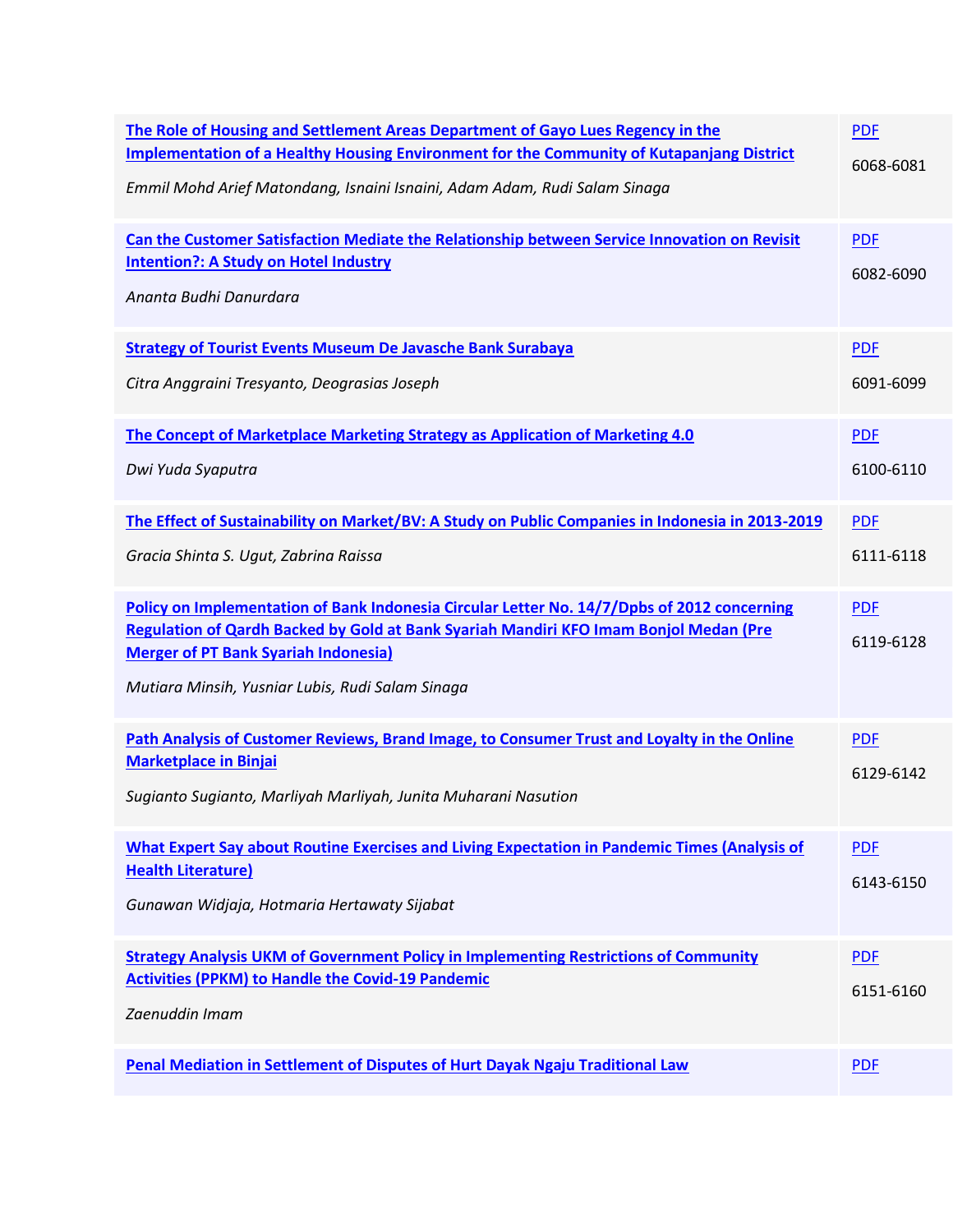| | |
|---|---|
| **The Role of Housing and Settlement Areas Department of Gayo Lues Regency in the Implementation of a Healthy Housing Environment for the Community of Kutapanjang District**<br>*Emmil Mohd Arief Matondang, Isnaini Isnaini, Adam Adam, Rudi Salam Sinaga* | PDF<br>6068-6081 |
| **Can the Customer Satisfaction Mediate the Relationship between Service Innovation on Revisit Intention?: A Study on Hotel Industry**<br>*Ananta Budhi Danurdara* | PDF<br>6082-6090 |
| **Strategy of Tourist Events Museum De Javasche Bank Surabaya**<br>*Citra Anggraini Tresyanto, Deograsias Joseph* | PDF<br>6091-6099 |
| **The Concept of Marketplace Marketing Strategy as Application of Marketing 4.0**<br>*Dwi Yuda Syaputra* | PDF<br>6100-6110 |
| **The Effect of Sustainability on Market/BV: A Study on Public Companies in Indonesia in 2013-2019**<br>*Gracia Shinta S. Ugut, Zabrina Raissa* | PDF<br>6111-6118 |
| **Policy on Implementation of Bank Indonesia Circular Letter No. 14/7/Dpbs of 2012 concerning Regulation of Qardh Backed by Gold at Bank Syariah Mandiri KFO Imam Bonjol Medan (Pre Merger of PT Bank Syariah Indonesia)**<br>*Mutiara Minsih, Yusniar Lubis, Rudi Salam Sinaga* | PDF<br>6119-6128 |
| **Path Analysis of Customer Reviews, Brand Image, to Consumer Trust and Loyalty in the Online Marketplace in Binjai**<br>*Sugianto Sugianto, Marliyah Marliyah, Junita Muharani Nasution* | PDF<br>6129-6142 |
| **What Expert Say about Routine Exercises and Living Expectation in Pandemic Times (Analysis of Health Literature)**<br>*Gunawan Widjaja, Hotmaria Hertawaty Sijabat* | PDF<br>6143-6150 |
| **Strategy Analysis UKM of Government Policy in Implementing Restrictions of Community Activities (PPKM) to Handle the Covid-19 Pandemic**<br>*Zaenuddin Imam* | PDF<br>6151-6160 |
| **Penal Mediation in Settlement of Disputes of Hurt Dayak Ngaju Traditional Law** | PDF |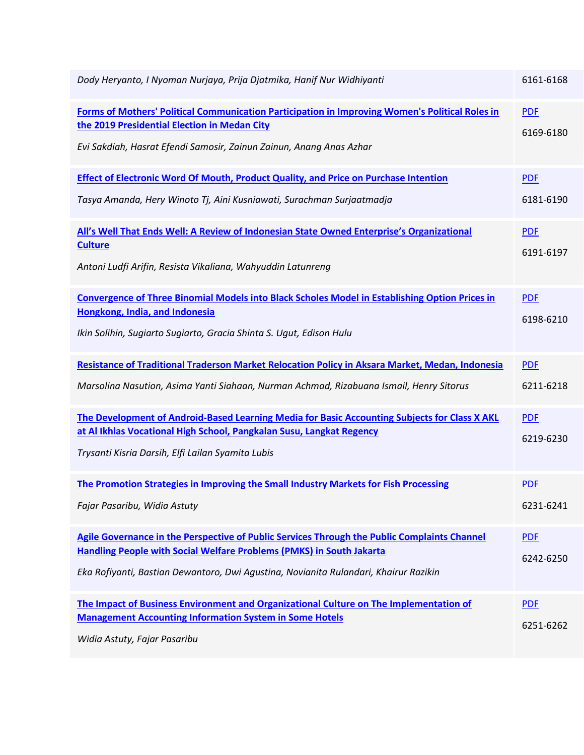| | |
|---|---|
| *Dody Heryanto, I Nyoman Nurjaya, Prija Djatmika, Hanif Nur Widhiyanti* | 6161-6168 |
| **Forms of Mothers' Political Communication Participation in Improving Women's Political Roles in the 2019 Presidential Election in Medan City**<br>*Evi Sakdiah, Hasrat Efendi Samosir, Zainun Zainun, Anang Anas Azhar* | PDF<br>6169-6180 |
| **Effect of Electronic Word Of Mouth, Product Quality, and Price on Purchase Intention**<br>*Tasya Amanda, Hery Winoto Tj, Aini Kusniawati, Surachman Surjaatmadja* | PDF<br>6181-6190 |
| **All's Well That Ends Well: A Review of Indonesian State Owned Enterprise's Organizational Culture**<br>*Antoni Ludfi Arifin, Resista Vikaliana, Wahyuddin Latunreng* | PDF<br>6191-6197 |
| **Convergence of Three Binomial Models into Black Scholes Model in Establishing Option Prices in Hongkong, India, and Indonesia**<br>*Ikin Solihin, Sugiarto Sugiarto, Gracia Shinta S. Ugut, Edison Hulu* | PDF<br>6198-6210 |
| **Resistance of Traditional Traderson Market Relocation Policy in Aksara Market, Medan, Indonesia**<br>*Marsolina Nasution, Asima Yanti Siahaan, Nurman Achmad, Rizabuana Ismail, Henry Sitorus* | PDF<br>6211-6218 |
| **The Development of Android-Based Learning Media for Basic Accounting Subjects for Class X AKL at Al Ikhlas Vocational High School, Pangkalan Susu, Langkat Regency**<br>*Trysanti Kisria Darsih, Elfi Lailan Syamita Lubis* | PDF<br>6219-6230 |
| **The Promotion Strategies in Improving the Small Industry Markets for Fish Processing**<br>*Fajar Pasaribu, Widia Astuty* | PDF<br>6231-6241 |
| **Agile Governance in the Perspective of Public Services Through the Public Complaints Channel Handling People with Social Welfare Problems (PMKS) in South Jakarta**<br>*Eka Rofiyanti, Bastian Dewantoro, Dwi Agustina, Novianita Rulandari, Khairur Razikin* | PDF<br>6242-6250 |
| **The Impact of Business Environment and Organizational Culture on The Implementation of Management Accounting Information System in Some Hotels**<br>*Widia Astuty, Fajar Pasaribu* | PDF<br>6251-6262 |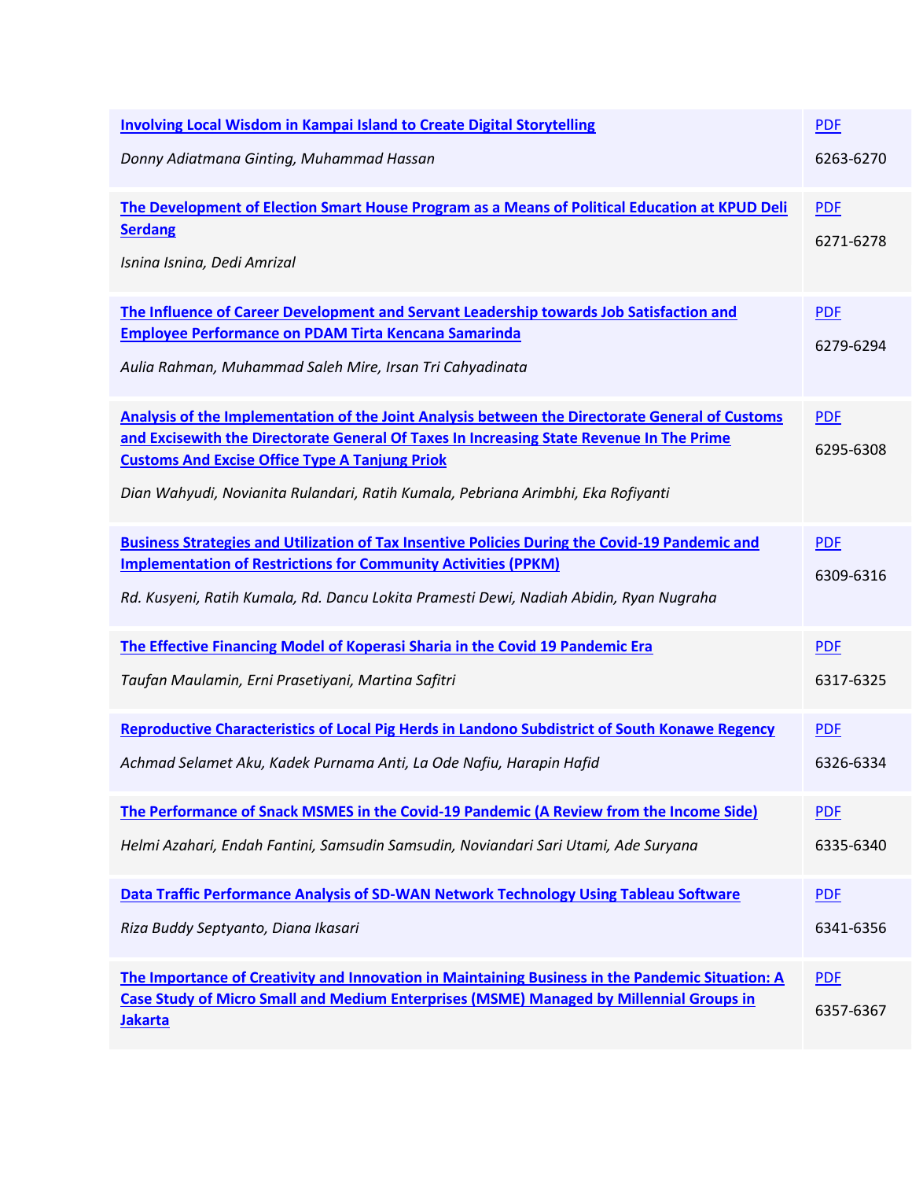| | |
|---|---|
| **Involving Local Wisdom in Kampai Island to Create Digital Storytelling**<br><br>*Donny Adiatmana Ginting, Muhammad Hassan* | PDF<br><br>6263-6270 |
| **The Development of Election Smart House Program as a Means of Political Education at KPUD Deli Serdang**<br><br>*Isnina Isnina, Dedi Amrizal* | PDF<br><br>6271-6278 |
| **The Influence of Career Development and Servant Leadership towards Job Satisfaction and Employee Performance on PDAM Tirta Kencana Samarinda**<br><br>*Aulia Rahman, Muhammad Saleh Mire, Irsan Tri Cahyadinata* | PDF<br><br>6279-6294 |
| **Analysis of the Implementation of the Joint Analysis between the Directorate General of Customs and Excisewith the Directorate General Of Taxes In Increasing State Revenue In The Prime Customs And Excise Office Type A Tanjung Priok**<br><br>*Dian Wahyudi, Novianita Rulandari, Ratih Kumala, Pebriana Arimbhi, Eka Rofiyanti* | PDF<br><br>6295-6308 |
| **Business Strategies and Utilization of Tax Insentive Policies During the Covid-19 Pandemic and Implementation of Restrictions for Community Activities (PPKM)**<br><br>*Rd. Kusyeni, Ratih Kumala, Rd. Dancu Lokita Pramesti Dewi, Nadiah Abidin, Ryan Nugraha* | PDF<br><br>6309-6316 |
| **The Effective Financing Model of Koperasi Sharia in the Covid 19 Pandemic Era**<br><br>*Taufan Maulamin, Erni Prasetiyani, Martina Safitri* | PDF<br><br>6317-6325 |
| **Reproductive Characteristics of Local Pig Herds in Landono Subdistrict of South Konawe Regency**<br><br>*Achmad Selamet Aku, Kadek Purnama Anti, La Ode Nafiu, Harapin Hafid* | PDF<br><br>6326-6334 |
| **The Performance of Snack MSMES in the Covid-19 Pandemic (A Review from the Income Side)**<br><br>*Helmi Azahari, Endah Fantini, Samsudin Samsudin, Noviandari Sari Utami, Ade Suryana* | PDF<br><br>6335-6340 |
| **Data Traffic Performance Analysis of SD-WAN Network Technology Using Tableau Software**<br><br>*Riza Buddy Septyanto, Diana Ikasari* | PDF<br><br>6341-6356 |
| **The Importance of Creativity and Innovation in Maintaining Business in the Pandemic Situation: A Case Study of Micro Small and Medium Enterprises (MSME) Managed by Millennial Groups in Jakarta** | PDF<br><br>6357-6367 |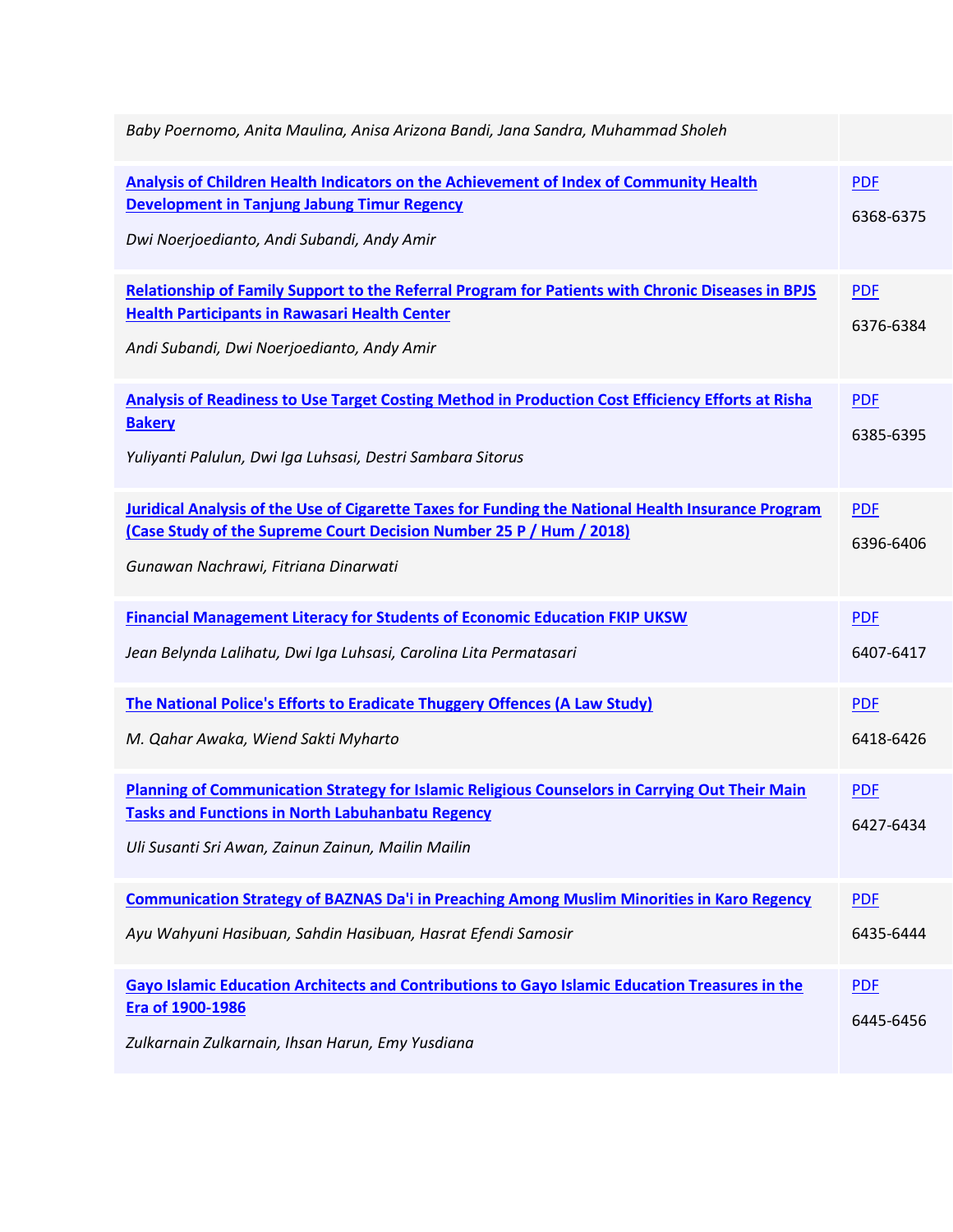| | |
|---|---|
| *Baby Poernomo, Anita Maulina, Anisa Arizona Bandi, Jana Sandra, Muhammad Sholeh* | |
| **Analysis of Children Health Indicators on the Achievement of Index of Community Health Development in Tanjung Jabung Timur Regency**<br>*Dwi Noerjoedianto, Andi Subandi, Andy Amir* | PDF<br>6368-6375 |
| **Relationship of Family Support to the Referral Program for Patients with Chronic Diseases in BPJS Health Participants in Rawasari Health Center**<br>*Andi Subandi, Dwi Noerjoedianto, Andy Amir* | PDF<br>6376-6384 |
| **Analysis of Readiness to Use Target Costing Method in Production Cost Efficiency Efforts at Risha Bakery**<br>*Yuliyanti Palulun, Dwi Iga Luhsasi, Destri Sambara Sitorus* | PDF<br>6385-6395 |
| **Juridical Analysis of the Use of Cigarette Taxes for Funding the National Health Insurance Program (Case Study of the Supreme Court Decision Number 25 P / Hum / 2018)**<br>*Gunawan Nachrawi, Fitriana Dinarwati* | PDF<br>6396-6406 |
| **Financial Management Literacy for Students of Economic Education FKIP UKSW**<br>*Jean Belynda Lalihatu, Dwi Iga Luhsasi, Carolina Lita Permatasari* | PDF<br>6407-6417 |
| **The National Police's Efforts to Eradicate Thuggery Offences (A Law Study)**<br>*M. Qahar Awaka, Wiend Sakti Myharto* | PDF<br>6418-6426 |
| **Planning of Communication Strategy for Islamic Religious Counselors in Carrying Out Their Main Tasks and Functions in North Labuhanbatu Regency**<br>*Uli Susanti Sri Awan, Zainun Zainun, Mailin Mailin* | PDF<br>6427-6434 |
| **Communication Strategy of BAZNAS Da'i in Preaching Among Muslim Minorities in Karo Regency**<br>*Ayu Wahyuni Hasibuan, Sahdin Hasibuan, Hasrat Efendi Samosir* | PDF<br>6435-6444 |
| **Gayo Islamic Education Architects and Contributions to Gayo Islamic Education Treasures in the Era of 1900-1986**<br>*Zulkarnain Zulkarnain, Ihsan Harun, Emy Yusdiana* | PDF<br>6445-6456 |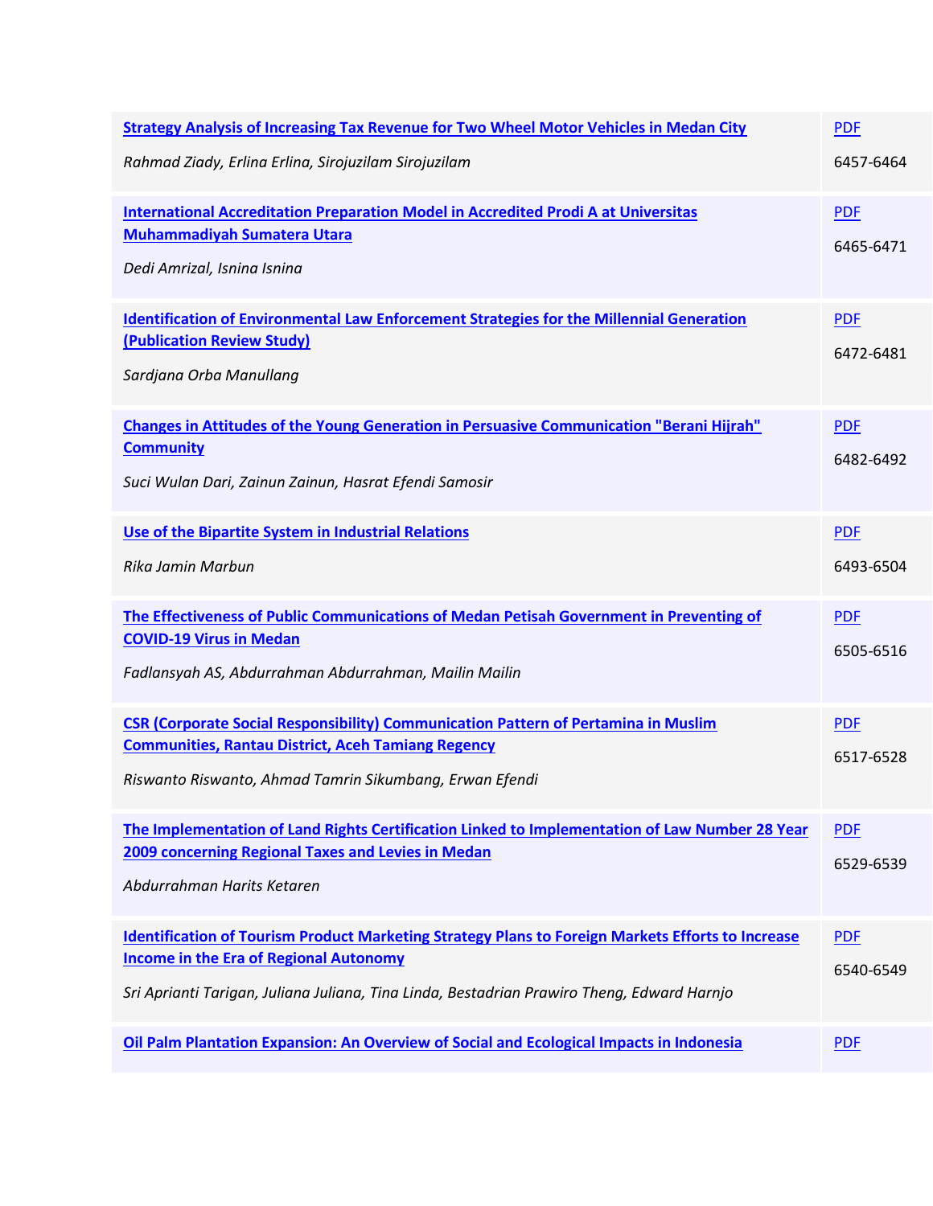| | |
|---|---|
| **Strategy Analysis of Increasing Tax Revenue for Two Wheel Motor Vehicles in Medan City**<br><br>*Rahmad Ziady, Erlina Erlina, Sirojuzilam Sirojuzilam* | PDF<br><br>6457-6464 |
| **International Accreditation Preparation Model in Accredited Prodi A at Universitas Muhammadiyah Sumatera Utara**<br><br>*Dedi Amrizal, Isnina Isnina* | PDF<br><br>6465-6471 |
| **Identification of Environmental Law Enforcement Strategies for the Millennial Generation (Publication Review Study)**<br><br>*Sardjana Orba Manullang* | PDF<br><br>6472-6481 |
| **Changes in Attitudes of the Young Generation in Persuasive Communication "Berani Hijrah" Community**<br><br>*Suci Wulan Dari, Zainun Zainun, Hasrat Efendi Samosir* | PDF<br><br>6482-6492 |
| **Use of the Bipartite System in Industrial Relations**<br><br>*Rika Jamin Marbun* | PDF<br><br>6493-6504 |
| **The Effectiveness of Public Communications of Medan Petisah Government in Preventing of COVID-19 Virus in Medan**<br><br>*Fadlansyah AS, Abdurrahman Abdurrahman, Mailin Mailin* | PDF<br><br>6505-6516 |
| **CSR (Corporate Social Responsibility) Communication Pattern of Pertamina in Muslim Communities, Rantau District, Aceh Tamiang Regency**<br><br>*Riswanto Riswanto, Ahmad Tamrin Sikumbang, Erwan Efendi* | PDF<br><br>6517-6528 |
| **The Implementation of Land Rights Certification Linked to Implementation of Law Number 28 Year 2009 concerning Regional Taxes and Levies in Medan**<br><br>*Abdurrahman Harits Ketaren* | PDF<br><br>6529-6539 |
| **Identification of Tourism Product Marketing Strategy Plans to Foreign Markets Efforts to Increase Income in the Era of Regional Autonomy**<br><br>*Sri Aprianti Tarigan, Juliana Juliana, Tina Linda, Bestadrian Prawiro Theng, Edward Harnjo* | PDF<br><br>6540-6549 |
| **Oil Palm Plantation Expansion: An Overview of Social and Ecological Impacts in Indonesia** | PDF |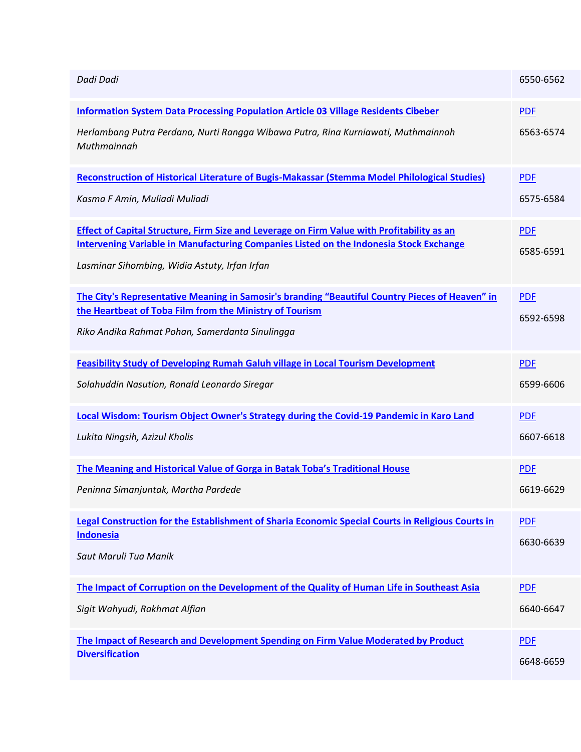| | |
|---|---|
| *Dadi Dadi* | 6550-6562 |
| **Information System Data Processing Population Article 03 Village Residents Cibeber**<br>*Herlambang Putra Perdana, Nurti Rangga Wibawa Putra, Rina Kurniawati, Muthmainnah Muthmainnah* | PDF<br>6563-6574 |
| **Reconstruction of Historical Literature of Bugis-Makassar (Stemma Model Philological Studies)**<br>*Kasma F Amin, Muliadi Muliadi* | PDF<br>6575-6584 |
| **Effect of Capital Structure, Firm Size and Leverage on Firm Value with Profitability as an Intervening Variable in Manufacturing Companies Listed on the Indonesia Stock Exchange**<br>*Lasminar Sihombing, Widia Astuty, Irfan Irfan* | PDF<br>6585-6591 |
| **The City's Representative Meaning in Samosir's branding "Beautiful Country Pieces of Heaven" in the Heartbeat of Toba Film from the Ministry of Tourism**<br>*Riko Andika Rahmat Pohan, Samerdanta Sinulingga* | PDF<br>6592-6598 |
| **Feasibility Study of Developing Rumah Galuh village in Local Tourism Development**<br>*Solahuddin Nasution, Ronald Leonardo Siregar* | PDF<br>6599-6606 |
| **Local Wisdom: Tourism Object Owner's Strategy during the Covid-19 Pandemic in Karo Land**<br>*Lukita Ningsih, Azizul Kholis* | PDF<br>6607-6618 |
| **The Meaning and Historical Value of Gorga in Batak Toba's Traditional House**<br>*Peninna Simanjuntak, Martha Pardede* | PDF<br>6619-6629 |
| **Legal Construction for the Establishment of Sharia Economic Special Courts in Religious Courts in Indonesia**<br>*Saut Maruli Tua Manik* | PDF<br>6630-6639 |
| **The Impact of Corruption on the Development of the Quality of Human Life in Southeast Asia**<br>*Sigit Wahyudi, Rakhmat Alfian* | PDF<br>6640-6647 |
| **The Impact of Research and Development Spending on Firm Value Moderated by Product Diversification** | PDF<br>6648-6659 |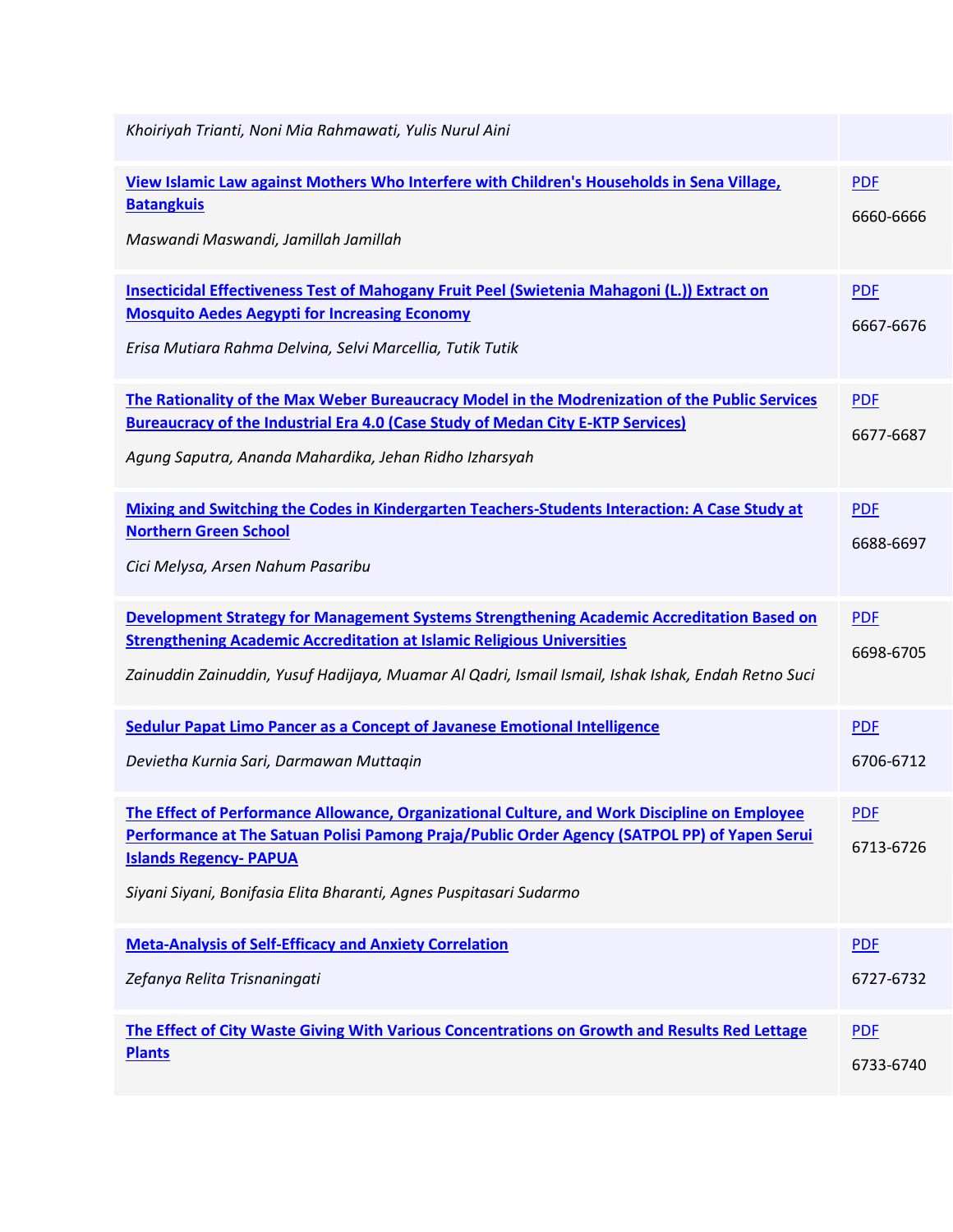| | |
|---|---|
| *Khoiriyah Trianti, Noni Mia Rahmawati, Yulis Nurul Aini* | |
| **View Islamic Law against Mothers Who Interfere with Children's Households in Sena Village, Batangkuis**<br><br>*Maswandi Maswandi, Jamillah Jamillah* | PDF<br><br>6660-6666 |
| **Insecticidal Effectiveness Test of Mahogany Fruit Peel (Swietenia Mahagoni (L.)) Extract on Mosquito Aedes Aegypti for Increasing Economy**<br><br>*Erisa Mutiara Rahma Delvina, Selvi Marcellia, Tutik Tutik* | PDF<br><br>6667-6676 |
| **The Rationality of the Max Weber Bureaucracy Model in the Modrenization of the Public Services Bureaucracy of the Industrial Era 4.0 (Case Study of Medan City E-KTP Services)**<br><br>*Agung Saputra, Ananda Mahardika, Jehan Ridho Izharsyah* | PDF<br><br>6677-6687 |
| **Mixing and Switching the Codes in Kindergarten Teachers-Students Interaction: A Case Study at Northern Green School**<br><br>*Cici Melysa, Arsen Nahum Pasaribu* | PDF<br><br>6688-6697 |
| **Development Strategy for Management Systems Strengthening Academic Accreditation Based on Strengthening Academic Accreditation at Islamic Religious Universities**<br><br>*Zainuddin Zainuddin, Yusuf Hadijaya, Muamar Al Qadri, Ismail Ismail, Ishak Ishak, Endah Retno Suci* | PDF<br><br>6698-6705 |
| **Sedulur Papat Limo Pancer as a Concept of Javanese Emotional Intelligence**<br><br>*Devietha Kurnia Sari, Darmawan Muttaqin* | PDF<br><br>6706-6712 |
| **The Effect of Performance Allowance, Organizational Culture, and Work Discipline on Employee Performance at The Satuan Polisi Pamong Praja/Public Order Agency (SATPOL PP) of Yapen Serui Islands Regency- PAPUA**<br><br>*Siyani Siyani, Bonifasia Elita Bharanti, Agnes Puspitasari Sudarmo* | PDF<br><br>6713-6726 |
| **Meta-Analysis of Self-Efficacy and Anxiety Correlation**<br><br>*Zefanya Relita Trisnaningati* | PDF<br><br>6727-6732 |
| **The Effect of City Waste Giving With Various Concentrations on Growth and Results Red Lettage Plants** | PDF<br><br>6733-6740 |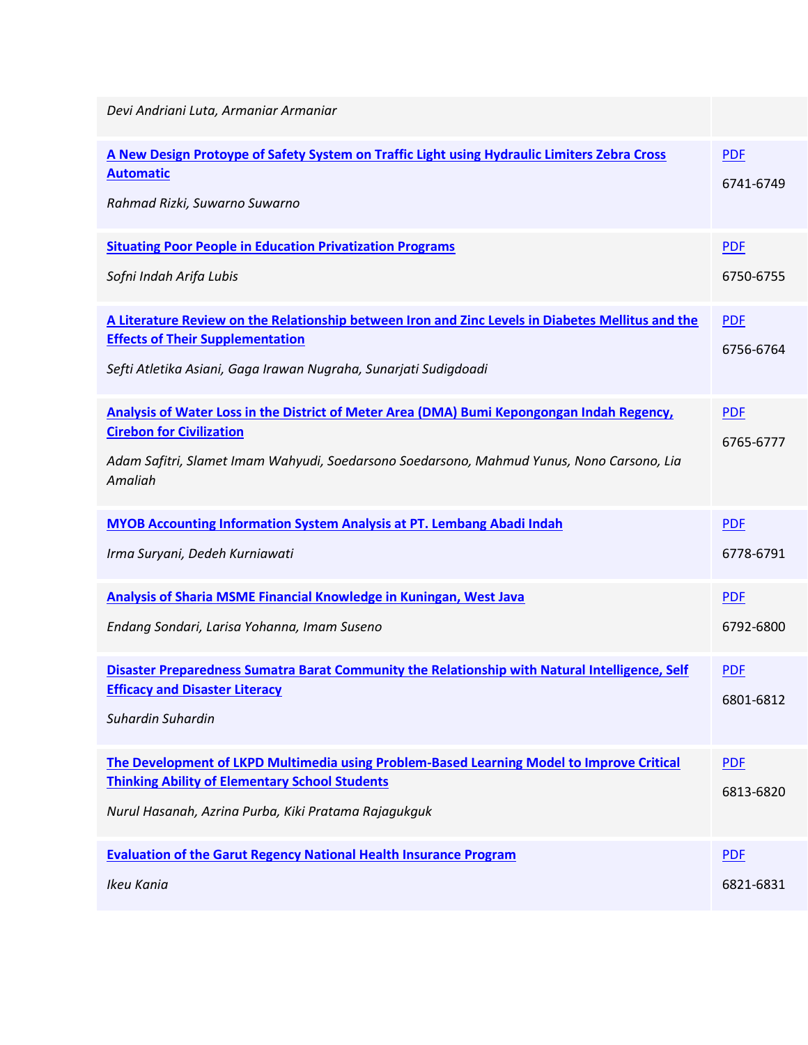| | |
|---|---|
| *Devi Andriani Luta, Armaniar Armaniar* | |
| **A New Design Protoype of Safety System on Traffic Light using Hydraulic Limiters Zebra Cross Automatic**<br>*Rahmad Rizki, Suwarno Suwarno* | PDF<br>6741-6749 |
| **Situating Poor People in Education Privatization Programs**<br>*Sofni Indah Arifa Lubis* | PDF<br>6750-6755 |
| **A Literature Review on the Relationship between Iron and Zinc Levels in Diabetes Mellitus and the Effects of Their Supplementation**<br>*Sefti Atletika Asiani, Gaga Irawan Nugraha, Sunarjati Sudigdoadi* | PDF<br>6756-6764 |
| **Analysis of Water Loss in the District of Meter Area (DMA) Bumi Kepongongan Indah Regency, Cirebon for Civilization**<br>*Adam Safitri, Slamet Imam Wahyudi, Soedarsono Soedarsono, Mahmud Yunus, Nono Carsono, Lia Amaliah* | PDF<br>6765-6777 |
| **MYOB Accounting Information System Analysis at PT. Lembang Abadi Indah**<br>*Irma Suryani, Dedeh Kurniawati* | PDF<br>6778-6791 |
| **Analysis of Sharia MSME Financial Knowledge in Kuningan, West Java**<br>*Endang Sondari, Larisa Yohanna, Imam Suseno* | PDF<br>6792-6800 |
| **Disaster Preparedness Sumatra Barat Community the Relationship with Natural Intelligence, Self Efficacy and Disaster Literacy**<br>*Suhardin Suhardin* | PDF<br>6801-6812 |
| **The Development of LKPD Multimedia using Problem-Based Learning Model to Improve Critical Thinking Ability of Elementary School Students**<br>*Nurul Hasanah, Azrina Purba, Kiki Pratama Rajagukguk* | PDF<br>6813-6820 |
| **Evaluation of the Garut Regency National Health Insurance Program**<br>*Ikeu Kania* | PDF<br>6821-6831 |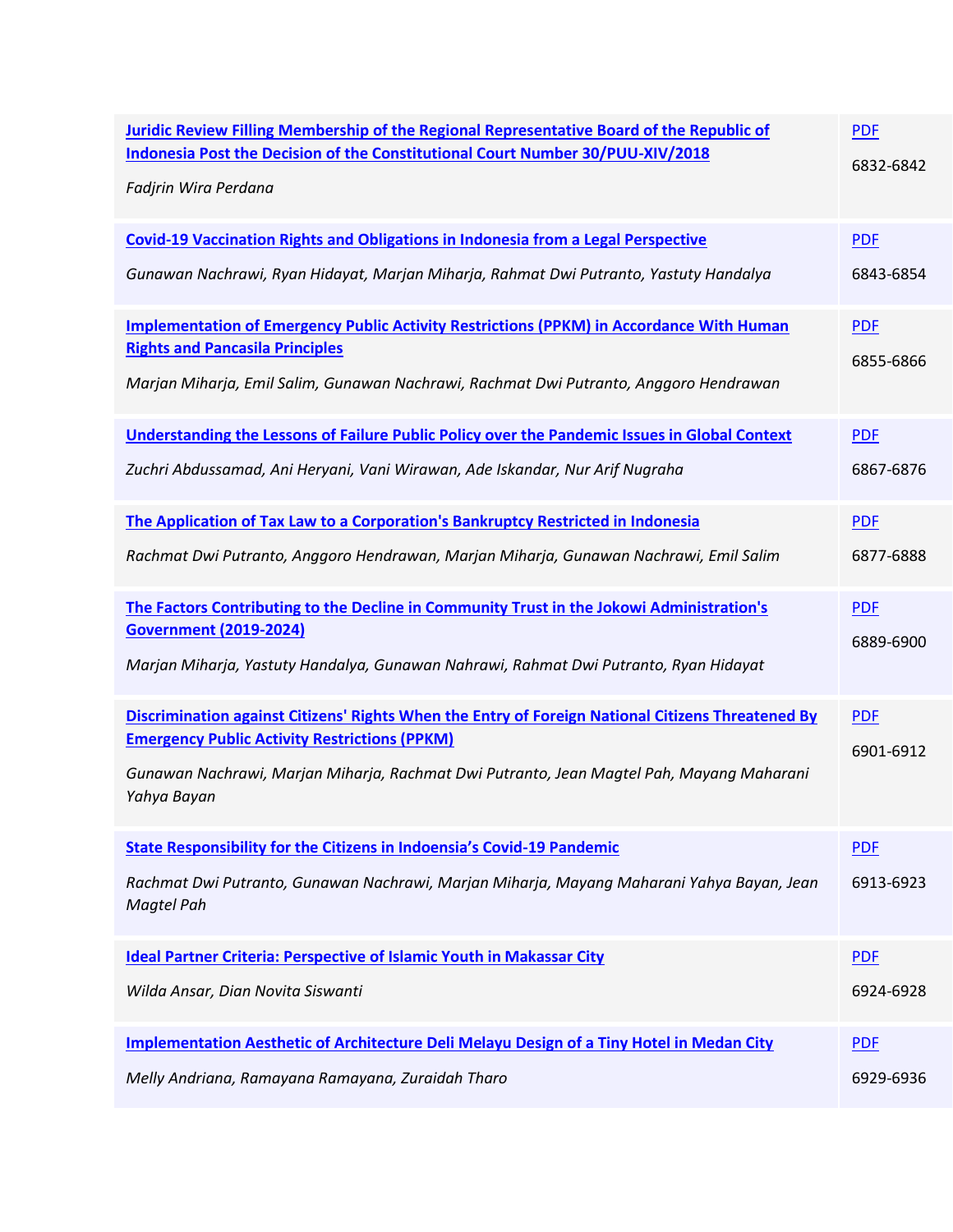| | |
|---|---|
| **Juridic Review Filling Membership of the Regional Representative Board of the Republic of Indonesia Post the Decision of the Constitutional Court Number 30/PUU-XIV/2018**<br>*Fadjrin Wira Perdana* | PDF<br>6832-6842 |
| **Covid-19 Vaccination Rights and Obligations in Indonesia from a Legal Perspective**<br>*Gunawan Nachrawi, Ryan Hidayat, Marjan Miharja, Rahmat Dwi Putranto, Yastuty Handalya* | PDF<br>6843-6854 |
| **Implementation of Emergency Public Activity Restrictions (PPKM) in Accordance With Human Rights and Pancasila Principles**<br>*Marjan Miharja, Emil Salim, Gunawan Nachrawi, Rachmat Dwi Putranto, Anggoro Hendrawan* | PDF<br>6855-6866 |
| **Understanding the Lessons of Failure Public Policy over the Pandemic Issues in Global Context**<br>*Zuchri Abdussamad, Ani Heryani, Vani Wirawan, Ade Iskandar, Nur Arif Nugraha* | PDF<br>6867-6876 |
| **The Application of Tax Law to a Corporation's Bankruptcy Restricted in Indonesia**<br>*Rachmat Dwi Putranto, Anggoro Hendrawan, Marjan Miharja, Gunawan Nachrawi, Emil Salim* | PDF<br>6877-6888 |
| **The Factors Contributing to the Decline in Community Trust in the Jokowi Administration's Government (2019-2024)**<br>*Marjan Miharja, Yastuty Handalya, Gunawan Nahrawi, Rahmat Dwi Putranto, Ryan Hidayat* | PDF<br>6889-6900 |
| **Discrimination against Citizens' Rights When the Entry of Foreign National Citizens Threatened By Emergency Public Activity Restrictions (PPKM)**<br>*Gunawan Nachrawi, Marjan Miharja, Rachmat Dwi Putranto, Jean Magtel Pah, Mayang Maharani Yahya Bayan* | PDF<br>6901-6912 |
| **State Responsibility for the Citizens in Indoensia's Covid-19 Pandemic**<br>*Rachmat Dwi Putranto, Gunawan Nachrawi, Marjan Miharja, Mayang Maharani Yahya Bayan, Jean Magtel Pah* | PDF<br>6913-6923 |
| **Ideal Partner Criteria: Perspective of Islamic Youth in Makassar City**<br>*Wilda Ansar, Dian Novita Siswanti* | PDF<br>6924-6928 |
| **Implementation Aesthetic of Architecture Deli Melayu Design of a Tiny Hotel in Medan City**<br>*Melly Andriana, Ramayana Ramayana, Zuraidah Tharo* | PDF<br>6929-6936 |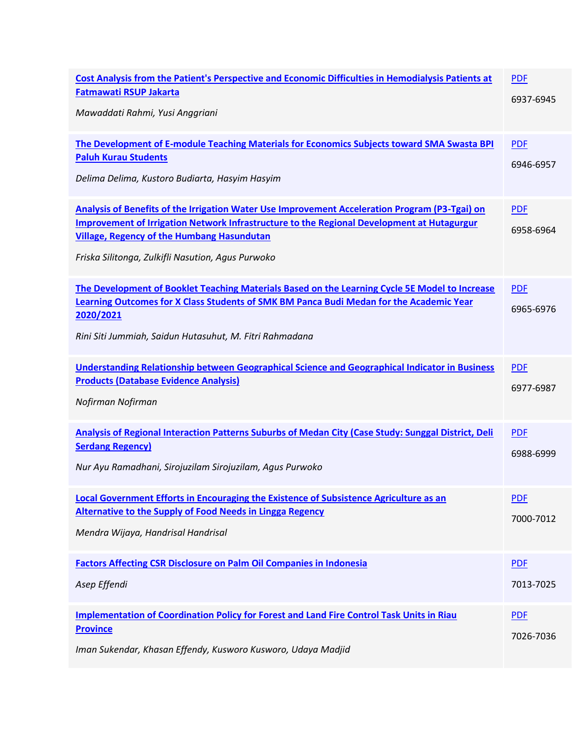| | |
|---|---|
| **Cost Analysis from the Patient's Perspective and Economic Difficulties in Hemodialysis Patients at Fatmawati RSUP Jakarta**<br><br>*Mawaddati Rahmi, Yusi Anggriani* | PDF<br><br>6937-6945 |
| **The Development of E-module Teaching Materials for Economics Subjects toward SMA Swasta BPI Paluh Kurau Students**<br><br>*Delima Delima, Kustoro Budiarta, Hasyim Hasyim* | PDF<br><br>6946-6957 |
| **Analysis of Benefits of the Irrigation Water Use Improvement Acceleration Program (P3-Tgai) on Improvement of Irrigation Network Infrastructure to the Regional Development at Hutagurgur Village, Regency of the Humbang Hasundutan**<br><br>*Friska Silitonga, Zulkifli Nasution, Agus Purwoko* | PDF<br><br>6958-6964 |
| **The Development of Booklet Teaching Materials Based on the Learning Cycle 5E Model to Increase Learning Outcomes for X Class Students of SMK BM Panca Budi Medan for the Academic Year 2020/2021**<br><br>*Rini Siti Jummiah, Saidun Hutasuhut, M. Fitri Rahmadana* | PDF<br><br>6965-6976 |
| **Understanding Relationship between Geographical Science and Geographical Indicator in Business Products (Database Evidence Analysis)**<br><br>*Nofirman Nofirman* | PDF<br><br>6977-6987 |
| **Analysis of Regional Interaction Patterns Suburbs of Medan City (Case Study: Sunggal District, Deli Serdang Regency)**<br><br>*Nur Ayu Ramadhani, Sirojuzilam Sirojuzilam, Agus Purwoko* | PDF<br><br>6988-6999 |
| **Local Government Efforts in Encouraging the Existence of Subsistence Agriculture as an Alternative to the Supply of Food Needs in Lingga Regency**<br><br>*Mendra Wijaya, Handrisal Handrisal* | PDF<br><br>7000-7012 |
| **Factors Affecting CSR Disclosure on Palm Oil Companies in Indonesia**<br><br>*Asep Effendi* | PDF<br><br>7013-7025 |
| **Implementation of Coordination Policy for Forest and Land Fire Control Task Units in Riau Province**<br><br>*Iman Sukendar, Khasan Effendy, Kusworo Kusworo, Udaya Madjid* | PDF<br><br>7026-7036 |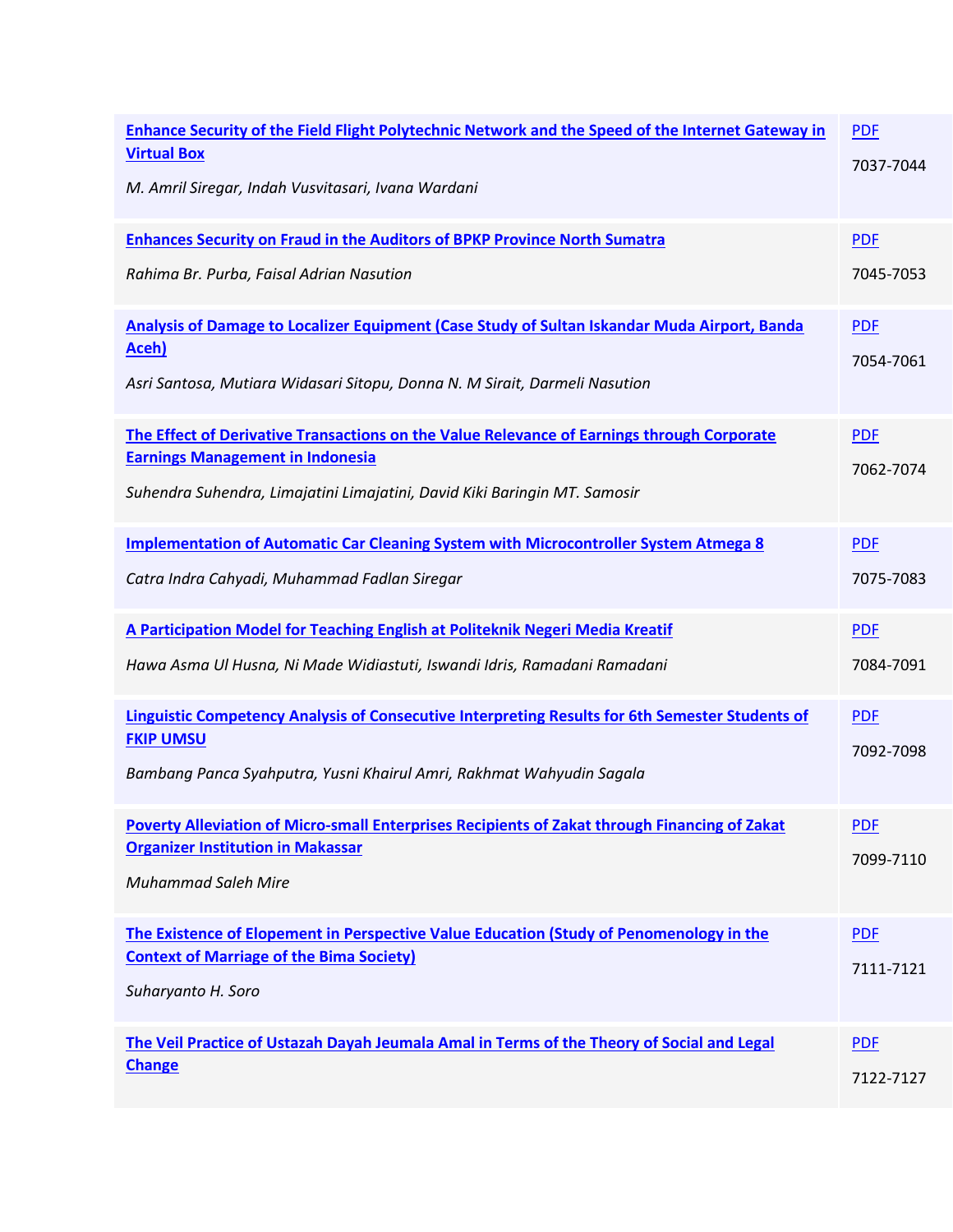| | |
|---|---|
| **Enhance Security of the Field Flight Polytechnic Network and the Speed of the Internet Gateway in Virtual Box**<br>*M. Amril Siregar, Indah Vusvitasari, Ivana Wardani* | PDF<br>7037-7044 |
| **Enhances Security on Fraud in the Auditors of BPKP Province North Sumatra**<br>*Rahima Br. Purba, Faisal Adrian Nasution* | PDF<br>7045-7053 |
| **Analysis of Damage to Localizer Equipment (Case Study of Sultan Iskandar Muda Airport, Banda Aceh)**<br>*Asri Santosa, Mutiara Widasari Sitopu, Donna N. M Sirait, Darmeli Nasution* | PDF<br>7054-7061 |
| **The Effect of Derivative Transactions on the Value Relevance of Earnings through Corporate Earnings Management in Indonesia**<br>*Suhendra Suhendra, Limajatini Limajatini, David Kiki Baringin MT. Samosir* | PDF<br>7062-7074 |
| **Implementation of Automatic Car Cleaning System with Microcontroller System Atmega 8**<br>*Catra Indra Cahyadi, Muhammad Fadlan Siregar* | PDF<br>7075-7083 |
| **A Participation Model for Teaching English at Politeknik Negeri Media Kreatif**<br>*Hawa Asma Ul Husna, Ni Made Widiastuti, Iswandi Idris, Ramadani Ramadani* | PDF<br>7084-7091 |
| **Linguistic Competency Analysis of Consecutive Interpreting Results for 6th Semester Students of FKIP UMSU**<br>*Bambang Panca Syahputra, Yusni Khairul Amri, Rakhmat Wahyudin Sagala* | PDF<br>7092-7098 |
| **Poverty Alleviation of Micro-small Enterprises Recipients of Zakat through Financing of Zakat Organizer Institution in Makassar**<br>*Muhammad Saleh Mire* | PDF<br>7099-7110 |
| **The Existence of Elopement in Perspective Value Education (Study of Penomenology in the Context of Marriage of the Bima Society)**<br>*Suharyanto H. Soro* | PDF<br>7111-7121 |
| **The Veil Practice of Ustazah Dayah Jeumala Amal in Terms of the Theory of Social and Legal Change** | PDF<br>7122-7127 |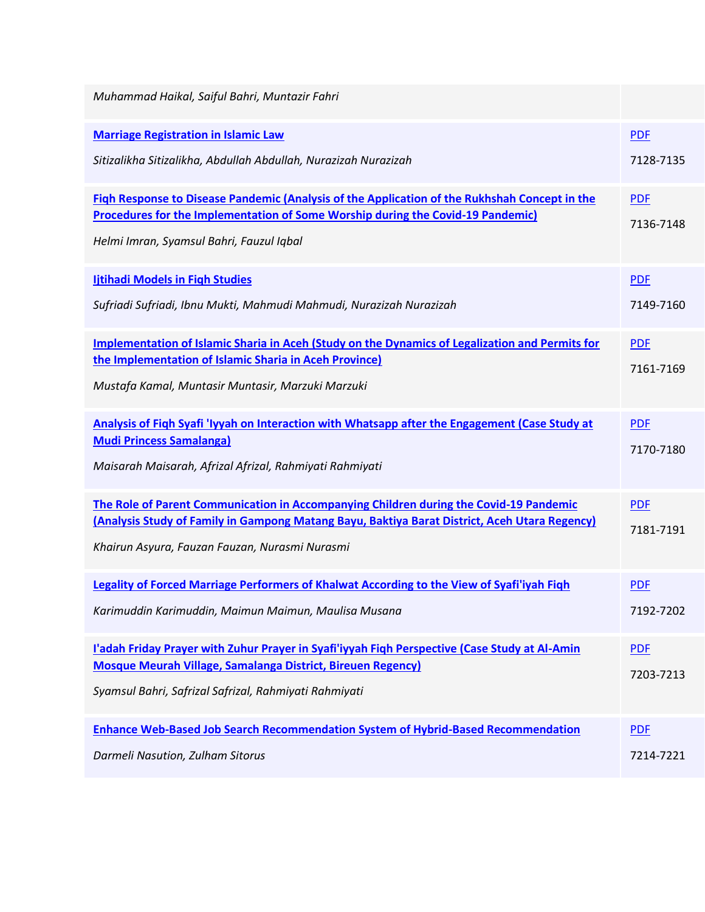| | |
|---|---|
| *Muhammad Haikal, Saiful Bahri, Muntazir Fahri* | |
| **Marriage Registration in Islamic Law**<br>*Sitizalikha Sitizalikha, Abdullah Abdullah, Nurazizah Nurazizah* | PDF<br>7128-7135 |
| **Fiqh Response to Disease Pandemic (Analysis of the Application of the Rukhshah Concept in the Procedures for the Implementation of Some Worship during the Covid-19 Pandemic)**<br>*Helmi Imran, Syamsul Bahri, Fauzul Iqbal* | PDF<br>7136-7148 |
| **Ijtihadi Models in Fiqh Studies**<br>*Sufriadi Sufriadi, Ibnu Mukti, Mahmudi Mahmudi, Nurazizah Nurazizah* | PDF<br>7149-7160 |
| **Implementation of Islamic Sharia in Aceh (Study on the Dynamics of Legalization and Permits for the Implementation of Islamic Sharia in Aceh Province)**<br>*Mustafa Kamal, Muntasir Muntasir, Marzuki Marzuki* | PDF<br>7161-7169 |
| **Analysis of Fiqh Syafi 'Iyyah on Interaction with Whatsapp after the Engagement (Case Study at Mudi Princess Samalanga)**<br>*Maisarah Maisarah, Afrizal Afrizal, Rahmiyati Rahmiyati* | PDF<br>7170-7180 |
| **The Role of Parent Communication in Accompanying Children during the Covid-19 Pandemic (Analysis Study of Family in Gampong Matang Bayu, Baktiya Barat District, Aceh Utara Regency)**<br>*Khairun Asyura, Fauzan Fauzan, Nurasmi Nurasmi* | PDF<br>7181-7191 |
| **Legality of Forced Marriage Performers of Khalwat According to the View of Syafi'iyah Fiqh**<br>*Karimuddin Karimuddin, Maimun Maimun, Maulisa Musana* | PDF<br>7192-7202 |
| **I'adah Friday Prayer with Zuhur Prayer in Syafi'iyyah Fiqh Perspective (Case Study at Al-Amin Mosque Meurah Village, Samalanga District, Bireuen Regency)**<br>*Syamsul Bahri, Safrizal Safrizal, Rahmiyati Rahmiyati* | PDF<br>7203-7213 |
| **Enhance Web-Based Job Search Recommendation System of Hybrid-Based Recommendation**<br>*Darmeli Nasution, Zulham Sitorus* | PDF<br>7214-7221 |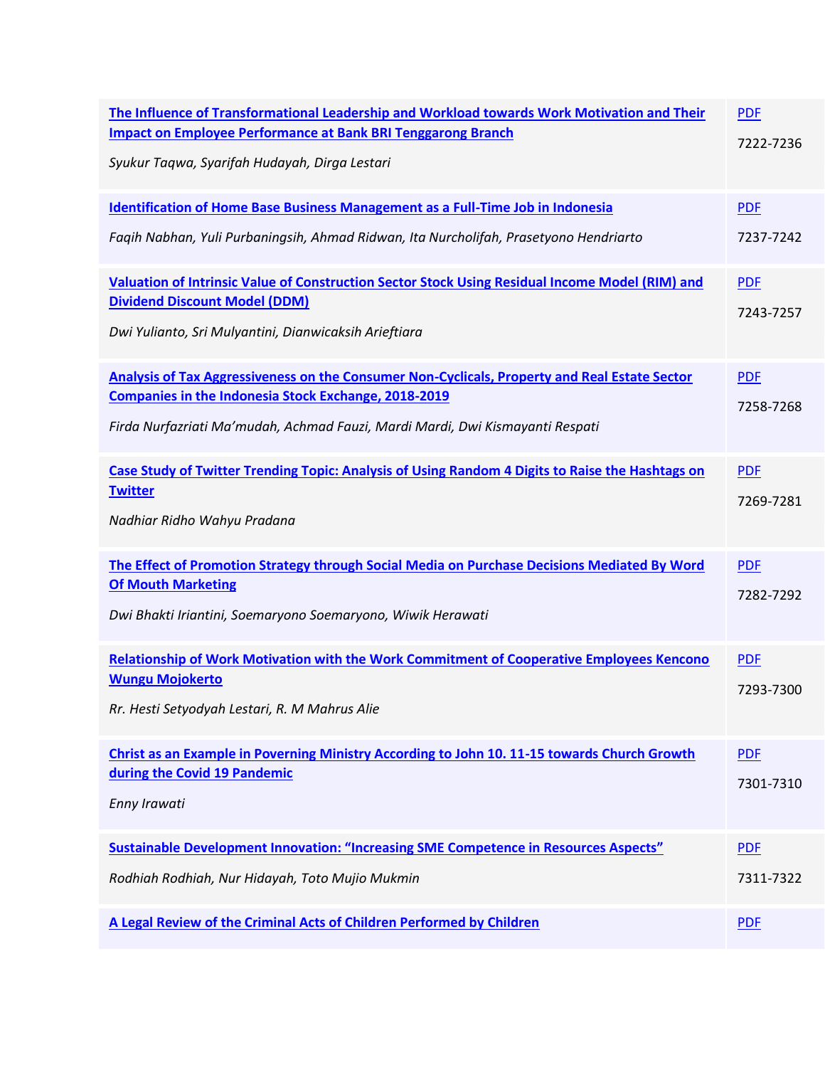| | |
|---|---|
| **The Influence of Transformational Leadership and Workload towards Work Motivation and Their Impact on Employee Performance at Bank BRI Tenggarong Branch**<br><br>*Syukur Taqwa, Syarifah Hudayah, Dirga Lestari* | PDF<br><br>7222-7236 |
| **Identification of Home Base Business Management as a Full-Time Job in Indonesia**<br><br>*Faqih Nabhan, Yuli Purbaningsih, Ahmad Ridwan, Ita Nurcholifah, Prasetyono Hendriarto* | PDF<br><br>7237-7242 |
| **Valuation of Intrinsic Value of Construction Sector Stock Using Residual Income Model (RIM) and Dividend Discount Model (DDM)**<br><br>*Dwi Yulianto, Sri Mulyantini, Dianwicaksih Arieftiara* | PDF<br><br>7243-7257 |
| **Analysis of Tax Aggressiveness on the Consumer Non-Cyclicals, Property and Real Estate Sector Companies in the Indonesia Stock Exchange, 2018-2019**<br><br>*Firda Nurfazriati Ma'mudah, Achmad Fauzi, Mardi Mardi, Dwi Kismayanti Respati* | PDF<br><br>7258-7268 |
| **Case Study of Twitter Trending Topic: Analysis of Using Random 4 Digits to Raise the Hashtags on Twitter**<br><br>*Nadhiar Ridho Wahyu Pradana* | PDF<br><br>7269-7281 |
| **The Effect of Promotion Strategy through Social Media on Purchase Decisions Mediated By Word Of Mouth Marketing**<br><br>*Dwi Bhakti Iriantini, Soemaryono Soemaryono, Wiwik Herawati* | PDF<br><br>7282-7292 |
| **Relationship of Work Motivation with the Work Commitment of Cooperative Employees Kencono Wungu Mojokerto**<br><br>*Rr. Hesti Setyodyah Lestari, R. M Mahrus Alie* | PDF<br><br>7293-7300 |
| **Christ as an Example in Poverning Ministry According to John 10. 11-15 towards Church Growth during the Covid 19 Pandemic**<br><br>*Enny Irawati* | PDF<br><br>7301-7310 |
| **Sustainable Development Innovation: "Increasing SME Competence in Resources Aspects"**<br><br>*Rodhiah Rodhiah, Nur Hidayah, Toto Mujio Mukmin* | PDF<br><br>7311-7322 |
| **A Legal Review of the Criminal Acts of Children Performed by Children** | PDF |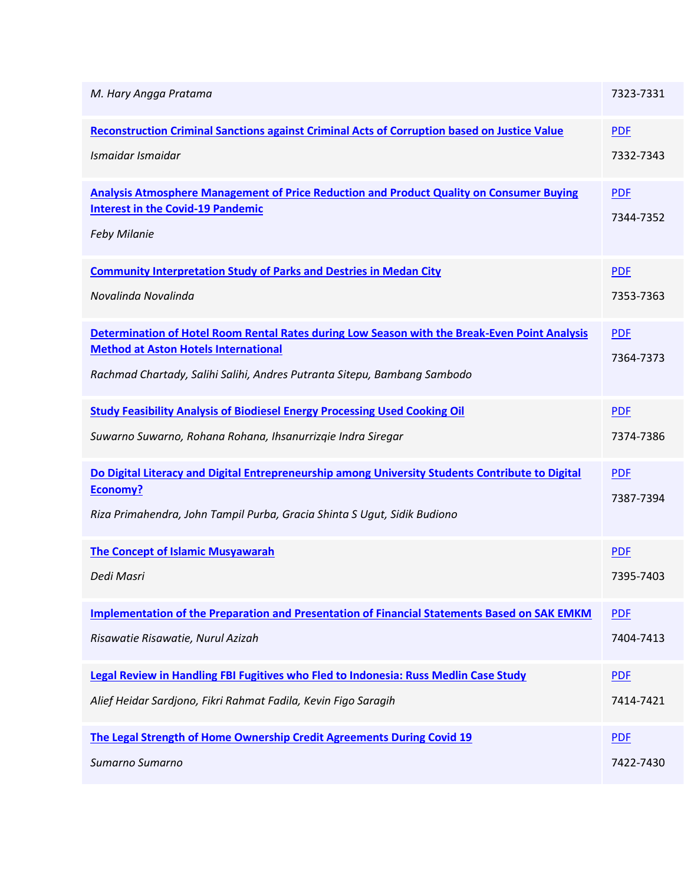| | |
|---|---|
| *M. Hary Angga Pratama* | 7323-7331 |
| **Reconstruction Criminal Sanctions against Criminal Acts of Corruption based on Justice Value**<br>*Ismaidar Ismaidar* | PDF<br>7332-7343 |
| **Analysis Atmosphere Management of Price Reduction and Product Quality on Consumer Buying Interest in the Covid-19 Pandemic**<br>*Feby Milanie* | PDF<br>7344-7352 |
| **Community Interpretation Study of Parks and Destries in Medan City**<br>*Novalinda Novalinda* | PDF<br>7353-7363 |
| **Determination of Hotel Room Rental Rates during Low Season with the Break-Even Point Analysis Method at Aston Hotels International**<br>*Rachmad Chartady, Salihi Salihi, Andres Putranta Sitepu, Bambang Sambodo* | PDF<br>7364-7373 |
| **Study Feasibility Analysis of Biodiesel Energy Processing Used Cooking Oil**<br>*Suwarno Suwarno, Rohana Rohana, Ihsanurrizqie Indra Siregar* | PDF<br>7374-7386 |
| **Do Digital Literacy and Digital Entrepreneurship among University Students Contribute to Digital Economy?**<br>*Riza Primahendra, John Tampil Purba, Gracia Shinta S Ugut, Sidik Budiono* | PDF<br>7387-7394 |
| **The Concept of Islamic Musyawarah**<br>*Dedi Masri* | PDF<br>7395-7403 |
| **Implementation of the Preparation and Presentation of Financial Statements Based on SAK EMKM**<br>*Risawatie Risawatie, Nurul Azizah* | PDF<br>7404-7413 |
| **Legal Review in Handling FBI Fugitives who Fled to Indonesia: Russ Medlin Case Study**<br>*Alief Heidar Sardjono, Fikri Rahmat Fadila, Kevin Figo Saragih* | PDF<br>7414-7421 |
| **The Legal Strength of Home Ownership Credit Agreements During Covid 19**<br>*Sumarno Sumarno* | PDF<br>7422-7430 |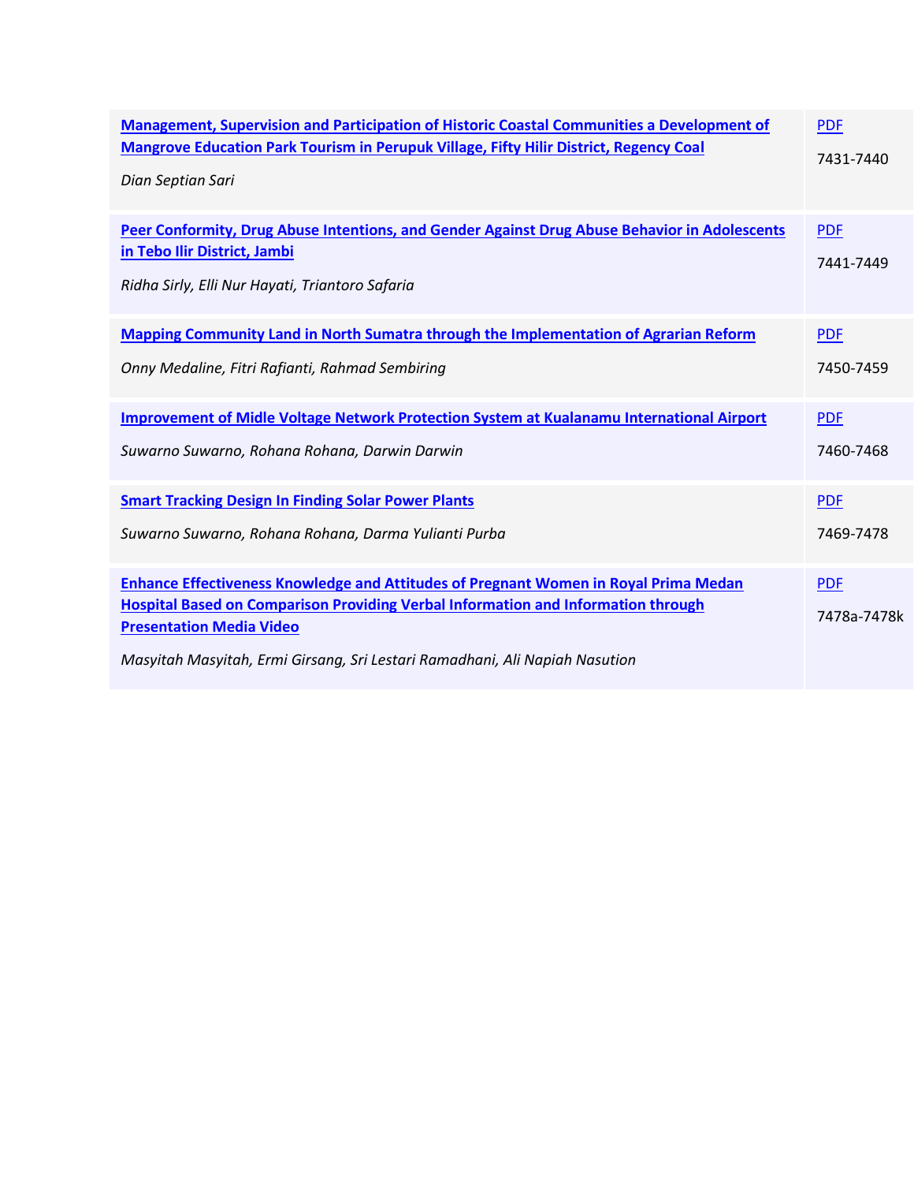| | |
|---|---|
| **Management, Supervision and Participation of Historic Coastal Communities a Development of Mangrove Education Park Tourism in Perupuk Village, Fifty Hilir District, Regency Coal**<br><br>*Dian Septian Sari* | PDF<br><br>7431-7440 |
| **Peer Conformity, Drug Abuse Intentions, and Gender Against Drug Abuse Behavior in Adolescents in Tebo Ilir District, Jambi**<br><br>*Ridha Sirly, Elli Nur Hayati, Triantoro Safaria* | PDF<br><br>7441-7449 |
| **Mapping Community Land in North Sumatra through the Implementation of Agrarian Reform**<br><br>*Onny Medaline, Fitri Rafianti, Rahmad Sembiring* | PDF<br><br>7450-7459 |
| **Improvement of Midle Voltage Network Protection System at Kualanamu International Airport**<br><br>*Suwarno Suwarno, Rohana Rohana, Darwin Darwin* | PDF<br><br>7460-7468 |
| **Smart Tracking Design In Finding Solar Power Plants**<br><br>*Suwarno Suwarno, Rohana Rohana, Darma Yulianti Purba* | PDF<br><br>7469-7478 |
| **Enhance Effectiveness Knowledge and Attitudes of Pregnant Women in Royal Prima Medan Hospital Based on Comparison Providing Verbal Information and Information through Presentation Media Video**<br><br>*Masyitah Masyitah, Ermi Girsang, Sri Lestari Ramadhani, Ali Napiah Nasution* | PDF<br><br>7478a-7478k |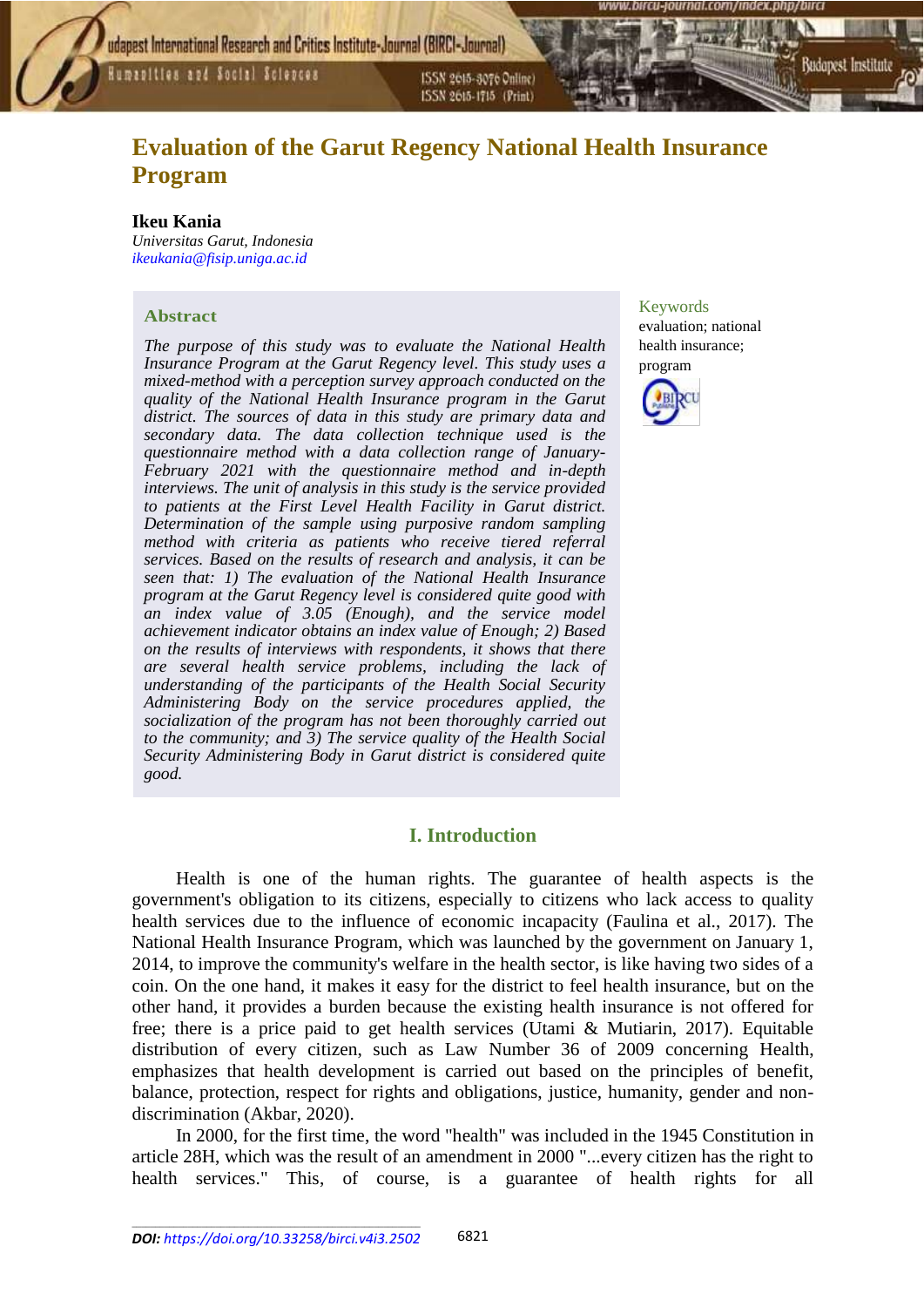# Evaluation of the Garut Regency National Health Insurance Program

**Ikeu Kania**

*Universitas Garut, Indonesia*

*ikeukania@fisip.uniga.ac.id*

## Abstract

*The purpose of this study was to evaluate the National Health Insurance Program at the Garut Regency level. This study uses a mixed-method with a perception survey approach conducted on the quality of the National Health Insurance program in the Garut district. The sources of data in this study are primary data and secondary data. The data collection technique used is the questionnaire method with a data collection range of January-February 2021 with the questionnaire method and in-depth interviews. The unit of analysis in this study is the service provided to patients at the First Level Health Facility in Garut district. Determination of the sample using purposive random sampling method with criteria as patients who receive tiered referral services. Based on the results of research and analysis, it can be seen that: 1) The evaluation of the National Health Insurance program at the Garut Regency level is considered quite good with an index value of 3.05 (Enough), and the service model achievement indicator obtains an index value of Enough; 2) Based on the results of interviews with respondents, it shows that there are several health service problems, including the lack of understanding of the participants of the Health Social Security Administering Body on the service procedures applied, the socialization of the program has not been thoroughly carried out to the community; and 3) The service quality of the Health Social Security Administering Body in Garut district is considered quite good.*

**Keywords**

evaluation; national health insurance; program

## I. Introduction

Health is one of the human rights. The guarantee of health aspects is the government's obligation to its citizens, especially to citizens who lack access to quality health services due to the influence of economic incapacity (Faulina et al., 2017). The National Health Insurance Program, which was launched by the government on January 1, 2014, to improve the community's welfare in the health sector, is like having two sides of a coin. On the one hand, it makes it easy for the district to feel health insurance, but on the other hand, it provides a burden because the existing health insurance is not offered for free; there is a price paid to get health services (Utami & Mutiarin, 2017). Equitable distribution of every citizen, such as Law Number 36 of 2009 concerning Health, emphasizes that health development is carried out based on the principles of benefit, balance, protection, respect for rights and obligations, justice, humanity, gender and non-discrimination (Akbar, 2020).

In 2000, for the first time, the word "health" was included in the 1945 Constitution in article 28H, which was the result of an amendment in 2000 "...every citizen has the right to health services." This, of course, is a guarantee of health rights for all

**DOI:** https://doi.org/10.33258/birci.v4i3.2502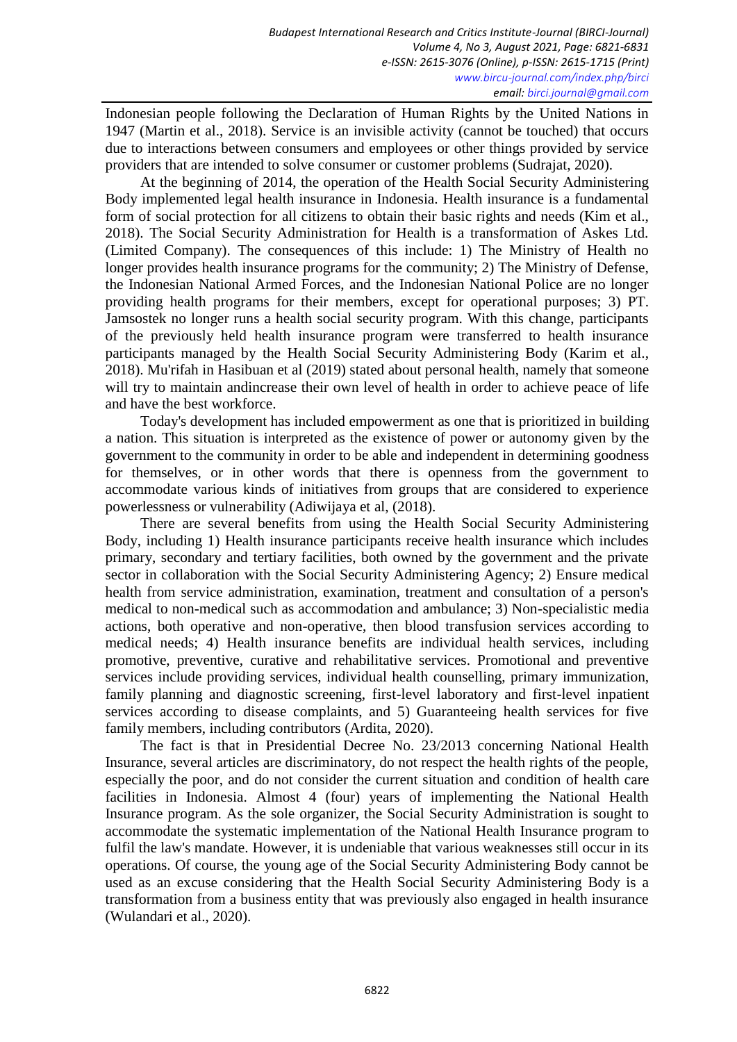Indonesian people following the Declaration of Human Rights by the United Nations in 1947 (Martin et al., 2018). Service is an invisible activity (cannot be touched) that occurs due to interactions between consumers and employees or other things provided by service providers that are intended to solve consumer or customer problems (Sudrajat, 2020).

At the beginning of 2014, the operation of the Health Social Security Administering Body implemented legal health insurance in Indonesia. Health insurance is a fundamental form of social protection for all citizens to obtain their basic rights and needs (Kim et al., 2018). The Social Security Administration for Health is a transformation of Askes Ltd. (Limited Company). The consequences of this include: 1) The Ministry of Health no longer provides health insurance programs for the community; 2) The Ministry of Defense, the Indonesian National Armed Forces, and the Indonesian National Police are no longer providing health programs for their members, except for operational purposes; 3) PT. Jamsostek no longer runs a health social security program. With this change, participants of the previously held health insurance program were transferred to health insurance participants managed by the Health Social Security Administering Body (Karim et al., 2018). Mu'rifah in Hasibuan et al (2019) stated about personal health, namely that someone will try to maintain andincrease their own level of health in order to achieve peace of life and have the best workforce.

Today's development has included empowerment as one that is prioritized in building a nation. This situation is interpreted as the existence of power or autonomy given by the government to the community in order to be able and independent in determining goodness for themselves, or in other words that there is openness from the government to accommodate various kinds of initiatives from groups that are considered to experience powerlessness or vulnerability (Adiwijaya et al, (2018).

There are several benefits from using the Health Social Security Administering Body, including 1) Health insurance participants receive health insurance which includes primary, secondary and tertiary facilities, both owned by the government and the private sector in collaboration with the Social Security Administering Agency; 2) Ensure medical health from service administration, examination, treatment and consultation of a person's medical to non-medical such as accommodation and ambulance; 3) Non-specialistic media actions, both operative and non-operative, then blood transfusion services according to medical needs; 4) Health insurance benefits are individual health services, including promotive, preventive, curative and rehabilitative services. Promotional and preventive services include providing services, individual health counselling, primary immunization, family planning and diagnostic screening, first-level laboratory and first-level inpatient services according to disease complaints, and 5) Guaranteeing health services for five family members, including contributors (Ardita, 2020).

The fact is that in Presidential Decree No. 23/2013 concerning National Health Insurance, several articles are discriminatory, do not respect the health rights of the people, especially the poor, and do not consider the current situation and condition of health care facilities in Indonesia. Almost 4 (four) years of implementing the National Health Insurance program. As the sole organizer, the Social Security Administration is sought to accommodate the systematic implementation of the National Health Insurance program to fulfil the law's mandate. However, it is undeniable that various weaknesses still occur in its operations. Of course, the young age of the Social Security Administering Body cannot be used as an excuse considering that the Health Social Security Administering Body is a transformation from a business entity that was previously also engaged in health insurance (Wulandari et al., 2020).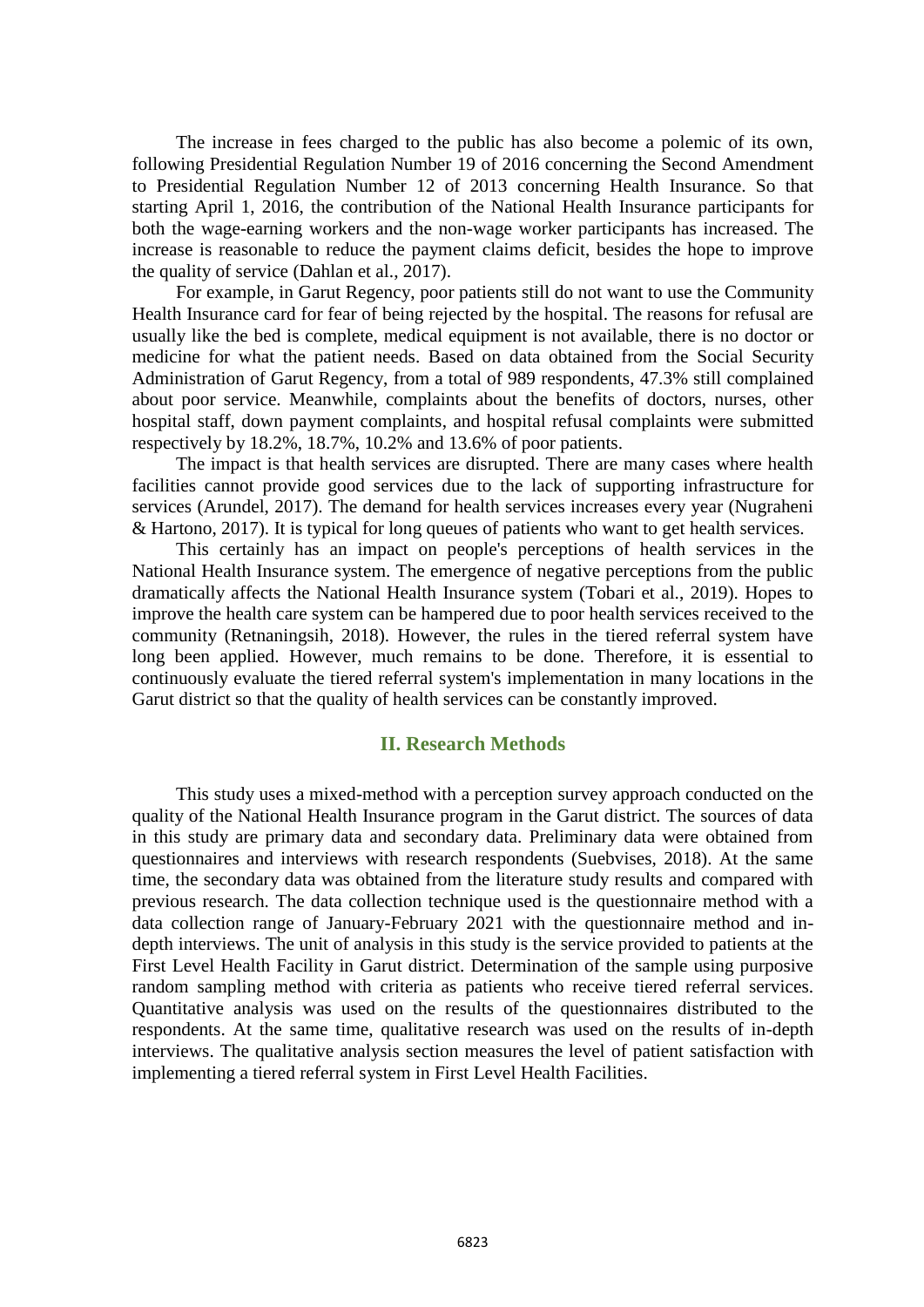The increase in fees charged to the public has also become a polemic of its own, following Presidential Regulation Number 19 of 2016 concerning the Second Amendment to Presidential Regulation Number 12 of 2013 concerning Health Insurance. So that starting April 1, 2016, the contribution of the National Health Insurance participants for both the wage-earning workers and the non-wage worker participants has increased. The increase is reasonable to reduce the payment claims deficit, besides the hope to improve the quality of service (Dahlan et al., 2017).

For example, in Garut Regency, poor patients still do not want to use the Community Health Insurance card for fear of being rejected by the hospital. The reasons for refusal are usually like the bed is complete, medical equipment is not available, there is no doctor or medicine for what the patient needs. Based on data obtained from the Social Security Administration of Garut Regency, from a total of 989 respondents, 47.3% still complained about poor service. Meanwhile, complaints about the benefits of doctors, nurses, other hospital staff, down payment complaints, and hospital refusal complaints were submitted respectively by 18.2%, 18.7%, 10.2% and 13.6% of poor patients.

The impact is that health services are disrupted. There are many cases where health facilities cannot provide good services due to the lack of supporting infrastructure for services (Arundel, 2017). The demand for health services increases every year (Nugraheni & Hartono, 2017). It is typical for long queues of patients who want to get health services.

This certainly has an impact on people's perceptions of health services in the National Health Insurance system. The emergence of negative perceptions from the public dramatically affects the National Health Insurance system (Tobari et al., 2019). Hopes to improve the health care system can be hampered due to poor health services received to the community (Retnaningsih, 2018). However, the rules in the tiered referral system have long been applied. However, much remains to be done. Therefore, it is essential to continuously evaluate the tiered referral system's implementation in many locations in the Garut district so that the quality of health services can be constantly improved.

## II. Research Methods

This study uses a mixed-method with a perception survey approach conducted on the quality of the National Health Insurance program in the Garut district. The sources of data in this study are primary data and secondary data. Preliminary data were obtained from questionnaires and interviews with research respondents (Suebvises, 2018). At the same time, the secondary data was obtained from the literature study results and compared with previous research. The data collection technique used is the questionnaire method with a data collection range of January-February 2021 with the questionnaire method and in-depth interviews. The unit of analysis in this study is the service provided to patients at the First Level Health Facility in Garut district. Determination of the sample using purposive random sampling method with criteria as patients who receive tiered referral services. Quantitative analysis was used on the results of the questionnaires distributed to the respondents. At the same time, qualitative research was used on the results of in-depth interviews. The qualitative analysis section measures the level of patient satisfaction with implementing a tiered referral system in First Level Health Facilities.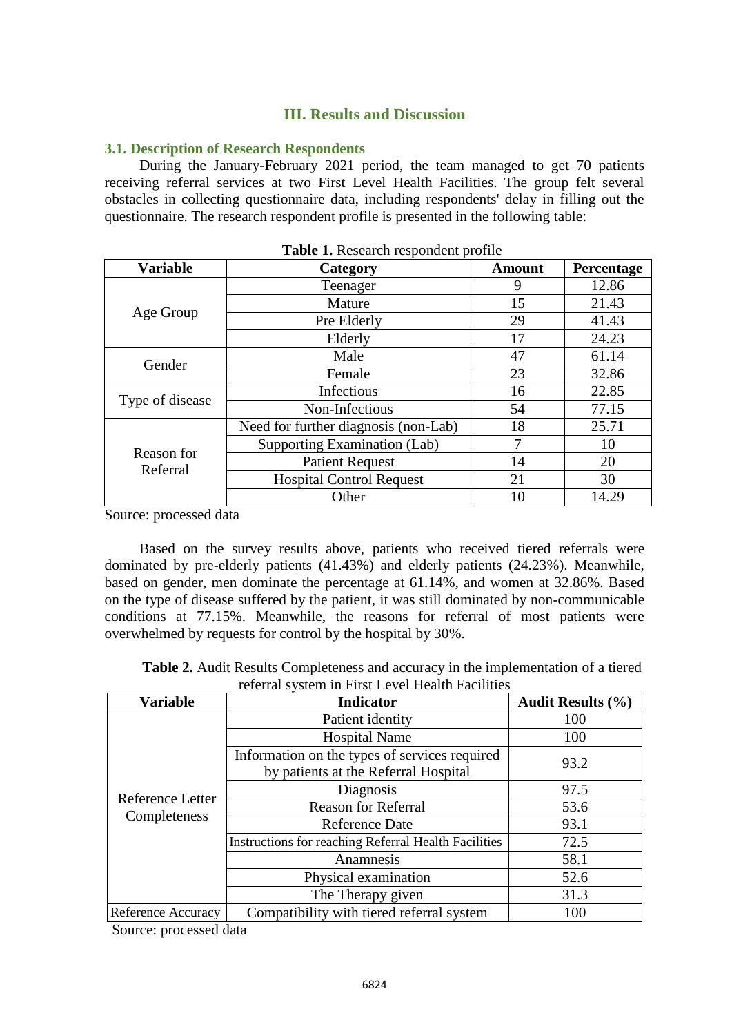## III. Results and Discussion

### 3.1. Description of Research Respondents

During the January-February 2021 period, the team managed to get 70 patients receiving referral services at two First Level Health Facilities. The group felt several obstacles in collecting questionnaire data, including respondents' delay in filling out the questionnaire. The research respondent profile is presented in the following table:

**Table 1.** Research respondent profile

| Variable | Category | Amount | Percentage |
|---|---|---|---|
| Age Group | Teenager | 9 | 12.86 |
| | Mature | 15 | 21.43 |
| | Pre Elderly | 29 | 41.43 |
| | Elderly | 17 | 24.23 |
| Gender | Male | 47 | 61.14 |
| | Female | 23 | 32.86 |
| Type of disease | Infectious | 16 | 22.85 |
| | Non-Infectious | 54 | 77.15 |
| Reason for Referral | Need for further diagnosis (non-Lab) | 18 | 25.71 |
| | Supporting Examination (Lab) | 7 | 10 |
| | Patient Request | 14 | 20 |
| | Hospital Control Request | 21 | 30 |
| | Other | 10 | 14.29 |

Source: processed data

Based on the survey results above, patients who received tiered referrals were dominated by pre-elderly patients (41.43%) and elderly patients (24.23%). Meanwhile, based on gender, men dominate the percentage at 61.14%, and women at 32.86%. Based on the type of disease suffered by the patient, it was still dominated by non-communicable conditions at 77.15%. Meanwhile, the reasons for referral of most patients were overwhelmed by requests for control by the hospital by 30%.

**Table 2.** Audit Results Completeness and accuracy in the implementation of a tiered referral system in First Level Health Facilities

| Variable | Indicator | Audit Results (%) |
|---|---|---|
| Reference Letter Completeness | Patient identity | 100 |
| | Hospital Name | 100 |
| | Information on the types of services required by patients at the Referral Hospital | 93.2 |
| | Diagnosis | 97.5 |
| | Reason for Referral | 53.6 |
| | Reference Date | 93.1 |
| | Instructions for reaching Referral Health Facilities | 72.5 |
| | Anamnesis | 58.1 |
| | Physical examination | 52.6 |
| | The Therapy given | 31.3 |
| Reference Accuracy | Compatibility with tiered referral system | 100 |

Source: processed data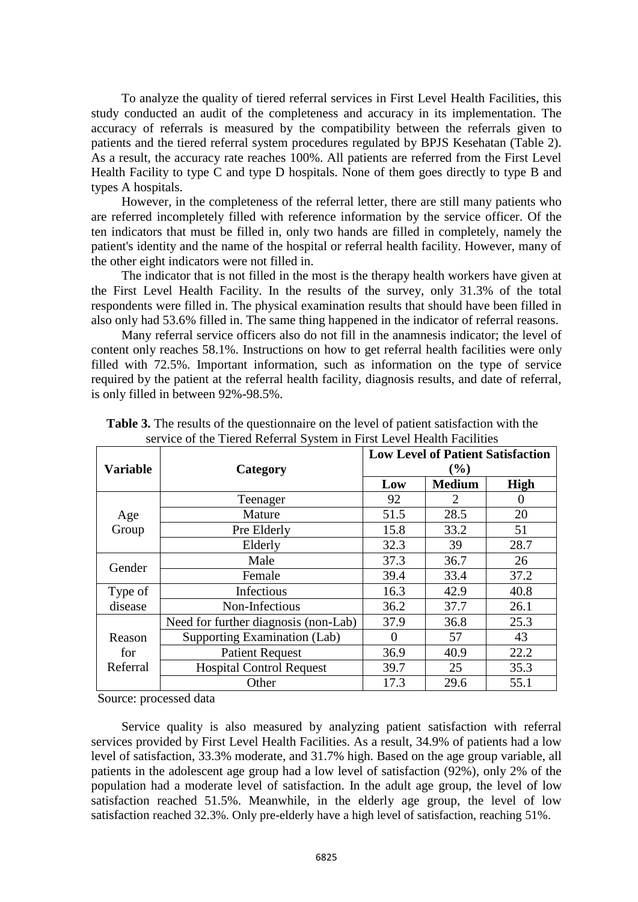To analyze the quality of tiered referral services in First Level Health Facilities, this study conducted an audit of the completeness and accuracy in its implementation. The accuracy of referrals is measured by the compatibility between the referrals given to patients and the tiered referral system procedures regulated by BPJS Kesehatan (Table 2). As a result, the accuracy rate reaches 100%. All patients are referred from the First Level Health Facility to type C and type D hospitals. None of them goes directly to type B and types A hospitals.

However, in the completeness of the referral letter, there are still many patients who are referred incompletely filled with reference information by the service officer. Of the ten indicators that must be filled in, only two hands are filled in completely, namely the patient's identity and the name of the hospital or referral health facility. However, many of the other eight indicators were not filled in.

The indicator that is not filled in the most is the therapy health workers have given at the First Level Health Facility. In the results of the survey, only 31.3% of the total respondents were filled in. The physical examination results that should have been filled in also only had 53.6% filled in. The same thing happened in the indicator of referral reasons.

Many referral service officers also do not fill in the anamnesis indicator; the level of content only reaches 58.1%. Instructions on how to get referral health facilities were only filled with 72.5%. Important information, such as information on the type of service required by the patient at the referral health facility, diagnosis results, and date of referral, is only filled in between 92%-98.5%.

**Table 3.** The results of the questionnaire on the level of patient satisfaction with the service of the Tiered Referral System in First Level Health Facilities

| Variable | Category | Low Level of Patient Satisfaction (%) | | |
|---|---|---|---|---|
| | | Low | Medium | High |
| Age Group | Teenager | 92 | 2 | 0 |
| | Mature | 51.5 | 28.5 | 20 |
| | Pre Elderly | 15.8 | 33.2 | 51 |
| | Elderly | 32.3 | 39 | 28.7 |
| Gender | Male | 37.3 | 36.7 | 26 |
| | Female | 39.4 | 33.4 | 37.2 |
| Type of disease | Infectious | 16.3 | 42.9 | 40.8 |
| | Non-Infectious | 36.2 | 37.7 | 26.1 |
| Reason for Referral | Need for further diagnosis (non-Lab) | 37.9 | 36.8 | 25.3 |
| | Supporting Examination (Lab) | 0 | 57 | 43 |
| | Patient Request | 36.9 | 40.9 | 22.2 |
| | Hospital Control Request | 39.7 | 25 | 35.3 |
| | Other | 17.3 | 29.6 | 55.1 |

Source: processed data

Service quality is also measured by analyzing patient satisfaction with referral services provided by First Level Health Facilities. As a result, 34.9% of patients had a low level of satisfaction, 33.3% moderate, and 31.7% high. Based on the age group variable, all patients in the adolescent age group had a low level of satisfaction (92%), only 2% of the population had a moderate level of satisfaction. In the adult age group, the level of low satisfaction reached 51.5%. Meanwhile, in the elderly age group, the level of low satisfaction reached 32.3%. Only pre-elderly have a high level of satisfaction, reaching 51%.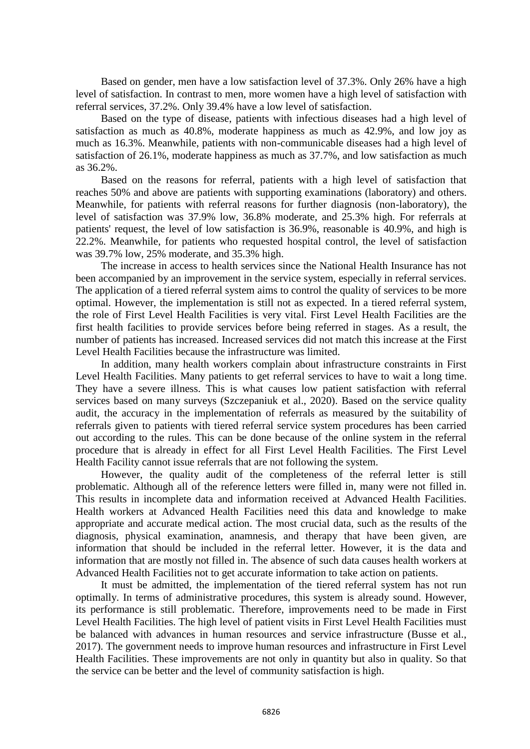Based on gender, men have a low satisfaction level of 37.3%. Only 26% have a high level of satisfaction. In contrast to men, more women have a high level of satisfaction with referral services, 37.2%. Only 39.4% have a low level of satisfaction.

Based on the type of disease, patients with infectious diseases had a high level of satisfaction as much as 40.8%, moderate happiness as much as 42.9%, and low joy as much as 16.3%. Meanwhile, patients with non-communicable diseases had a high level of satisfaction of 26.1%, moderate happiness as much as 37.7%, and low satisfaction as much as 36.2%.

Based on the reasons for referral, patients with a high level of satisfaction that reaches 50% and above are patients with supporting examinations (laboratory) and others. Meanwhile, for patients with referral reasons for further diagnosis (non-laboratory), the level of satisfaction was 37.9% low, 36.8% moderate, and 25.3% high. For referrals at patients' request, the level of low satisfaction is 36.9%, reasonable is 40.9%, and high is 22.2%. Meanwhile, for patients who requested hospital control, the level of satisfaction was 39.7% low, 25% moderate, and 35.3% high.

The increase in access to health services since the National Health Insurance has not been accompanied by an improvement in the service system, especially in referral services. The application of a tiered referral system aims to control the quality of services to be more optimal. However, the implementation is still not as expected. In a tiered referral system, the role of First Level Health Facilities is very vital. First Level Health Facilities are the first health facilities to provide services before being referred in stages. As a result, the number of patients has increased. Increased services did not match this increase at the First Level Health Facilities because the infrastructure was limited.

In addition, many health workers complain about infrastructure constraints in First Level Health Facilities. Many patients to get referral services to have to wait a long time. They have a severe illness. This is what causes low patient satisfaction with referral services based on many surveys (Szczepaniuk et al., 2020). Based on the service quality audit, the accuracy in the implementation of referrals as measured by the suitability of referrals given to patients with tiered referral service system procedures has been carried out according to the rules. This can be done because of the online system in the referral procedure that is already in effect for all First Level Health Facilities. The First Level Health Facility cannot issue referrals that are not following the system.

However, the quality audit of the completeness of the referral letter is still problematic. Although all of the reference letters were filled in, many were not filled in. This results in incomplete data and information received at Advanced Health Facilities. Health workers at Advanced Health Facilities need this data and knowledge to make appropriate and accurate medical action. The most crucial data, such as the results of the diagnosis, physical examination, anamnesis, and therapy that have been given, are information that should be included in the referral letter. However, it is the data and information that are mostly not filled in. The absence of such data causes health workers at Advanced Health Facilities not to get accurate information to take action on patients.

It must be admitted, the implementation of the tiered referral system has not run optimally. In terms of administrative procedures, this system is already sound. However, its performance is still problematic. Therefore, improvements need to be made in First Level Health Facilities. The high level of patient visits in First Level Health Facilities must be balanced with advances in human resources and service infrastructure (Busse et al., 2017). The government needs to improve human resources and infrastructure in First Level Health Facilities. These improvements are not only in quantity but also in quality. So that the service can be better and the level of community satisfaction is high.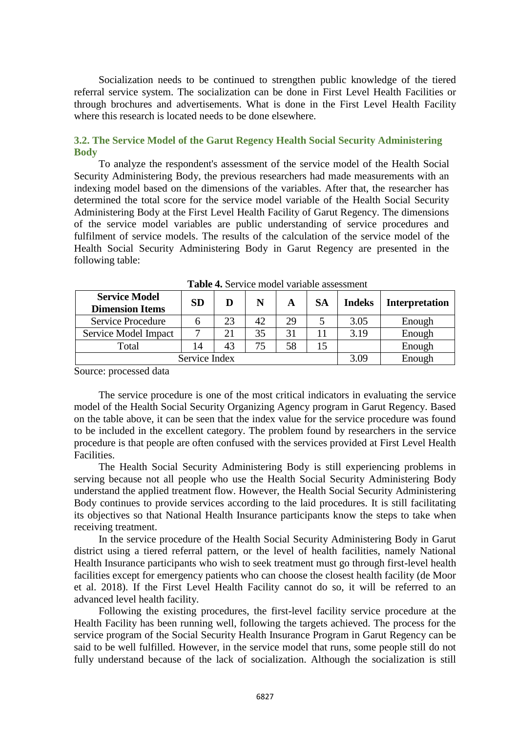Socialization needs to be continued to strengthen public knowledge of the tiered referral service system. The socialization can be done in First Level Health Facilities or through brochures and advertisements. What is done in the First Level Health Facility where this research is located needs to be done elsewhere.

### 3.2. The Service Model of the Garut Regency Health Social Security Administering Body

To analyze the respondent's assessment of the service model of the Health Social Security Administering Body, the previous researchers had made measurements with an indexing model based on the dimensions of the variables. After that, the researcher has determined the total score for the service model variable of the Health Social Security Administering Body at the First Level Health Facility of Garut Regency. The dimensions of the service model variables are public understanding of service procedures and fulfilment of service models. The results of the calculation of the service model of the Health Social Security Administering Body in Garut Regency are presented in the following table:

**Table 4.** Service model variable assessment

| Service Model Dimension Items | SD | D | N | A | SA | Indeks | Interpretation |
|---|---|---|---|---|---|---|---|
| Service Procedure | 6 | 23 | 42 | 29 | 5 | 3.05 | Enough |
| Service Model Impact | 7 | 21 | 35 | 31 | 11 | 3.19 | Enough |
| Total | 14 | 43 | 75 | 58 | 15 | | Enough |
| Service Index | | | | | | 3.09 | Enough |

Source: processed data

The service procedure is one of the most critical indicators in evaluating the service model of the Health Social Security Organizing Agency program in Garut Regency. Based on the table above, it can be seen that the index value for the service procedure was found to be included in the excellent category. The problem found by researchers in the service procedure is that people are often confused with the services provided at First Level Health Facilities.

The Health Social Security Administering Body is still experiencing problems in serving because not all people who use the Health Social Security Administering Body understand the applied treatment flow. However, the Health Social Security Administering Body continues to provide services according to the laid procedures. It is still facilitating its objectives so that National Health Insurance participants know the steps to take when receiving treatment.

In the service procedure of the Health Social Security Administering Body in Garut district using a tiered referral pattern, or the level of health facilities, namely National Health Insurance participants who wish to seek treatment must go through first-level health facilities except for emergency patients who can choose the closest health facility (de Moor et al. 2018). If the First Level Health Facility cannot do so, it will be referred to an advanced level health facility.

Following the existing procedures, the first-level facility service procedure at the Health Facility has been running well, following the targets achieved. The process for the service program of the Social Security Health Insurance Program in Garut Regency can be said to be well fulfilled. However, in the service model that runs, some people still do not fully understand because of the lack of socialization. Although the socialization is still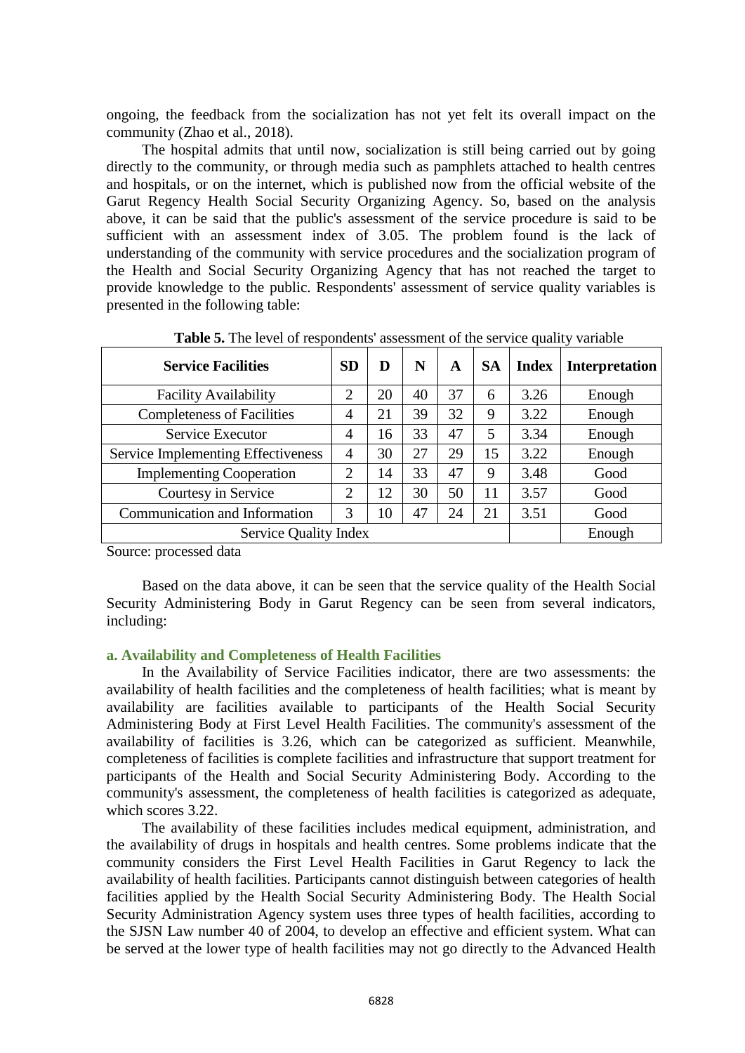ongoing, the feedback from the socialization has not yet felt its overall impact on the community (Zhao et al., 2018).

The hospital admits that until now, socialization is still being carried out by going directly to the community, or through media such as pamphlets attached to health centres and hospitals, or on the internet, which is published now from the official website of the Garut Regency Health Social Security Organizing Agency. So, based on the analysis above, it can be said that the public's assessment of the service procedure is said to be sufficient with an assessment index of 3.05. The problem found is the lack of understanding of the community with service procedures and the socialization program of the Health and Social Security Organizing Agency that has not reached the target to provide knowledge to the public. Respondents' assessment of service quality variables is presented in the following table:

**Table 5.** The level of respondents' assessment of the service quality variable

| Service Facilities | SD | D | N | A | SA | Index | Interpretation |
|---|---|---|---|---|---|---|---|
| Facility Availability | 2 | 20 | 40 | 37 | 6 | 3.26 | Enough |
| Completeness of Facilities | 4 | 21 | 39 | 32 | 9 | 3.22 | Enough |
| Service Executor | 4 | 16 | 33 | 47 | 5 | 3.34 | Enough |
| Service Implementing Effectiveness | 4 | 30 | 27 | 29 | 15 | 3.22 | Enough |
| Implementing Cooperation | 2 | 14 | 33 | 47 | 9 | 3.48 | Good |
| Courtesy in Service | 2 | 12 | 30 | 50 | 11 | 3.57 | Good |
| Communication and Information | 3 | 10 | 47 | 24 | 21 | 3.51 | Good |
| Service Quality Index | | | | | | | Enough |

Source: processed data

Based on the data above, it can be seen that the service quality of the Health Social Security Administering Body in Garut Regency can be seen from several indicators, including:

### a. Availability and Completeness of Health Facilities

In the Availability of Service Facilities indicator, there are two assessments: the availability of health facilities and the completeness of health facilities; what is meant by availability are facilities available to participants of the Health Social Security Administering Body at First Level Health Facilities. The community's assessment of the availability of facilities is 3.26, which can be categorized as sufficient. Meanwhile, completeness of facilities is complete facilities and infrastructure that support treatment for participants of the Health and Social Security Administering Body. According to the community's assessment, the completeness of health facilities is categorized as adequate, which scores 3.22.

The availability of these facilities includes medical equipment, administration, and the availability of drugs in hospitals and health centres. Some problems indicate that the community considers the First Level Health Facilities in Garut Regency to lack the availability of health facilities. Participants cannot distinguish between categories of health facilities applied by the Health Social Security Administering Body. The Health Social Security Administration Agency system uses three types of health facilities, according to the SJSN Law number 40 of 2004, to develop an effective and efficient system. What can be served at the lower type of health facilities may not go directly to the Advanced Health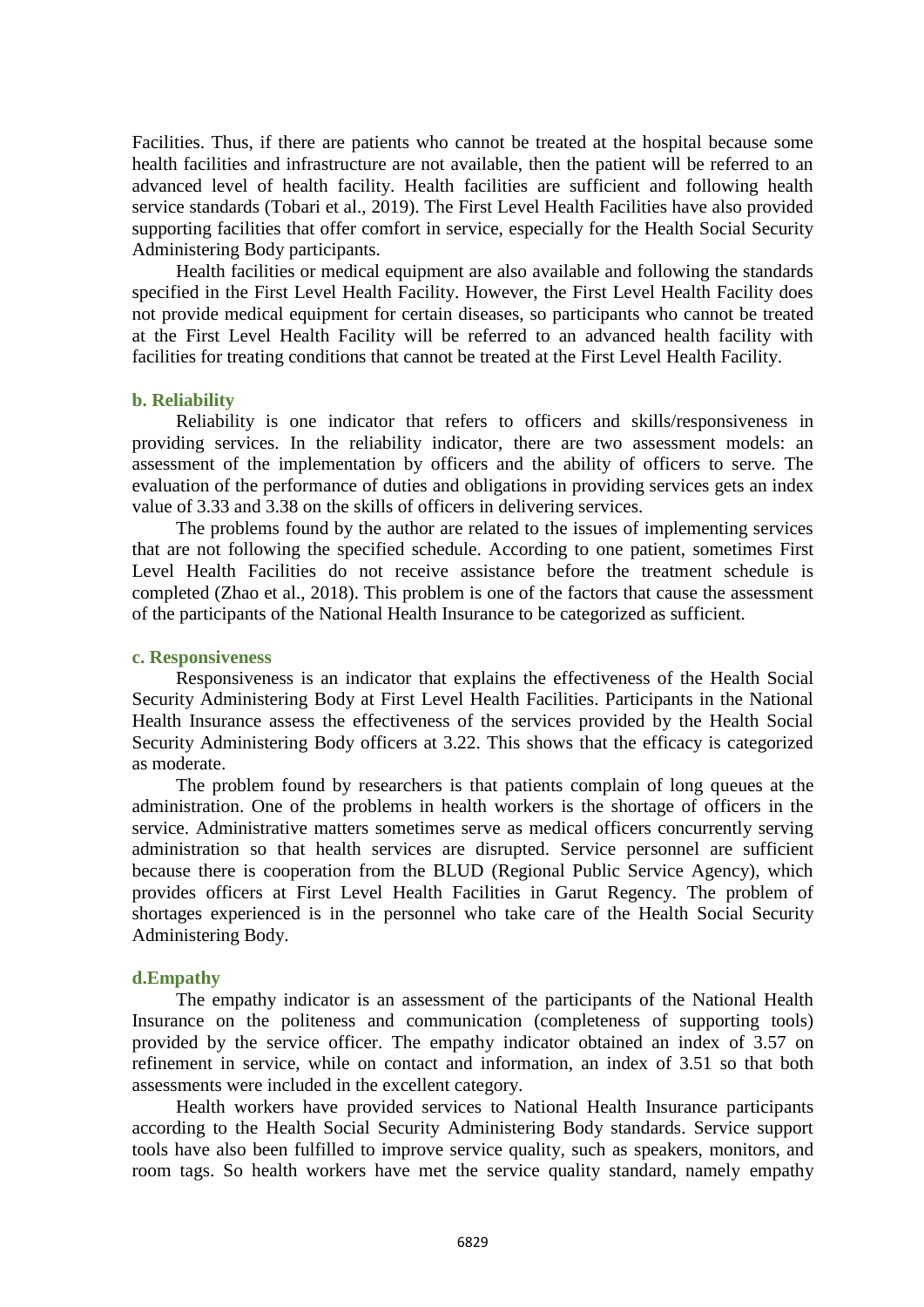Facilities. Thus, if there are patients who cannot be treated at the hospital because some health facilities and infrastructure are not available, then the patient will be referred to an advanced level of health facility. Health facilities are sufficient and following health service standards (Tobari et al., 2019). The First Level Health Facilities have also provided supporting facilities that offer comfort in service, especially for the Health Social Security Administering Body participants.

Health facilities or medical equipment are also available and following the standards specified in the First Level Health Facility. However, the First Level Health Facility does not provide medical equipment for certain diseases, so participants who cannot be treated at the First Level Health Facility will be referred to an advanced health facility with facilities for treating conditions that cannot be treated at the First Level Health Facility.

#### b. Reliability

Reliability is one indicator that refers to officers and skills/responsiveness in providing services. In the reliability indicator, there are two assessment models: an assessment of the implementation by officers and the ability of officers to serve. The evaluation of the performance of duties and obligations in providing services gets an index value of 3.33 and 3.38 on the skills of officers in delivering services.

The problems found by the author are related to the issues of implementing services that are not following the specified schedule. According to one patient, sometimes First Level Health Facilities do not receive assistance before the treatment schedule is completed (Zhao et al., 2018). This problem is one of the factors that cause the assessment of the participants of the National Health Insurance to be categorized as sufficient.

#### c. Responsiveness

Responsiveness is an indicator that explains the effectiveness of the Health Social Security Administering Body at First Level Health Facilities. Participants in the National Health Insurance assess the effectiveness of the services provided by the Health Social Security Administering Body officers at 3.22. This shows that the efficacy is categorized as moderate.

The problem found by researchers is that patients complain of long queues at the administration. One of the problems in health workers is the shortage of officers in the service. Administrative matters sometimes serve as medical officers concurrently serving administration so that health services are disrupted. Service personnel are sufficient because there is cooperation from the BLUD (Regional Public Service Agency), which provides officers at First Level Health Facilities in Garut Regency. The problem of shortages experienced is in the personnel who take care of the Health Social Security Administering Body.

#### d.Empathy

The empathy indicator is an assessment of the participants of the National Health Insurance on the politeness and communication (completeness of supporting tools) provided by the service officer. The empathy indicator obtained an index of 3.57 on refinement in service, while on contact and information, an index of 3.51 so that both assessments were included in the excellent category.

Health workers have provided services to National Health Insurance participants according to the Health Social Security Administering Body standards. Service support tools have also been fulfilled to improve service quality, such as speakers, monitors, and room tags. So health workers have met the service quality standard, namely empathy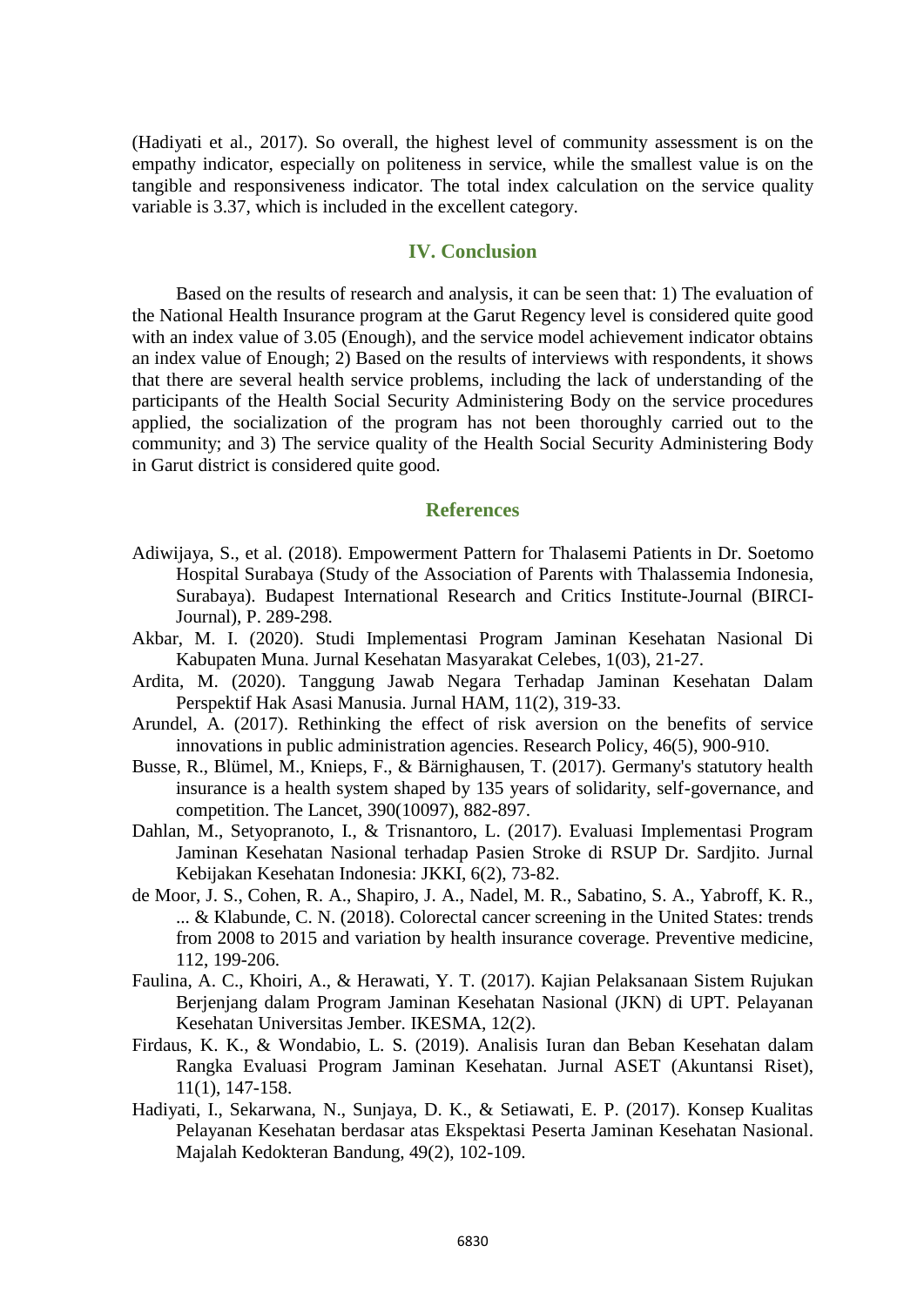(Hadiyati et al., 2017). So overall, the highest level of community assessment is on the empathy indicator, especially on politeness in service, while the smallest value is on the tangible and responsiveness indicator. The total index calculation on the service quality variable is 3.37, which is included in the excellent category.

## IV. Conclusion

Based on the results of research and analysis, it can be seen that: 1) The evaluation of the National Health Insurance program at the Garut Regency level is considered quite good with an index value of 3.05 (Enough), and the service model achievement indicator obtains an index value of Enough; 2) Based on the results of interviews with respondents, it shows that there are several health service problems, including the lack of understanding of the participants of the Health Social Security Administering Body on the service procedures applied, the socialization of the program has not been thoroughly carried out to the community; and 3) The service quality of the Health Social Security Administering Body in Garut district is considered quite good.

## References

Adiwijaya, S., et al. (2018). Empowerment Pattern for Thalasemi Patients in Dr. Soetomo Hospital Surabaya (Study of the Association of Parents with Thalassemia Indonesia, Surabaya). Budapest International Research and Critics Institute-Journal (BIRCI-Journal), P. 289-298.

Akbar, M. I. (2020). Studi Implementasi Program Jaminan Kesehatan Nasional Di Kabupaten Muna. Jurnal Kesehatan Masyarakat Celebes, 1(03), 21-27.

Ardita, M. (2020). Tanggung Jawab Negara Terhadap Jaminan Kesehatan Dalam Perspektif Hak Asasi Manusia. Jurnal HAM, 11(2), 319-33.

Arundel, A. (2017). Rethinking the effect of risk aversion on the benefits of service innovations in public administration agencies. Research Policy, 46(5), 900-910.

Busse, R., Blümel, M., Knieps, F., & Bärnighausen, T. (2017). Germany's statutory health insurance is a health system shaped by 135 years of solidarity, self-governance, and competition. The Lancet, 390(10097), 882-897.

Dahlan, M., Setyopranoto, I., & Trisnantoro, L. (2017). Evaluasi Implementasi Program Jaminan Kesehatan Nasional terhadap Pasien Stroke di RSUP Dr. Sardjito. Jurnal Kebijakan Kesehatan Indonesia: JKKI, 6(2), 73-82.

de Moor, J. S., Cohen, R. A., Shapiro, J. A., Nadel, M. R., Sabatino, S. A., Yabroff, K. R., ... & Klabunde, C. N. (2018). Colorectal cancer screening in the United States: trends from 2008 to 2015 and variation by health insurance coverage. Preventive medicine, 112, 199-206.

Faulina, A. C., Khoiri, A., & Herawati, Y. T. (2017). Kajian Pelaksanaan Sistem Rujukan Berjenjang dalam Program Jaminan Kesehatan Nasional (JKN) di UPT. Pelayanan Kesehatan Universitas Jember. IKESMA, 12(2).

Firdaus, K. K., & Wondabio, L. S. (2019). Analisis Iuran dan Beban Kesehatan dalam Rangka Evaluasi Program Jaminan Kesehatan. Jurnal ASET (Akuntansi Riset), 11(1), 147-158.

Hadiyati, I., Sekarwana, N., Sunjaya, D. K., & Setiawati, E. P. (2017). Konsep Kualitas Pelayanan Kesehatan berdasar atas Ekspektasi Peserta Jaminan Kesehatan Nasional. Majalah Kedokteran Bandung, 49(2), 102-109.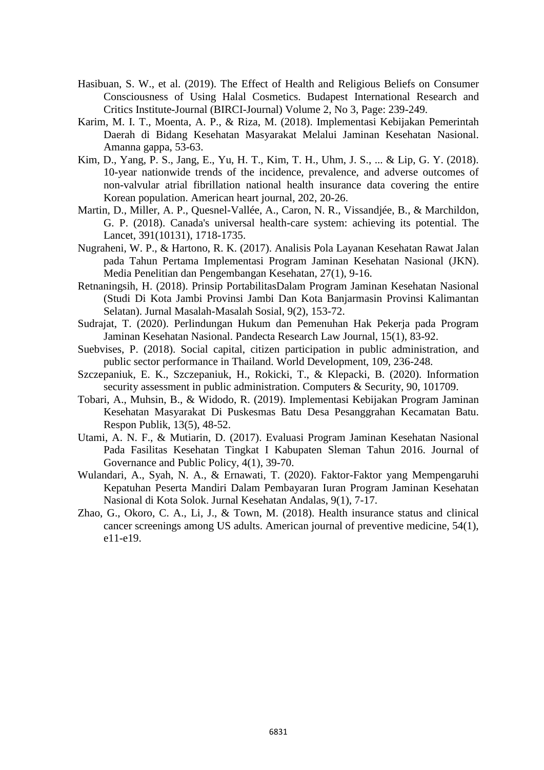Hasibuan, S. W., et al. (2019). The Effect of Health and Religious Beliefs on Consumer Consciousness of Using Halal Cosmetics. Budapest International Research and Critics Institute-Journal (BIRCI-Journal) Volume 2, No 3, Page: 239-249.

Karim, M. I. T., Moenta, A. P., & Riza, M. (2018). Implementasi Kebijakan Pemerintah Daerah di Bidang Kesehatan Masyarakat Melalui Jaminan Kesehatan Nasional. Amanna gappa, 53-63.

Kim, D., Yang, P. S., Jang, E., Yu, H. T., Kim, T. H., Uhm, J. S., ... & Lip, G. Y. (2018). 10-year nationwide trends of the incidence, prevalence, and adverse outcomes of non-valvular atrial fibrillation national health insurance data covering the entire Korean population. American heart journal, 202, 20-26.

Martin, D., Miller, A. P., Quesnel-Vallée, A., Caron, N. R., Vissandjée, B., & Marchildon, G. P. (2018). Canada's universal health-care system: achieving its potential. The Lancet, 391(10131), 1718-1735.

Nugraheni, W. P., & Hartono, R. K. (2017). Analisis Pola Layanan Kesehatan Rawat Jalan pada Tahun Pertama Implementasi Program Jaminan Kesehatan Nasional (JKN). Media Penelitian dan Pengembangan Kesehatan, 27(1), 9-16.

Retnaningsih, H. (2018). Prinsip PortabilitasDalam Program Jaminan Kesehatan Nasional (Studi Di Kota Jambi Provinsi Jambi Dan Kota Banjarmasin Provinsi Kalimantan Selatan). Jurnal Masalah-Masalah Sosial, 9(2), 153-72.

Sudrajat, T. (2020). Perlindungan Hukum dan Pemenuhan Hak Pekerja pada Program Jaminan Kesehatan Nasional. Pandecta Research Law Journal, 15(1), 83-92.

Suebvises, P. (2018). Social capital, citizen participation in public administration, and public sector performance in Thailand. World Development, 109, 236-248.

Szczepaniuk, E. K., Szczepaniuk, H., Rokicki, T., & Klepacki, B. (2020). Information security assessment in public administration. Computers & Security, 90, 101709.

Tobari, A., Muhsin, B., & Widodo, R. (2019). Implementasi Kebijakan Program Jaminan Kesehatan Masyarakat Di Puskesmas Batu Desa Pesanggrahan Kecamatan Batu. Respon Publik, 13(5), 48-52.

Utami, A. N. F., & Mutiarin, D. (2017). Evaluasi Program Jaminan Kesehatan Nasional Pada Fasilitas Kesehatan Tingkat I Kabupaten Sleman Tahun 2016. Journal of Governance and Public Policy, 4(1), 39-70.

Wulandari, A., Syah, N. A., & Ernawati, T. (2020). Faktor-Faktor yang Mempengaruhi Kepatuhan Peserta Mandiri Dalam Pembayaran Iuran Program Jaminan Kesehatan Nasional di Kota Solok. Jurnal Kesehatan Andalas, 9(1), 7-17.

Zhao, G., Okoro, C. A., Li, J., & Town, M. (2018). Health insurance status and clinical cancer screenings among US adults. American journal of preventive medicine, 54(1), e11-e19.